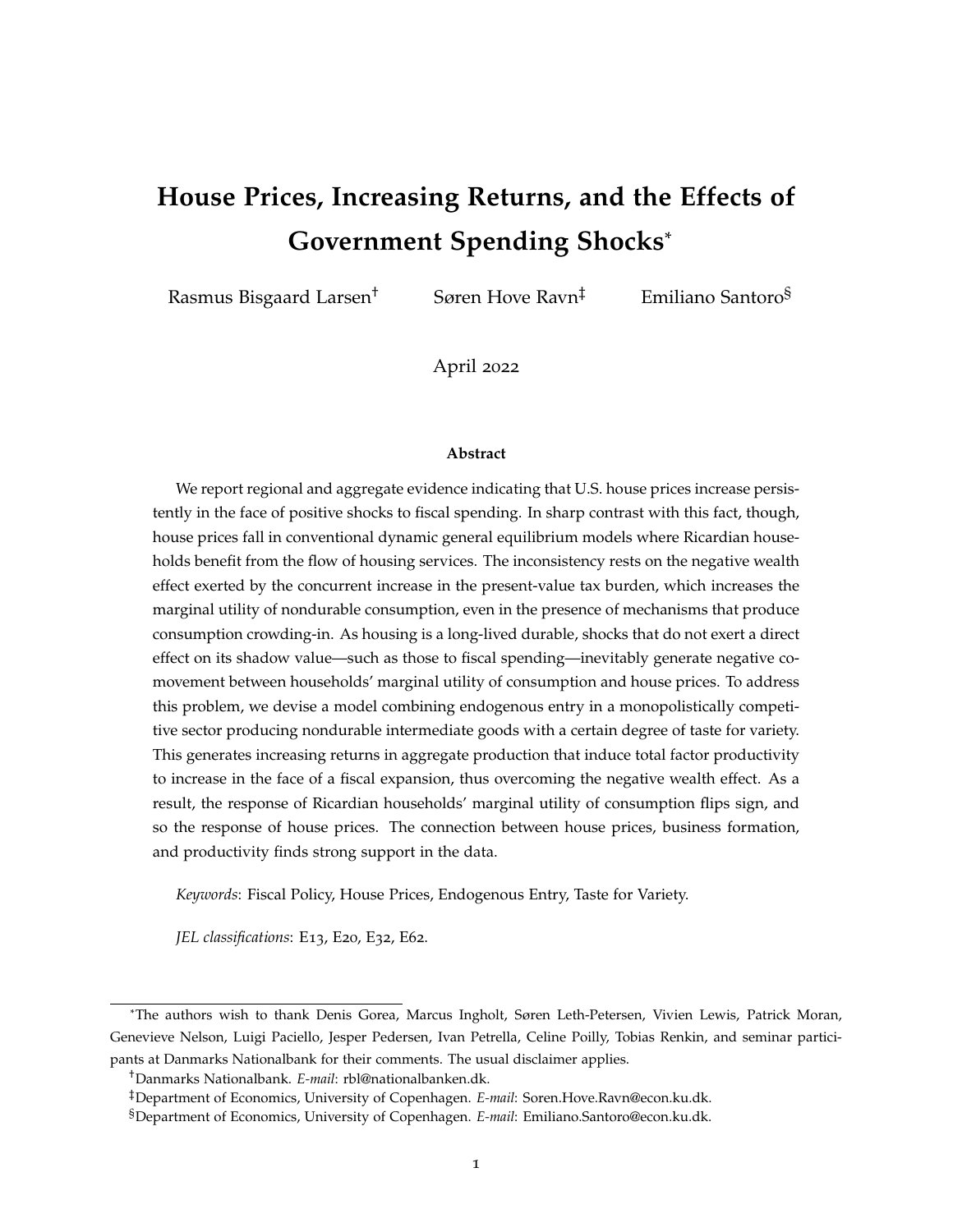# House Prices, Increasing Returns, and the Effects of Government Spending Shocks*

Rasmus Bisgaard Larsen[†] Søren Hove Ravn[‡] Emiliano Santoro[§]

April 2022

### Abstract

We report regional and aggregate evidence indicating that U.S. house prices increase persistently in the face of positive shocks to fiscal spending. In sharp contrast with this fact, though, house prices fall in conventional dynamic general equilibrium models where Ricardian households benefit from the flow of housing services. The inconsistency rests on the negative wealth effect exerted by the concurrent increase in the present-value tax burden, which increases the marginal utility of nondurable consumption, even in the presence of mechanisms that produce consumption crowding-in. As housing is a long-lived durable, shocks that do not exert a direct effect on its shadow value—such as those to fiscal spending—inevitably generate negative comovement between households' marginal utility of consumption and house prices. To address this problem, we devise a model combining endogenous entry in a monopolistically competitive sector producing nondurable intermediate goods with a certain degree of taste for variety. This generates increasing returns in aggregate production that induce total factor productivity to increase in the face of a fiscal expansion, thus overcoming the negative wealth effect. As a result, the response of Ricardian households' marginal utility of consumption flips sign, and so the response of house prices. The connection between house prices, business formation, and productivity finds strong support in the data.

*Keywords*: Fiscal Policy, House Prices, Endogenous Entry, Taste for Variety.

*JEL classifications*: E13, E20, E32, E62.

---

*The authors wish to thank Denis Gorea, Marcus Ingholt, Søren Leth-Petersen, Vivien Lewis, Patrick Moran, Genevieve Nelson, Luigi Paciello, Jesper Pedersen, Ivan Petrella, Celine Poilly, Tobias Renkin, and seminar participants at Danmarks Nationalbank for their comments. The usual disclaimer applies.

[†]Danmarks Nationalbank. *E-mail*: rbl@nationalbanken.dk.

[‡]Department of Economics, University of Copenhagen. *E-mail*: Soren.Hove.Ravn@econ.ku.dk.

[§]Department of Economics, University of Copenhagen. *E-mail*: Emiliano.Santoro@econ.ku.dk.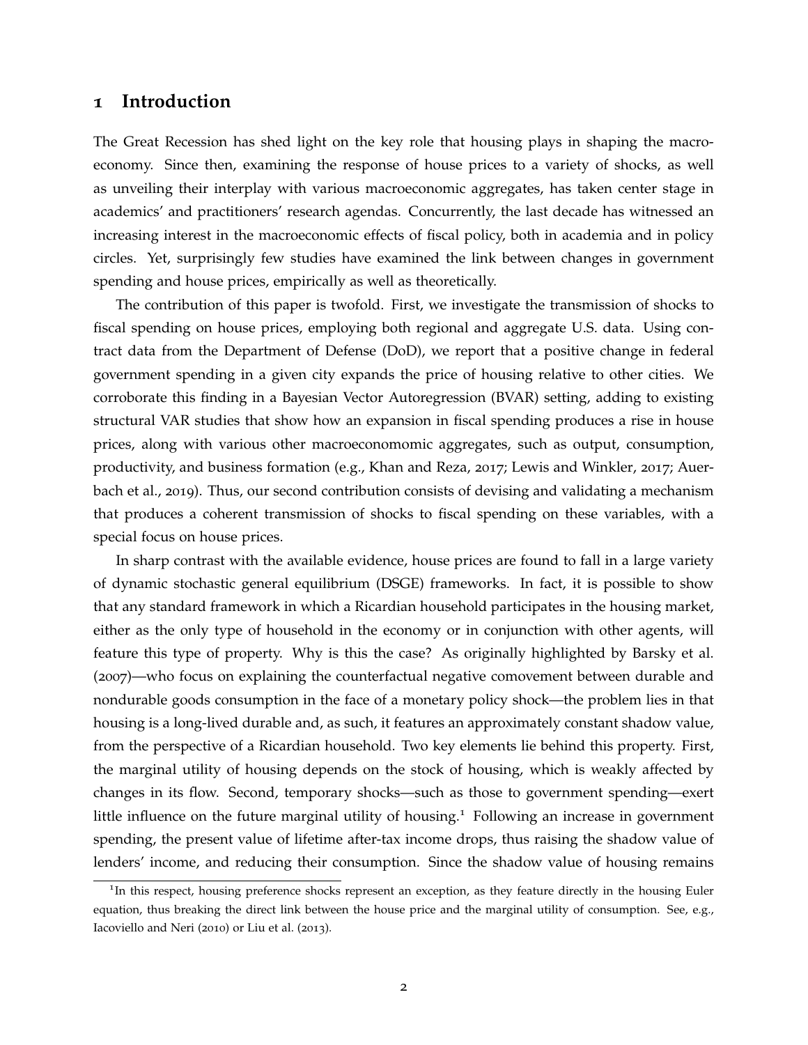# 1 Introduction

The Great Recession has shed light on the key role that housing plays in shaping the macroeconomy. Since then, examining the response of house prices to a variety of shocks, as well as unveiling their interplay with various macroeconomic aggregates, has taken center stage in academics' and practitioners' research agendas. Concurrently, the last decade has witnessed an increasing interest in the macroeconomic effects of fiscal policy, both in academia and in policy circles. Yet, surprisingly few studies have examined the link between changes in government spending and house prices, empirically as well as theoretically.

The contribution of this paper is twofold. First, we investigate the transmission of shocks to fiscal spending on house prices, employing both regional and aggregate U.S. data. Using contract data from the Department of Defense (DoD), we report that a positive change in federal government spending in a given city expands the price of housing relative to other cities. We corroborate this finding in a Bayesian Vector Autoregression (BVAR) setting, adding to existing structural VAR studies that show how an expansion in fiscal spending produces a rise in house prices, along with various other macroeconomomic aggregates, such as output, consumption, productivity, and business formation (e.g., Khan and Reza, 2017; Lewis and Winkler, 2017; Auerbach et al., 2019). Thus, our second contribution consists of devising and validating a mechanism that produces a coherent transmission of shocks to fiscal spending on these variables, with a special focus on house prices.

In sharp contrast with the available evidence, house prices are found to fall in a large variety of dynamic stochastic general equilibrium (DSGE) frameworks. In fact, it is possible to show that any standard framework in which a Ricardian household participates in the housing market, either as the only type of household in the economy or in conjunction with other agents, will feature this type of property. Why is this the case? As originally highlighted by Barsky et al. (2007)—who focus on explaining the counterfactual negative comovement between durable and nondurable goods consumption in the face of a monetary policy shock—the problem lies in that housing is a long-lived durable and, as such, it features an approximately constant shadow value, from the perspective of a Ricardian household. Two key elements lie behind this property. First, the marginal utility of housing depends on the stock of housing, which is weakly affected by changes in its flow. Second, temporary shocks—such as those to government spending—exert little influence on the future marginal utility of housing.[1] Following an increase in government spending, the present value of lifetime after-tax income drops, thus raising the shadow value of lenders' income, and reducing their consumption. Since the shadow value of housing remains

[1] In this respect, housing preference shocks represent an exception, as they feature directly in the housing Euler equation, thus breaking the direct link between the house price and the marginal utility of consumption. See, e.g., Iacoviello and Neri (2010) or Liu et al. (2013).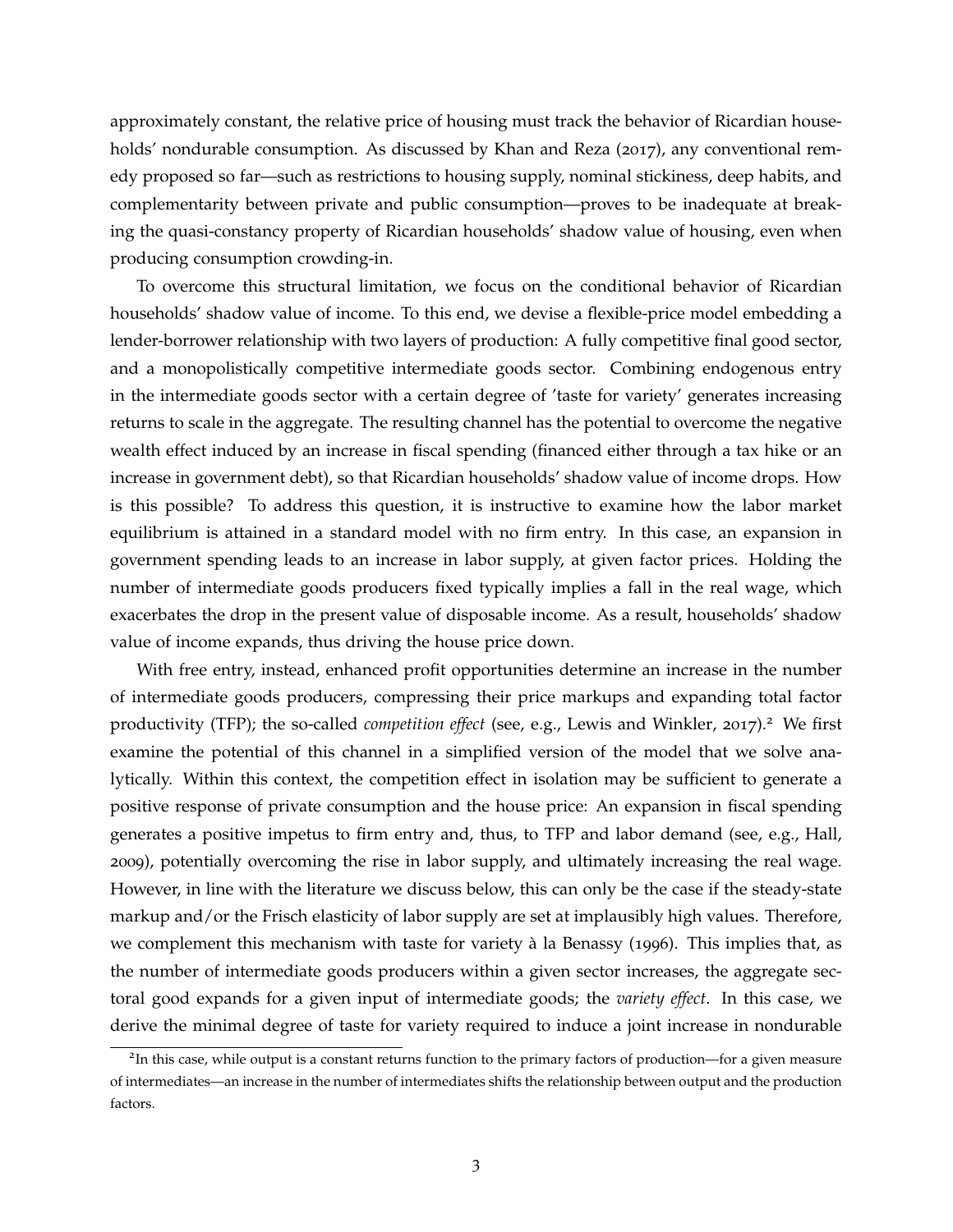approximately constant, the relative price of housing must track the behavior of Ricardian households' nondurable consumption. As discussed by Khan and Reza (2017), any conventional remedy proposed so far—such as restrictions to housing supply, nominal stickiness, deep habits, and complementarity between private and public consumption—proves to be inadequate at breaking the quasi-constancy property of Ricardian households' shadow value of housing, even when producing consumption crowding-in.

To overcome this structural limitation, we focus on the conditional behavior of Ricardian households' shadow value of income. To this end, we devise a flexible-price model embedding a lender-borrower relationship with two layers of production: A fully competitive final good sector, and a monopolistically competitive intermediate goods sector. Combining endogenous entry in the intermediate goods sector with a certain degree of 'taste for variety' generates increasing returns to scale in the aggregate. The resulting channel has the potential to overcome the negative wealth effect induced by an increase in fiscal spending (financed either through a tax hike or an increase in government debt), so that Ricardian households' shadow value of income drops. How is this possible? To address this question, it is instructive to examine how the labor market equilibrium is attained in a standard model with no firm entry. In this case, an expansion in government spending leads to an increase in labor supply, at given factor prices. Holding the number of intermediate goods producers fixed typically implies a fall in the real wage, which exacerbates the drop in the present value of disposable income. As a result, households' shadow value of income expands, thus driving the house price down.

With free entry, instead, enhanced profit opportunities determine an increase in the number of intermediate goods producers, compressing their price markups and expanding total factor productivity (TFP); the so-called *competition effect* (see, e.g., Lewis and Winkler, 2017).[2] We first examine the potential of this channel in a simplified version of the model that we solve analytically. Within this context, the competition effect in isolation may be sufficient to generate a positive response of private consumption and the house price: An expansion in fiscal spending generates a positive impetus to firm entry and, thus, to TFP and labor demand (see, e.g., Hall, 2009), potentially overcoming the rise in labor supply, and ultimately increasing the real wage. However, in line with the literature we discuss below, this can only be the case if the steady-state markup and/or the Frisch elasticity of labor supply are set at implausibly high values. Therefore, we complement this mechanism with taste for variety à la Benassy (1996). This implies that, as the number of intermediate goods producers within a given sector increases, the aggregate sectoral good expands for a given input of intermediate goods; the *variety effect*. In this case, we derive the minimal degree of taste for variety required to induce a joint increase in nondurable

[2] In this case, while output is a constant returns function to the primary factors of production—for a given measure of intermediates—an increase in the number of intermediates shifts the relationship between output and the production factors.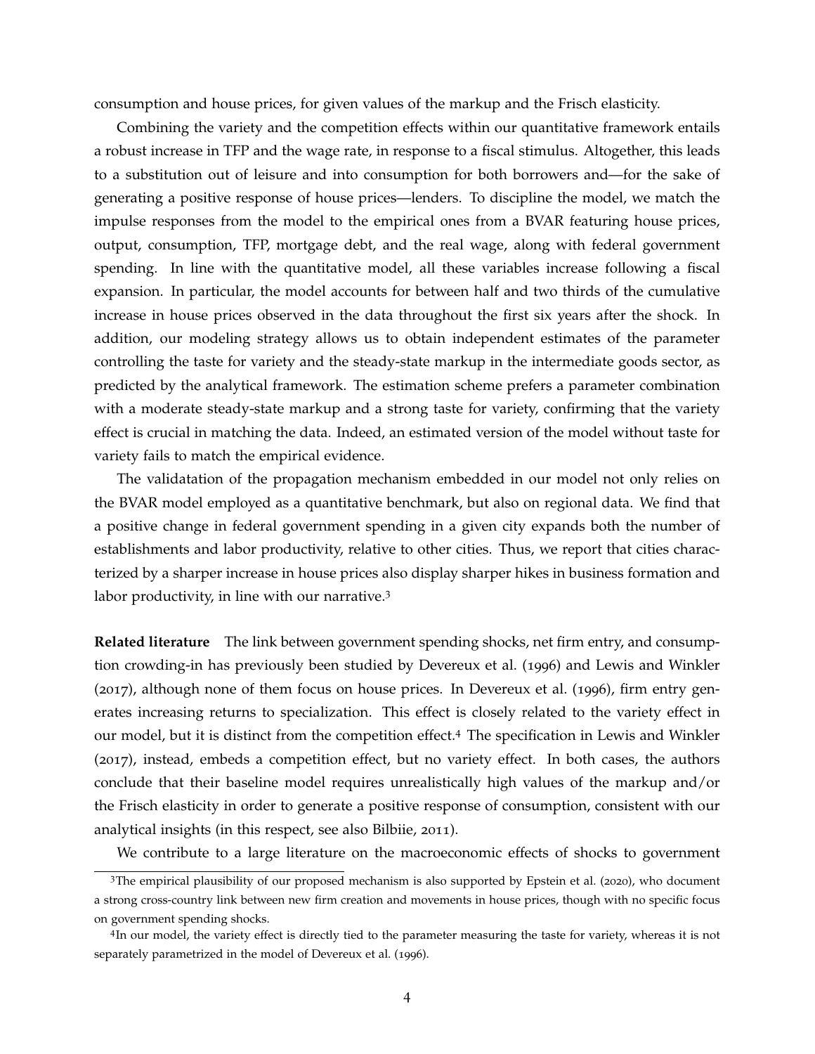consumption and house prices, for given values of the markup and the Frisch elasticity.

Combining the variety and the competition effects within our quantitative framework entails a robust increase in TFP and the wage rate, in response to a fiscal stimulus. Altogether, this leads to a substitution out of leisure and into consumption for both borrowers and—for the sake of generating a positive response of house prices—lenders. To discipline the model, we match the impulse responses from the model to the empirical ones from a BVAR featuring house prices, output, consumption, TFP, mortgage debt, and the real wage, along with federal government spending. In line with the quantitative model, all these variables increase following a fiscal expansion. In particular, the model accounts for between half and two thirds of the cumulative increase in house prices observed in the data throughout the first six years after the shock. In addition, our modeling strategy allows us to obtain independent estimates of the parameter controlling the taste for variety and the steady-state markup in the intermediate goods sector, as predicted by the analytical framework. The estimation scheme prefers a parameter combination with a moderate steady-state markup and a strong taste for variety, confirming that the variety effect is crucial in matching the data. Indeed, an estimated version of the model without taste for variety fails to match the empirical evidence.

The validatation of the propagation mechanism embedded in our model not only relies on the BVAR model employed as a quantitative benchmark, but also on regional data. We find that a positive change in federal government spending in a given city expands both the number of establishments and labor productivity, relative to other cities. Thus, we report that cities characterized by a sharper increase in house prices also display sharper hikes in business formation and labor productivity, in line with our narrative.[3]

**Related literature** The link between government spending shocks, net firm entry, and consumption crowding-in has previously been studied by Devereux et al. (1996) and Lewis and Winkler (2017), although none of them focus on house prices. In Devereux et al. (1996), firm entry generates increasing returns to specialization. This effect is closely related to the variety effect in our model, but it is distinct from the competition effect.[4] The specification in Lewis and Winkler (2017), instead, embeds a competition effect, but no variety effect. In both cases, the authors conclude that their baseline model requires unrealistically high values of the markup and/or the Frisch elasticity in order to generate a positive response of consumption, consistent with our analytical insights (in this respect, see also Bilbiie, 2011).

We contribute to a large literature on the macroeconomic effects of shocks to government

[3]The empirical plausibility of our proposed mechanism is also supported by Epstein et al. (2020), who document a strong cross-country link between new firm creation and movements in house prices, though with no specific focus on government spending shocks.

[4]In our model, the variety effect is directly tied to the parameter measuring the taste for variety, whereas it is not separately parametrized in the model of Devereux et al. (1996).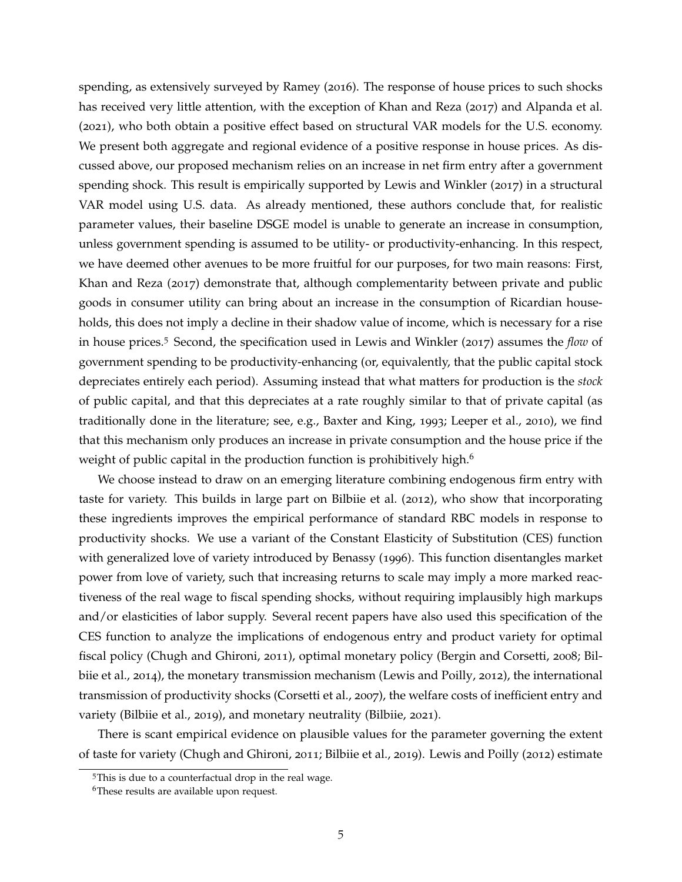spending, as extensively surveyed by Ramey (2016). The response of house prices to such shocks has received very little attention, with the exception of Khan and Reza (2017) and Alpanda et al. (2021), who both obtain a positive effect based on structural VAR models for the U.S. economy. We present both aggregate and regional evidence of a positive response in house prices. As discussed above, our proposed mechanism relies on an increase in net firm entry after a government spending shock. This result is empirically supported by Lewis and Winkler (2017) in a structural VAR model using U.S. data. As already mentioned, these authors conclude that, for realistic parameter values, their baseline DSGE model is unable to generate an increase in consumption, unless government spending is assumed to be utility- or productivity-enhancing. In this respect, we have deemed other avenues to be more fruitful for our purposes, for two main reasons: First, Khan and Reza (2017) demonstrate that, although complementarity between private and public goods in consumer utility can bring about an increase in the consumption of Ricardian households, this does not imply a decline in their shadow value of income, which is necessary for a rise in house prices.[5] Second, the specification used in Lewis and Winkler (2017) assumes the *flow* of government spending to be productivity-enhancing (or, equivalently, that the public capital stock depreciates entirely each period). Assuming instead that what matters for production is the *stock* of public capital, and that this depreciates at a rate roughly similar to that of private capital (as traditionally done in the literature; see, e.g., Baxter and King, 1993; Leeper et al., 2010), we find that this mechanism only produces an increase in private consumption and the house price if the weight of public capital in the production function is prohibitively high.[6]

We choose instead to draw on an emerging literature combining endogenous firm entry with taste for variety. This builds in large part on Bilbiie et al. (2012), who show that incorporating these ingredients improves the empirical performance of standard RBC models in response to productivity shocks. We use a variant of the Constant Elasticity of Substitution (CES) function with generalized love of variety introduced by Benassy (1996). This function disentangles market power from love of variety, such that increasing returns to scale may imply a more marked reactiveness of the real wage to fiscal spending shocks, without requiring implausibly high markups and/or elasticities of labor supply. Several recent papers have also used this specification of the CES function to analyze the implications of endogenous entry and product variety for optimal fiscal policy (Chugh and Ghironi, 2011), optimal monetary policy (Bergin and Corsetti, 2008; Bilbiie et al., 2014), the monetary transmission mechanism (Lewis and Poilly, 2012), the international transmission of productivity shocks (Corsetti et al., 2007), the welfare costs of inefficient entry and variety (Bilbiie et al., 2019), and monetary neutrality (Bilbiie, 2021).

There is scant empirical evidence on plausible values for the parameter governing the extent of taste for variety (Chugh and Ghironi, 2011; Bilbiie et al., 2019). Lewis and Poilly (2012) estimate

[5] This is due to a counterfactual drop in the real wage.

[6] These results are available upon request.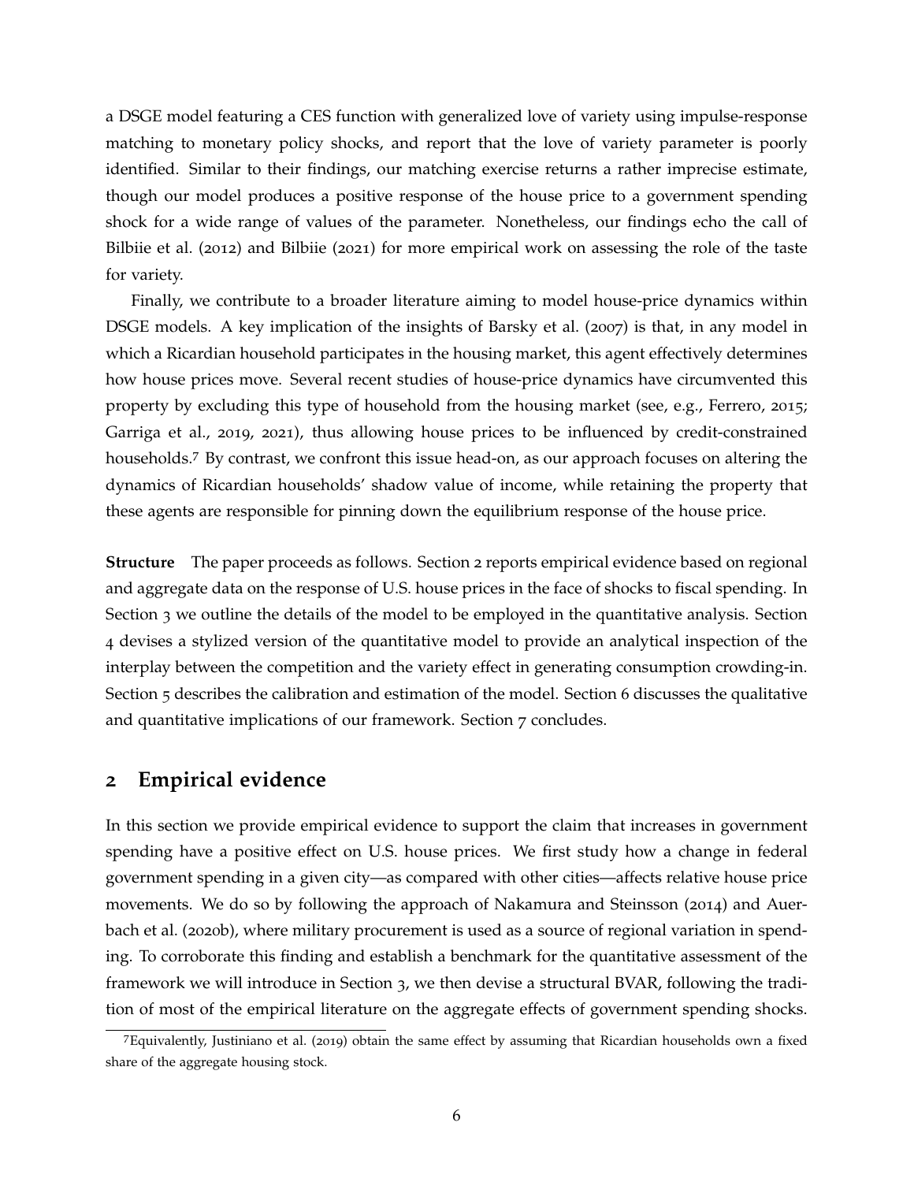a DSGE model featuring a CES function with generalized love of variety using impulse-response matching to monetary policy shocks, and report that the love of variety parameter is poorly identified. Similar to their findings, our matching exercise returns a rather imprecise estimate, though our model produces a positive response of the house price to a government spending shock for a wide range of values of the parameter. Nonetheless, our findings echo the call of Bilbiie et al. (2012) and Bilbiie (2021) for more empirical work on assessing the role of the taste for variety.

Finally, we contribute to a broader literature aiming to model house-price dynamics within DSGE models. A key implication of the insights of Barsky et al. (2007) is that, in any model in which a Ricardian household participates in the housing market, this agent effectively determines how house prices move. Several recent studies of house-price dynamics have circumvented this property by excluding this type of household from the housing market (see, e.g., Ferrero, 2015; Garriga et al., 2019, 2021), thus allowing house prices to be influenced by credit-constrained households.[7] By contrast, we confront this issue head-on, as our approach focuses on altering the dynamics of Ricardian households' shadow value of income, while retaining the property that these agents are responsible for pinning down the equilibrium response of the house price.

**Structure** The paper proceeds as follows. Section 2 reports empirical evidence based on regional and aggregate data on the response of U.S. house prices in the face of shocks to fiscal spending. In Section 3 we outline the details of the model to be employed in the quantitative analysis. Section 4 devises a stylized version of the quantitative model to provide an analytical inspection of the interplay between the competition and the variety effect in generating consumption crowding-in. Section 5 describes the calibration and estimation of the model. Section 6 discusses the qualitative and quantitative implications of our framework. Section 7 concludes.

## 2 Empirical evidence

In this section we provide empirical evidence to support the claim that increases in government spending have a positive effect on U.S. house prices. We first study how a change in federal government spending in a given city—as compared with other cities—affects relative house price movements. We do so by following the approach of Nakamura and Steinsson (2014) and Auerbach et al. (2020b), where military procurement is used as a source of regional variation in spending. To corroborate this finding and establish a benchmark for the quantitative assessment of the framework we will introduce in Section 3, we then devise a structural BVAR, following the tradition of most of the empirical literature on the aggregate effects of government spending shocks.

[7] Equivalently, Justiniano et al. (2019) obtain the same effect by assuming that Ricardian households own a fixed share of the aggregate housing stock.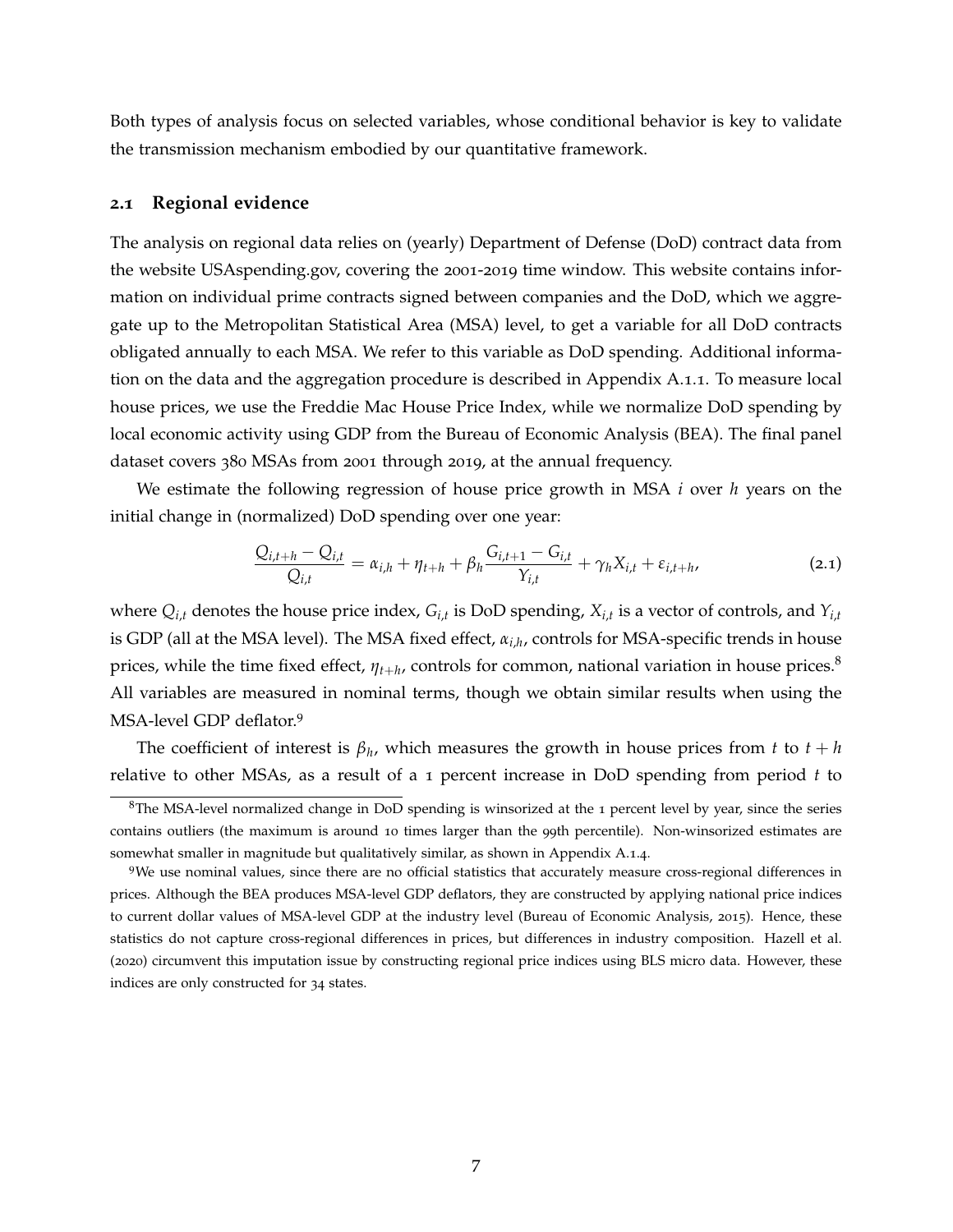Both types of analysis focus on selected variables, whose conditional behavior is key to validate the transmission mechanism embodied by our quantitative framework.

## 2.1 Regional evidence

The analysis on regional data relies on (yearly) Department of Defense (DoD) contract data from the website USAspending.gov, covering the 2001-2019 time window. This website contains information on individual prime contracts signed between companies and the DoD, which we aggregate up to the Metropolitan Statistical Area (MSA) level, to get a variable for all DoD contracts obligated annually to each MSA. We refer to this variable as DoD spending. Additional information on the data and the aggregation procedure is described in Appendix A.1.1. To measure local house prices, we use the Freddie Mac House Price Index, while we normalize DoD spending by local economic activity using GDP from the Bureau of Economic Analysis (BEA). The final panel dataset covers 380 MSAs from 2001 through 2019, at the annual frequency.

We estimate the following regression of house price growth in MSA $i$ over $h$ years on the initial change in (normalized) DoD spending over one year:

$$\frac{Q_{i,t+h} - Q_{i,t}}{Q_{i,t}} = \alpha_{i,h} + \eta_{t+h} + \beta_h \frac{G_{i,t+1} - G_{i,t}}{Y_{i,t}} + \gamma_h X_{i,t} + \varepsilon_{i,t+h}, \tag{2.1}$$

where $Q_{i,t}$ denotes the house price index, $G_{i,t}$ is DoD spending, $X_{i,t}$ is a vector of controls, and $Y_{i,t}$ is GDP (all at the MSA level). The MSA fixed effect, $\alpha_{i,h}$, controls for MSA-specific trends in house prices, while the time fixed effect, $\eta_{t+h}$, controls for common, national variation in house prices.[8] All variables are measured in nominal terms, though we obtain similar results when using the MSA-level GDP deflator.[9]

The coefficient of interest is $\beta_h$, which measures the growth in house prices from $t$ to $t+h$ relative to other MSAs, as a result of a 1 percent increase in DoD spending from period $t$ to

[8] The MSA-level normalized change in DoD spending is winsorized at the 1 percent level by year, since the series contains outliers (the maximum is around 10 times larger than the 99th percentile). Non-winsorized estimates are somewhat smaller in magnitude but qualitatively similar, as shown in Appendix A.1.4.

[9] We use nominal values, since there are no official statistics that accurately measure cross-regional differences in prices. Although the BEA produces MSA-level GDP deflators, they are constructed by applying national price indices to current dollar values of MSA-level GDP at the industry level (Bureau of Economic Analysis, 2015). Hence, these statistics do not capture cross-regional differences in prices, but differences in industry composition. Hazell et al. (2020) circumvent this imputation issue by constructing regional price indices using BLS micro data. However, these indices are only constructed for 34 states.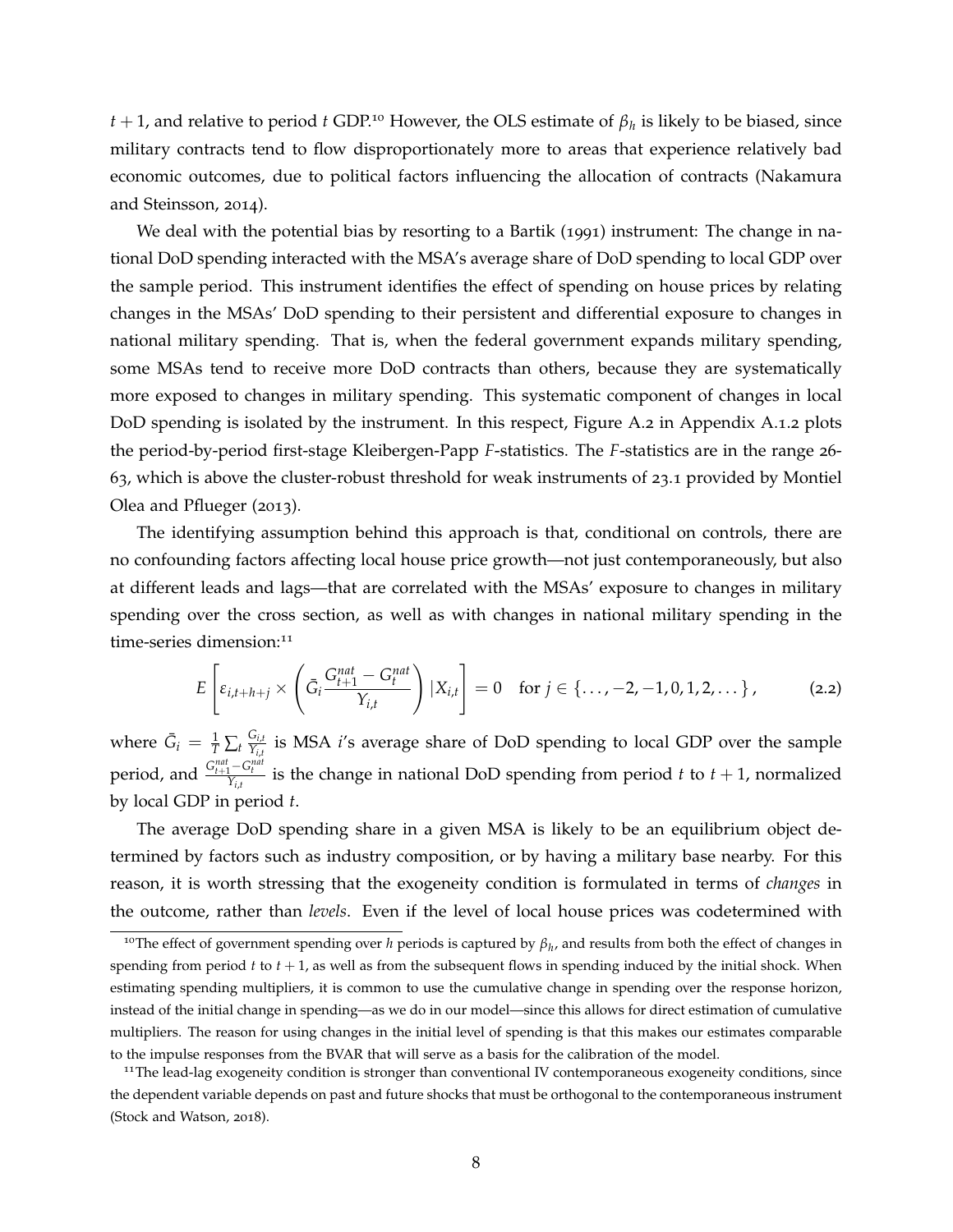$t+1$, and relative to period $t$ GDP.[10] However, the OLS estimate of $\beta_h$ is likely to be biased, since military contracts tend to flow disproportionately more to areas that experience relatively bad economic outcomes, due to political factors influencing the allocation of contracts (Nakamura and Steinsson, 2014).

We deal with the potential bias by resorting to a Bartik (1991) instrument: The change in national DoD spending interacted with the MSA's average share of DoD spending to local GDP over the sample period. This instrument identifies the effect of spending on house prices by relating changes in the MSAs' DoD spending to their persistent and differential exposure to changes in national military spending. That is, when the federal government expands military spending, some MSAs tend to receive more DoD contracts than others, because they are systematically more exposed to changes in military spending. This systematic component of changes in local DoD spending is isolated by the instrument. In this respect, Figure A.2 in Appendix A.1.2 plots the period-by-period first-stage Kleibergen-Papp $F$-statistics. The $F$-statistics are in the range 26-63, which is above the cluster-robust threshold for weak instruments of 23.1 provided by Montiel Olea and Pflueger (2013).

The identifying assumption behind this approach is that, conditional on controls, there are no confounding factors affecting local house price growth—not just contemporaneously, but also at different leads and lags—that are correlated with the MSAs' exposure to changes in military spending over the cross section, as well as with changes in national military spending in the time-series dimension:[11]

$$E\left[\varepsilon_{i,t+h+j} \times \left(\bar{G}_i \frac{G_{t+1}^{nat} - G_t^{nat}}{Y_{i,t}}\right) | X_{i,t}\right] = 0 \quad \text{for } j \in \{\dots, -2, -1, 0, 1, 2, \dots\}, \tag{2.2}$$

where $\bar{G}_i = \frac{1}{T}\sum_t \frac{G_{i,t}}{Y_{i,t}}$ is MSA $i$'s average share of DoD spending to local GDP over the sample period, and $\frac{G_{t+1}^{nat} - G_t^{nat}}{Y_{i,t}}$ is the change in national DoD spending from period $t$ to $t+1$, normalized by local GDP in period $t$.

The average DoD spending share in a given MSA is likely to be an equilibrium object determined by factors such as industry composition, or by having a military base nearby. For this reason, it is worth stressing that the exogeneity condition is formulated in terms of *changes* in the outcome, rather than *levels*. Even if the level of local house prices was codetermined with

[10] The effect of government spending over $h$ periods is captured by $\beta_h$, and results from both the effect of changes in spending from period $t$ to $t+1$, as well as from the subsequent flows in spending induced by the initial shock. When estimating spending multipliers, it is common to use the cumulative change in spending over the response horizon, instead of the initial change in spending—as we do in our model—since this allows for direct estimation of cumulative multipliers. The reason for using changes in the initial level of spending is that this makes our estimates comparable to the impulse responses from the BVAR that will serve as a basis for the calibration of the model.

[11] The lead-lag exogeneity condition is stronger than conventional IV contemporaneous exogeneity conditions, since the dependent variable depends on past and future shocks that must be orthogonal to the contemporaneous instrument (Stock and Watson, 2018).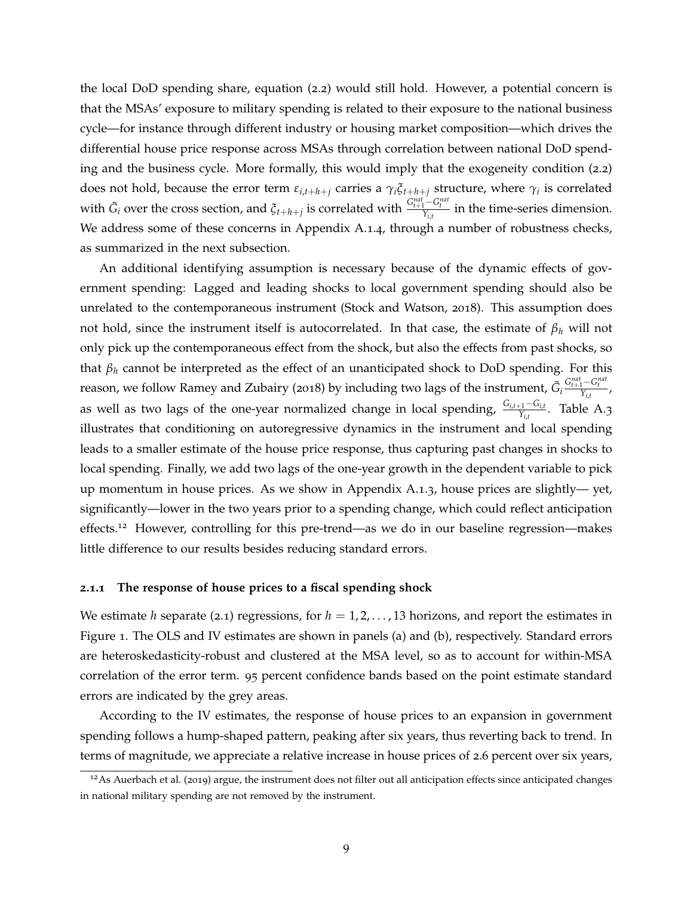the local DoD spending share, equation (2.2) would still hold. However, a potential concern is that the MSAs' exposure to military spending is related to their exposure to the national business cycle—for instance through different industry or housing market composition—which drives the differential house price response across MSAs through correlation between national DoD spending and the business cycle. More formally, this would imply that the exogeneity condition (2.2) does not hold, because the error term $\varepsilon_{i,t+h+j}$ carries a $\gamma_i \xi_{t+h+j}$ structure, where $\gamma_i$ is correlated with $\bar{G}_i$ over the cross section, and $\xi_{t+h+j}$ is correlated with $\frac{G^{nat}_{t+1} - G^{nat}_{t}}{Y_{i,t}}$ in the time-series dimension. We address some of these concerns in Appendix A.1.4, through a number of robustness checks, as summarized in the next subsection.

An additional identifying assumption is necessary because of the dynamic effects of government spending: Lagged and leading shocks to local government spending should also be unrelated to the contemporaneous instrument (Stock and Watson, 2018). This assumption does not hold, since the instrument itself is autocorrelated. In that case, the estimate of $\beta_h$ will not only pick up the contemporaneous effect from the shock, but also the effects from past shocks, so that $\beta_h$ cannot be interpreted as the effect of an unanticipated shock to DoD spending. For this reason, we follow Ramey and Zubairy (2018) by including two lags of the instrument, $\bar{G}_i \frac{G^{nat}_{t+1} - G^{nat}_{t}}{Y_{i,t}}$, as well as two lags of the one-year normalized change in local spending, $\frac{G_{i,t+1} - G_{i,t}}{Y_{i,t}}$. Table A.3 illustrates that conditioning on autoregressive dynamics in the instrument and local spending leads to a smaller estimate of the house price response, thus capturing past changes in shocks to local spending. Finally, we add two lags of the one-year growth in the dependent variable to pick up momentum in house prices. As we show in Appendix A.1.3, house prices are slightly— yet, significantly—lower in the two years prior to a spending change, which could reflect anticipation effects.[12] However, controlling for this pre-trend—as we do in our baseline regression—makes little difference to our results besides reducing standard errors.

### 2.1.1 The response of house prices to a fiscal spending shock

We estimate $h$ separate (2.1) regressions, for $h = 1, 2, \ldots, 13$ horizons, and report the estimates in Figure 1. The OLS and IV estimates are shown in panels (a) and (b), respectively. Standard errors are heteroskedasticity-robust and clustered at the MSA level, so as to account for within-MSA correlation of the error term. 95 percent confidence bands based on the point estimate standard errors are indicated by the grey areas.

According to the IV estimates, the response of house prices to an expansion in government spending follows a hump-shaped pattern, peaking after six years, thus reverting back to trend. In terms of magnitude, we appreciate a relative increase in house prices of 2.6 percent over six years,

[12] As Auerbach et al. (2019) argue, the instrument does not filter out all anticipation effects since anticipated changes in national military spending are not removed by the instrument.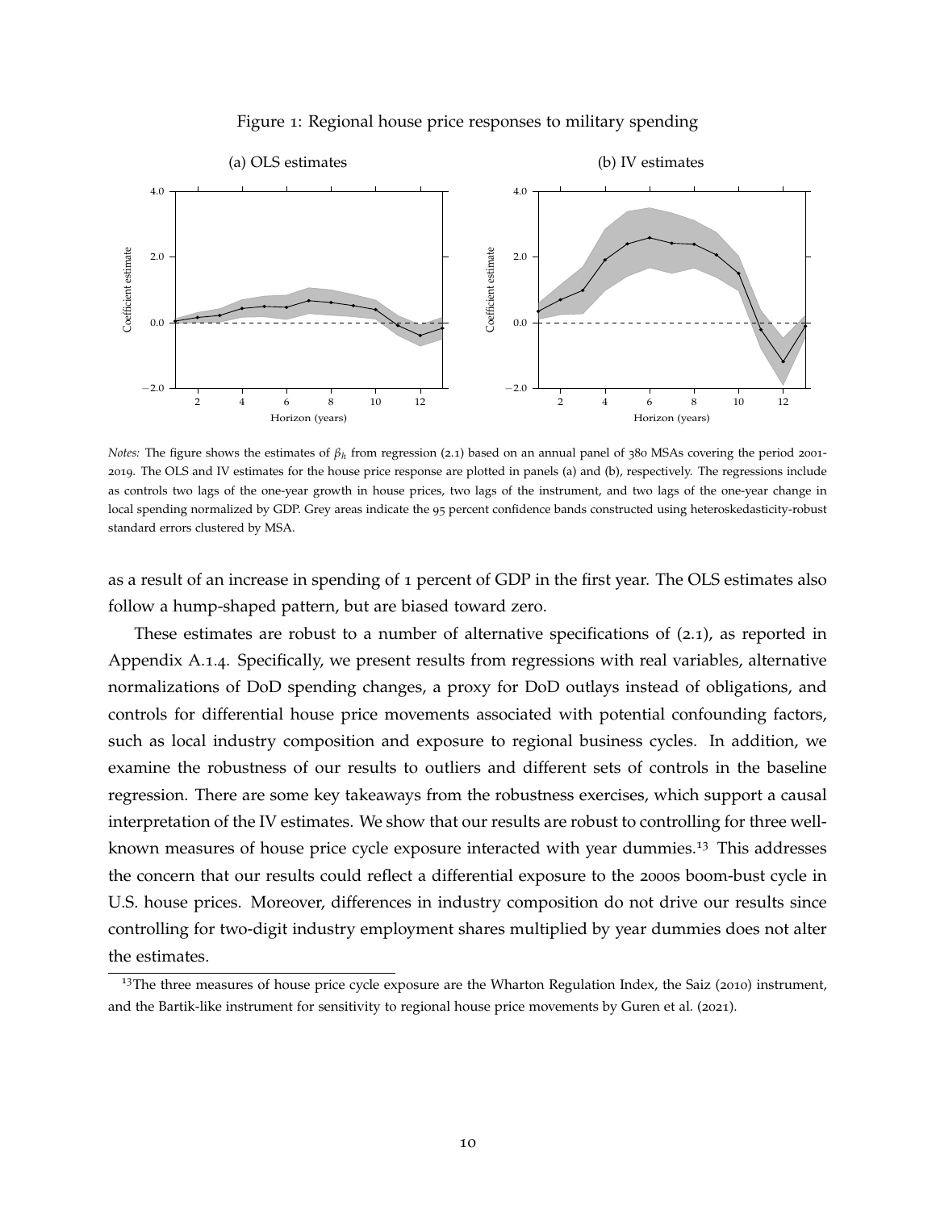Figure 1: Regional house price responses to military spending

*Notes:* The figure shows the estimates of $\beta_h$ from regression (2.1) based on an annual panel of 380 MSAs covering the period 2001-2019. The OLS and IV estimates for the house price response are plotted in panels (a) and (b), respectively. The regressions include as controls two lags of the one-year growth in house prices, two lags of the instrument, and two lags of the one-year change in local spending normalized by GDP. Grey areas indicate the 95 percent confidence bands constructed using heteroskedasticity-robust standard errors clustered by MSA.

as a result of an increase in spending of 1 percent of GDP in the first year. The OLS estimates also follow a hump-shaped pattern, but are biased toward zero.

These estimates are robust to a number of alternative specifications of (2.1), as reported in Appendix A.1.4. Specifically, we present results from regressions with real variables, alternative normalizations of DoD spending changes, a proxy for DoD outlays instead of obligations, and controls for differential house price movements associated with potential confounding factors, such as local industry composition and exposure to regional business cycles. In addition, we examine the robustness of our results to outliers and different sets of controls in the baseline regression. There are some key takeaways from the robustness exercises, which support a causal interpretation of the IV estimates. We show that our results are robust to controlling for three well-known measures of house price cycle exposure interacted with year dummies.[13] This addresses the concern that our results could reflect a differential exposure to the 2000s boom-bust cycle in U.S. house prices. Moreover, differences in industry composition do not drive our results since controlling for two-digit industry employment shares multiplied by year dummies does not alter the estimates.

[13] The three measures of house price cycle exposure are the Wharton Regulation Index, the Saiz (2010) instrument, and the Bartik-like instrument for sensitivity to regional house price movements by Guren et al. (2021).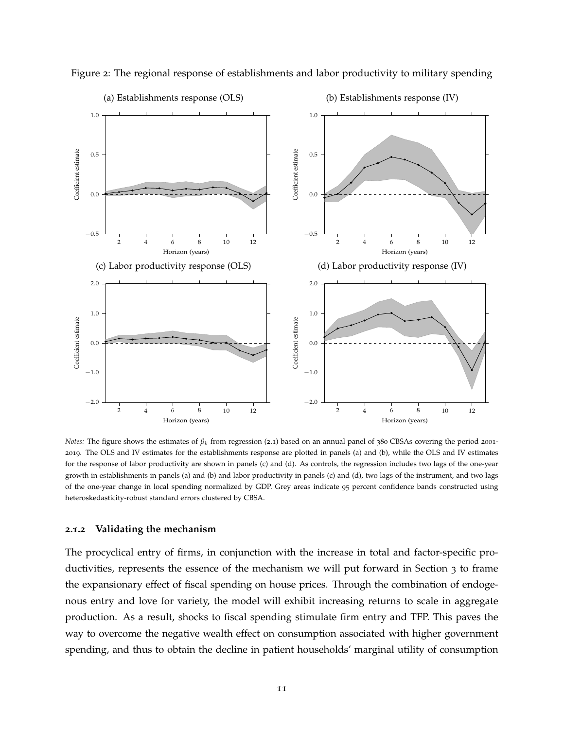Figure 2: The regional response of establishments and labor productivity to military spending

*Notes:* The figure shows the estimates of $\beta_h$ from regression (2.1) based on an annual panel of 380 CBSAs covering the period 2001-2019. The OLS and IV estimates for the establishments response are plotted in panels (a) and (b), while the OLS and IV estimates for the response of labor productivity are shown in panels (c) and (d). As controls, the regression includes two lags of the one-year growth in establishments in panels (a) and (b) and labor productivity in panels (c) and (d), two lags of the instrument, and two lags of the one-year change in local spending normalized by GDP. Grey areas indicate 95 percent confidence bands constructed using heteroskedasticity-robust standard errors clustered by CBSA.

### 2.1.2 Validating the mechanism

The procyclical entry of firms, in conjunction with the increase in total and factor-specific productivities, represents the essence of the mechanism we will put forward in Section 3 to frame the expansionary effect of fiscal spending on house prices. Through the combination of endogenous entry and love for variety, the model will exhibit increasing returns to scale in aggregate production. As a result, shocks to fiscal spending stimulate firm entry and TFP. This paves the way to overcome the negative wealth effect on consumption associated with higher government spending, and thus to obtain the decline in patient households' marginal utility of consumption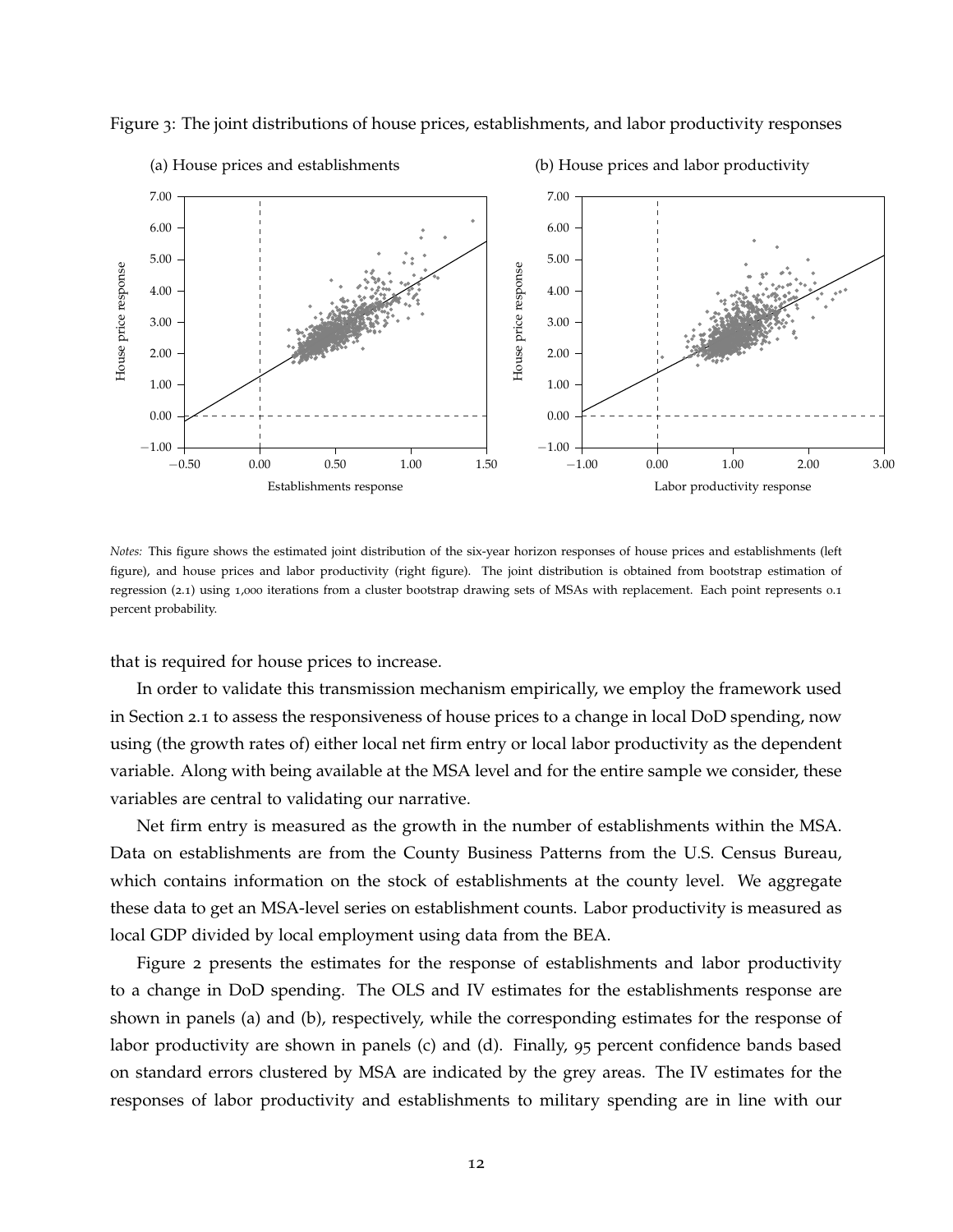Figure 3: The joint distributions of house prices, establishments, and labor productivity responses

(a) House prices and establishments

(b) House prices and labor productivity

*Notes:* This figure shows the estimated joint distribution of the six-year horizon responses of house prices and establishments (left figure), and house prices and labor productivity (right figure). The joint distribution is obtained from bootstrap estimation of regression (2.1) using 1,000 iterations from a cluster bootstrap drawing sets of MSAs with replacement. Each point represents 0.1 percent probability.

that is required for house prices to increase.

In order to validate this transmission mechanism empirically, we employ the framework used in Section 2.1 to assess the responsiveness of house prices to a change in local DoD spending, now using (the growth rates of) either local net firm entry or local labor productivity as the dependent variable. Along with being available at the MSA level and for the entire sample we consider, these variables are central to validating our narrative.

Net firm entry is measured as the growth in the number of establishments within the MSA. Data on establishments are from the County Business Patterns from the U.S. Census Bureau, which contains information on the stock of establishments at the county level. We aggregate these data to get an MSA-level series on establishment counts. Labor productivity is measured as local GDP divided by local employment using data from the BEA.

Figure 2 presents the estimates for the response of establishments and labor productivity to a change in DoD spending. The OLS and IV estimates for the establishments response are shown in panels (a) and (b), respectively, while the corresponding estimates for the response of labor productivity are shown in panels (c) and (d). Finally, 95 percent confidence bands based on standard errors clustered by MSA are indicated by the grey areas. The IV estimates for the responses of labor productivity and establishments to military spending are in line with our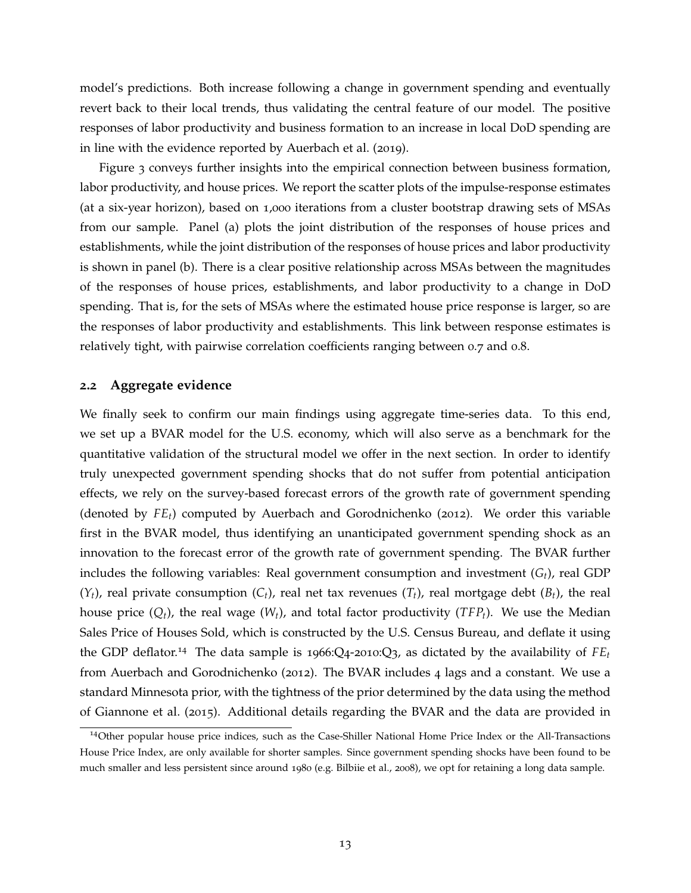model's predictions. Both increase following a change in government spending and eventually revert back to their local trends, thus validating the central feature of our model. The positive responses of labor productivity and business formation to an increase in local DoD spending are in line with the evidence reported by Auerbach et al. (2019).

Figure 3 conveys further insights into the empirical connection between business formation, labor productivity, and house prices. We report the scatter plots of the impulse-response estimates (at a six-year horizon), based on 1,000 iterations from a cluster bootstrap drawing sets of MSAs from our sample. Panel (a) plots the joint distribution of the responses of house prices and establishments, while the joint distribution of the responses of house prices and labor productivity is shown in panel (b). There is a clear positive relationship across MSAs between the magnitudes of the responses of house prices, establishments, and labor productivity to a change in DoD spending. That is, for the sets of MSAs where the estimated house price response is larger, so are the responses of labor productivity and establishments. This link between response estimates is relatively tight, with pairwise correlation coefficients ranging between 0.7 and 0.8.

## 2.2 Aggregate evidence

We finally seek to confirm our main findings using aggregate time-series data. To this end, we set up a BVAR model for the U.S. economy, which will also serve as a benchmark for the quantitative validation of the structural model we offer in the next section. In order to identify truly unexpected government spending shocks that do not suffer from potential anticipation effects, we rely on the survey-based forecast errors of the growth rate of government spending (denoted by $FE_t$) computed by Auerbach and Gorodnichenko (2012). We order this variable first in the BVAR model, thus identifying an unanticipated government spending shock as an innovation to the forecast error of the growth rate of government spending. The BVAR further includes the following variables: Real government consumption and investment ($G_t$), real GDP ($Y_t$), real private consumption ($C_t$), real net tax revenues ($T_t$), real mortgage debt ($B_t$), the real house price ($Q_t$), the real wage ($W_t$), and total factor productivity ($TFP_t$). We use the Median Sales Price of Houses Sold, which is constructed by the U.S. Census Bureau, and deflate it using the GDP deflator.[14] The data sample is 1966:Q4-2010:Q3, as dictated by the availability of $FE_t$ from Auerbach and Gorodnichenko (2012). The BVAR includes 4 lags and a constant. We use a standard Minnesota prior, with the tightness of the prior determined by the data using the method of Giannone et al. (2015). Additional details regarding the BVAR and the data are provided in

[14] Other popular house price indices, such as the Case-Shiller National Home Price Index or the All-Transactions House Price Index, are only available for shorter samples. Since government spending shocks have been found to be much smaller and less persistent since around 1980 (e.g. Bilbiie et al., 2008), we opt for retaining a long data sample.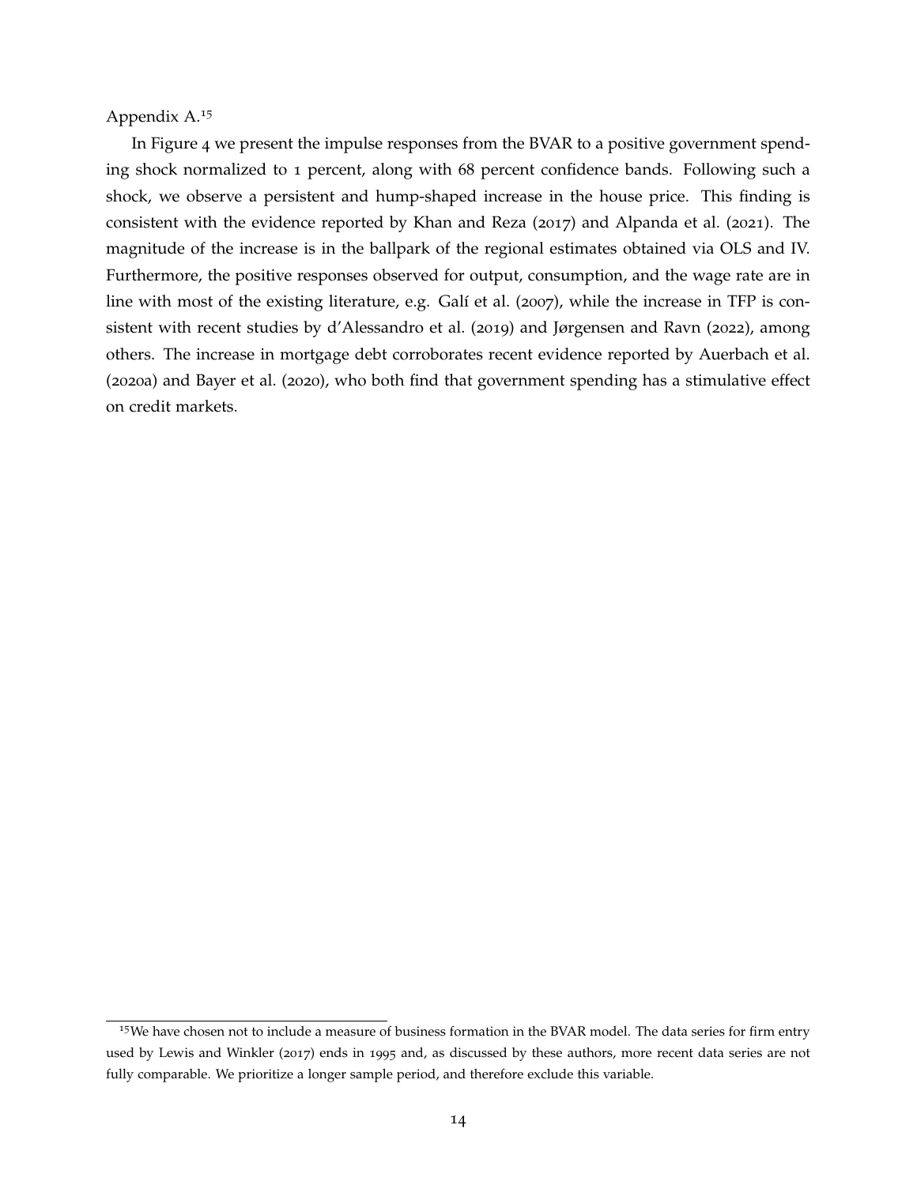Appendix A.[15]

In Figure 4 we present the impulse responses from the BVAR to a positive government spending shock normalized to 1 percent, along with 68 percent confidence bands. Following such a shock, we observe a persistent and hump-shaped increase in the house price. This finding is consistent with the evidence reported by Khan and Reza (2017) and Alpanda et al. (2021). The magnitude of the increase is in the ballpark of the regional estimates obtained via OLS and IV. Furthermore, the positive responses observed for output, consumption, and the wage rate are in line with most of the existing literature, e.g. Galí et al. (2007), while the increase in TFP is consistent with recent studies by d'Alessandro et al. (2019) and Jørgensen and Ravn (2022), among others. The increase in mortgage debt corroborates recent evidence reported by Auerbach et al. (2020a) and Bayer et al. (2020), who both find that government spending has a stimulative effect on credit markets.

[15]We have chosen not to include a measure of business formation in the BVAR model. The data series for firm entry used by Lewis and Winkler (2017) ends in 1995 and, as discussed by these authors, more recent data series are not fully comparable. We prioritize a longer sample period, and therefore exclude this variable.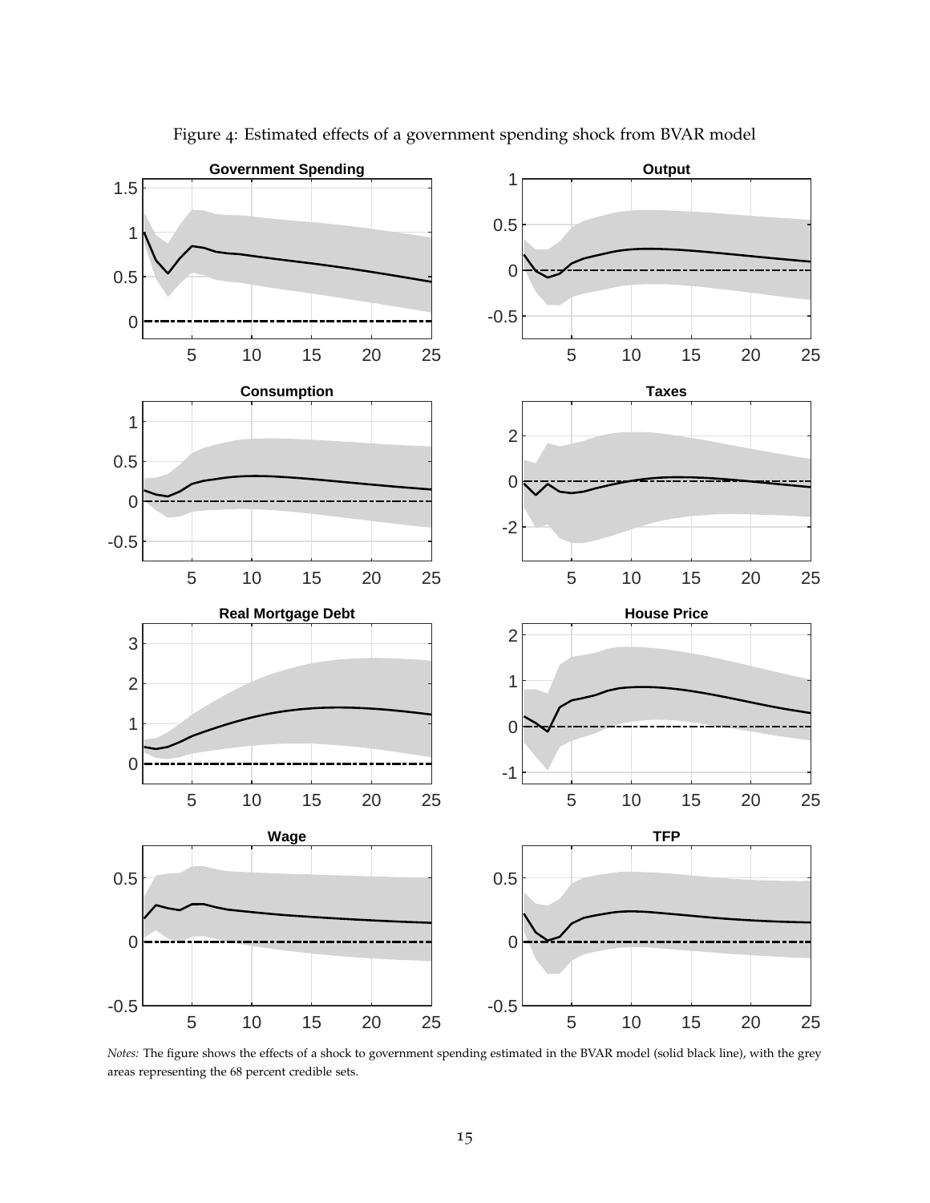Figure 4: Estimated effects of a government spending shock from BVAR model

*Notes:* The figure shows the effects of a shock to government spending estimated in the BVAR model (solid black line), with the grey areas representing the 68 percent credible sets.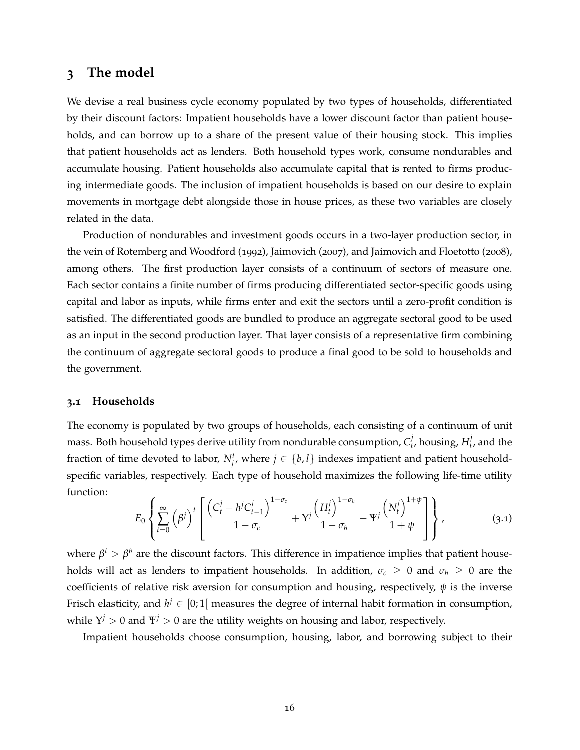## 3 The model

We devise a real business cycle economy populated by two types of households, differentiated by their discount factors: Impatient households have a lower discount factor than patient households, and can borrow up to a share of the present value of their housing stock. This implies that patient households act as lenders. Both household types work, consume nondurables and accumulate housing. Patient households also accumulate capital that is rented to firms producing intermediate goods. The inclusion of impatient households is based on our desire to explain movements in mortgage debt alongside those in house prices, as these two variables are closely related in the data.

Production of nondurables and investment goods occurs in a two-layer production sector, in the vein of Rotemberg and Woodford (1992), Jaimovich (2007), and Jaimovich and Floetotto (2008), among others. The first production layer consists of a continuum of sectors of measure one. Each sector contains a finite number of firms producing differentiated sector-specific goods using capital and labor as inputs, while firms enter and exit the sectors until a zero-profit condition is satisfied. The differentiated goods are bundled to produce an aggregate sectoral good to be used as an input in the second production layer. That layer consists of a representative firm combining the continuum of aggregate sectoral goods to produce a final good to be sold to households and the government.

### 3.1 Households

The economy is populated by two groups of households, each consisting of a continuum of unit mass. Both household types derive utility from nondurable consumption, $C_t^j$, housing, $H_t^j$, and the fraction of time devoted to labor, $N_j^t$, where $j \in \{b, l\}$ indexes impatient and patient household-specific variables, respectively. Each type of household maximizes the following life-time utility function:

$$E_0 \left\{ \sum_{t=0}^{\infty} \left(\beta^j\right)^t \left[ \frac{\left(C_t^j - h^j C_{t-1}^j\right)^{1-\sigma_c}}{1-\sigma_c} + \Upsilon^j \frac{\left(H_t^j\right)^{1-\sigma_h}}{1-\sigma_h} - \Psi^j \frac{\left(N_t^j\right)^{1+\psi}}{1+\psi} \right] \right\}, \tag{3.1}$$

where $\beta^l > \beta^b$ are the discount factors. This difference in impatience implies that patient households will act as lenders to impatient households. In addition, $\sigma_c \geq 0$ and $\sigma_h \geq 0$ are the coefficients of relative risk aversion for consumption and housing, respectively, $\psi$ is the inverse Frisch elasticity, and $h^j \in [0; 1[$ measures the degree of internal habit formation in consumption, while $\Upsilon^j > 0$ and $\Psi^j > 0$ are the utility weights on housing and labor, respectively.

Impatient households choose consumption, housing, labor, and borrowing subject to their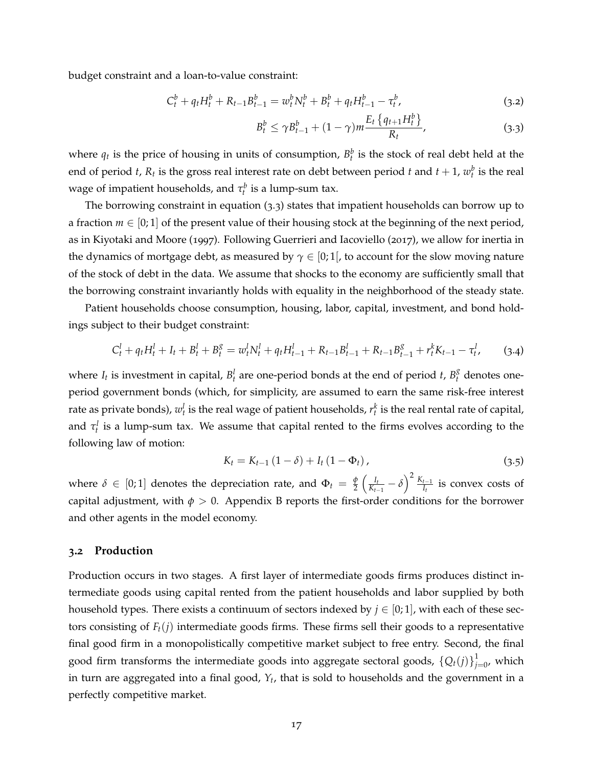budget constraint and a loan-to-value constraint:

$$C_t^b + q_t H_t^b + R_{t-1} B_{t-1}^b = w_t^b N_t^b + B_t^b + q_t H_{t-1}^b - \tau_t^b, \tag{3.2}$$

$$B_t^b \leq \gamma B_{t-1}^b + (1-\gamma) m \frac{E_t \left\{ q_{t+1} H_t^b \right\}}{R_t}, \tag{3.3}$$

where $q_t$ is the price of housing in units of consumption, $B_t^b$ is the stock of real debt held at the end of period $t$, $R_t$ is the gross real interest rate on debt between period $t$ and $t+1$, $w_t^b$ is the real wage of impatient households, and $\tau_t^b$ is a lump-sum tax.

The borrowing constraint in equation (3.3) states that impatient households can borrow up to a fraction $m \in [0;1]$ of the present value of their housing stock at the beginning of the next period, as in Kiyotaki and Moore (1997). Following Guerrieri and Iacoviello (2017), we allow for inertia in the dynamics of mortgage debt, as measured by $\gamma \in [0;1[$, to account for the slow moving nature of the stock of debt in the data. We assume that shocks to the economy are sufficiently small that the borrowing constraint invariantly holds with equality in the neighborhood of the steady state.

Patient households choose consumption, housing, labor, capital, investment, and bond holdings subject to their budget constraint:

$$C_t^l + q_t H_t^l + I_t + B_t^l + B_t^g = w_t^l N_t^l + q_t H_{t-1}^l + R_{t-1} B_{t-1}^l + R_{t-1} B_{t-1}^g + r_t^k K_{t-1} - \tau_t^l, \tag{3.4}$$

where $I_t$ is investment in capital, $B_t^l$ are one-period bonds at the end of period $t$, $B_t^g$ denotes one-period government bonds (which, for simplicity, are assumed to earn the same risk-free interest rate as private bonds), $w_t^l$ is the real wage of patient households, $r_t^k$ is the real rental rate of capital, and $\tau_t^l$ is a lump-sum tax. We assume that capital rented to the firms evolves according to the following law of motion:

$$K_t = K_{t-1}(1-\delta) + I_t (1 - \Phi_t), \tag{3.5}$$

where $\delta \in [0;1]$ denotes the depreciation rate, and $\Phi_t = \frac{\phi}{2}\left(\frac{I_t}{K_{t-1}} - \delta\right)^2 \frac{K_{t-1}}{I_t}$ is convex costs of capital adjustment, with $\phi > 0$. Appendix B reports the first-order conditions for the borrower and other agents in the model economy.

## 3.2 Production

Production occurs in two stages. A first layer of intermediate goods firms produces distinct intermediate goods using capital rented from the patient households and labor supplied by both household types. There exists a continuum of sectors indexed by $j \in [0;1]$, with each of these sectors consisting of $F_t(j)$ intermediate goods firms. These firms sell their goods to a representative final good firm in a monopolistically competitive market subject to free entry. Second, the final good firm transforms the intermediate goods into aggregate sectoral goods, $\{Q_t(j)\}_{j=0}^1$, which in turn are aggregated into a final good, $Y_t$, that is sold to households and the government in a perfectly competitive market.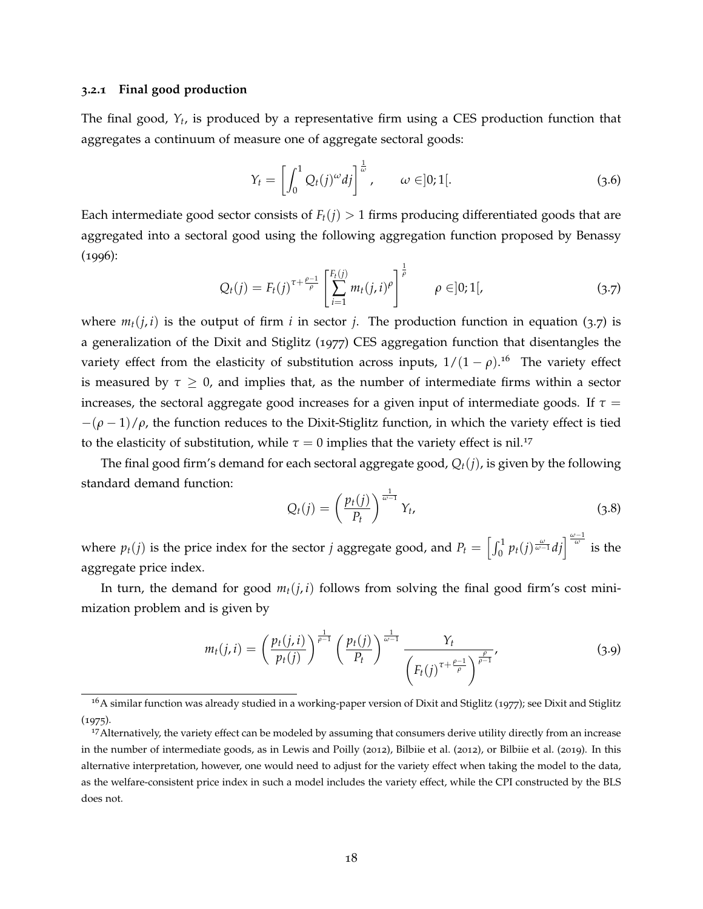### 3.2.1 Final good production

The final good, $Y_t$, is produced by a representative firm using a CES production function that aggregates a continuum of measure one of aggregate sectoral goods:

$$Y_t = \left[ \int_0^1 Q_t(j)^{\omega} dj \right]^{\frac{1}{\omega}}, \qquad \omega \in ]0;1[. \tag{3.6}$$

Each intermediate good sector consists of $F_t(j) > 1$ firms producing differentiated goods that are aggregated into a sectoral good using the following aggregation function proposed by Benassy (1996):

$$Q_t(j) = F_t(j)^{\tau + \frac{\rho - 1}{\rho}} \left[ \sum_{i=1}^{F_t(j)} m_t(j,i)^{\rho} \right]^{\frac{1}{\rho}} \qquad \rho \in ]0;1[, \tag{3.7}$$

where $m_t(j,i)$ is the output of firm $i$ in sector $j$. The production function in equation (3.7) is a generalization of the Dixit and Stiglitz (1977) CES aggregation function that disentangles the variety effect from the elasticity of substitution across inputs, $1/(1-\rho)$.[16] The variety effect is measured by $\tau \geq 0$, and implies that, as the number of intermediate firms within a sector increases, the sectoral aggregate good increases for a given input of intermediate goods. If $\tau = -(\rho - 1)/\rho$, the function reduces to the Dixit-Stiglitz function, in which the variety effect is tied to the elasticity of substitution, while $\tau = 0$ implies that the variety effect is nil.[17]

The final good firm's demand for each sectoral aggregate good, $Q_t(j)$, is given by the following standard demand function:

$$Q_t(j) = \left( \frac{p_t(j)}{P_t} \right)^{\frac{1}{\omega - 1}} Y_t, \tag{3.8}$$

where $p_t(j)$ is the price index for the sector $j$ aggregate good, and $P_t = \left[ \int_0^1 p_t(j)^{\frac{\omega}{\omega-1}} dj \right]^{\frac{\omega-1}{\omega}}$ is the aggregate price index.

In turn, the demand for good $m_t(j,i)$ follows from solving the final good firm's cost minimization problem and is given by

$$m_t(j,i) = \left( \frac{p_t(j,i)}{p_t(j)} \right)^{\frac{1}{\rho-1}} \left( \frac{p_t(j)}{P_t} \right)^{\frac{1}{\omega-1}} \frac{Y_t}{\left( F_t(j)^{\tau + \frac{\rho-1}{\rho}} \right)^{\frac{\rho}{\rho-1}}}, \tag{3.9}$$

---

[16] A similar function was already studied in a working-paper version of Dixit and Stiglitz (1977); see Dixit and Stiglitz (1975).

[17] Alternatively, the variety effect can be modeled by assuming that consumers derive utility directly from an increase in the number of intermediate goods, as in Lewis and Poilly (2012), Bilbiie et al. (2012), or Bilbiie et al. (2019). In this alternative interpretation, however, one would need to adjust for the variety effect when taking the model to the data, as the welfare-consistent price index in such a model includes the variety effect, while the CPI constructed by the BLS does not.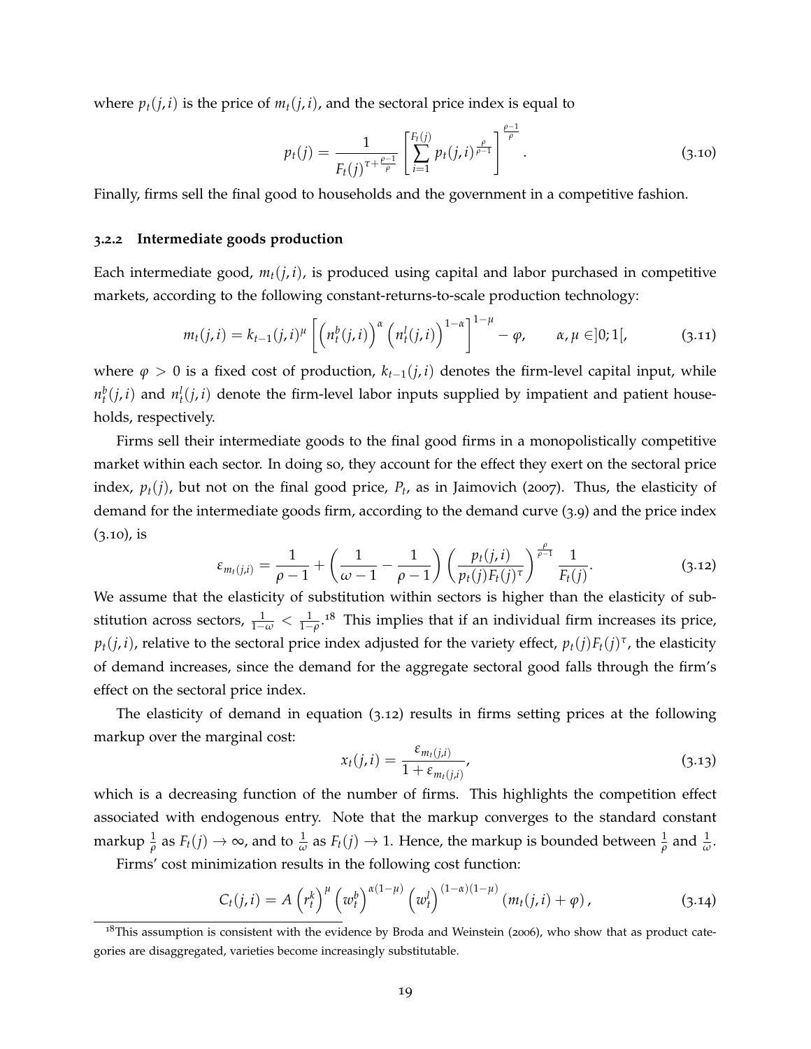where $p_t(j,i)$ is the price of $m_t(j,i)$, and the sectoral price index is equal to

$$p_t(j) = \frac{1}{F_t(j)^{\tau + \frac{\rho-1}{\rho}}} \left[ \sum_{i=1}^{F_t(j)} p_t(j,i)^{\frac{\rho}{\rho-1}} \right]^{\frac{\rho-1}{\rho}}. \tag{3.10}$$

Finally, firms sell the final good to households and the government in a competitive fashion.

### 3.2.2 Intermediate goods production

Each intermediate good, $m_t(j,i)$, is produced using capital and labor purchased in competitive markets, according to the following constant-returns-to-scale production technology:

$$m_t(j,i) = k_{t-1}(j,i)^{\mu} \left[ \left( n_t^b(j,i) \right)^{\alpha} \left( n_t^l(j,i) \right)^{1-\alpha} \right]^{1-\mu} - \varphi, \qquad \alpha, \mu \in ]0;1[, \tag{3.11}$$

where $\varphi > 0$ is a fixed cost of production, $k_{t-1}(j,i)$ denotes the firm-level capital input, while $n_t^b(j,i)$ and $n_t^l(j,i)$ denote the firm-level labor inputs supplied by impatient and patient households, respectively.

Firms sell their intermediate goods to the final good firms in a monopolistically competitive market within each sector. In doing so, they account for the effect they exert on the sectoral price index, $p_t(j)$, but not on the final good price, $P_t$, as in Jaimovich (2007). Thus, the elasticity of demand for the intermediate goods firm, according to the demand curve (3.9) and the price index (3.10), is

$$\varepsilon_{m_t(j,i)} = \frac{1}{\rho - 1} + \left( \frac{1}{\omega - 1} - \frac{1}{\rho - 1} \right) \left( \frac{p_t(j,i)}{p_t(j) F_t(j)^{\tau}} \right)^{\frac{\rho}{\rho-1}} \frac{1}{F_t(j)}. \tag{3.12}$$

We assume that the elasticity of substitution within sectors is higher than the elasticity of substitution across sectors, $\frac{1}{1-\omega} < \frac{1}{1-\rho}$.[18] This implies that if an individual firm increases its price, $p_t(j,i)$, relative to the sectoral price index adjusted for the variety effect, $p_t(j)F_t(j)^{\tau}$, the elasticity of demand increases, since the demand for the aggregate sectoral good falls through the firm's effect on the sectoral price index.

The elasticity of demand in equation (3.12) results in firms setting prices at the following markup over the marginal cost:

$$x_t(j,i) = \frac{\varepsilon_{m_t(j,i)}}{1 + \varepsilon_{m_t(j,i)}}, \tag{3.13}$$

which is a decreasing function of the number of firms. This highlights the competition effect associated with endogenous entry. Note that the markup converges to the standard constant markup $\frac{1}{\rho}$ as $F_t(j) \to \infty$, and to $\frac{1}{\omega}$ as $F_t(j) \to 1$. Hence, the markup is bounded between $\frac{1}{\rho}$ and $\frac{1}{\omega}$.

Firms' cost minimization results in the following cost function:

$$C_t(j,i) = A \left( r_t^k \right)^{\mu} \left( w_t^b \right)^{\alpha(1-\mu)} \left( w_t^l \right)^{(1-\alpha)(1-\mu)} \left( m_t(j,i) + \varphi \right), \tag{3.14}$$

[18] This assumption is consistent with the evidence by Broda and Weinstein (2006), who show that as product categories are disaggregated, varieties become increasingly substitutable.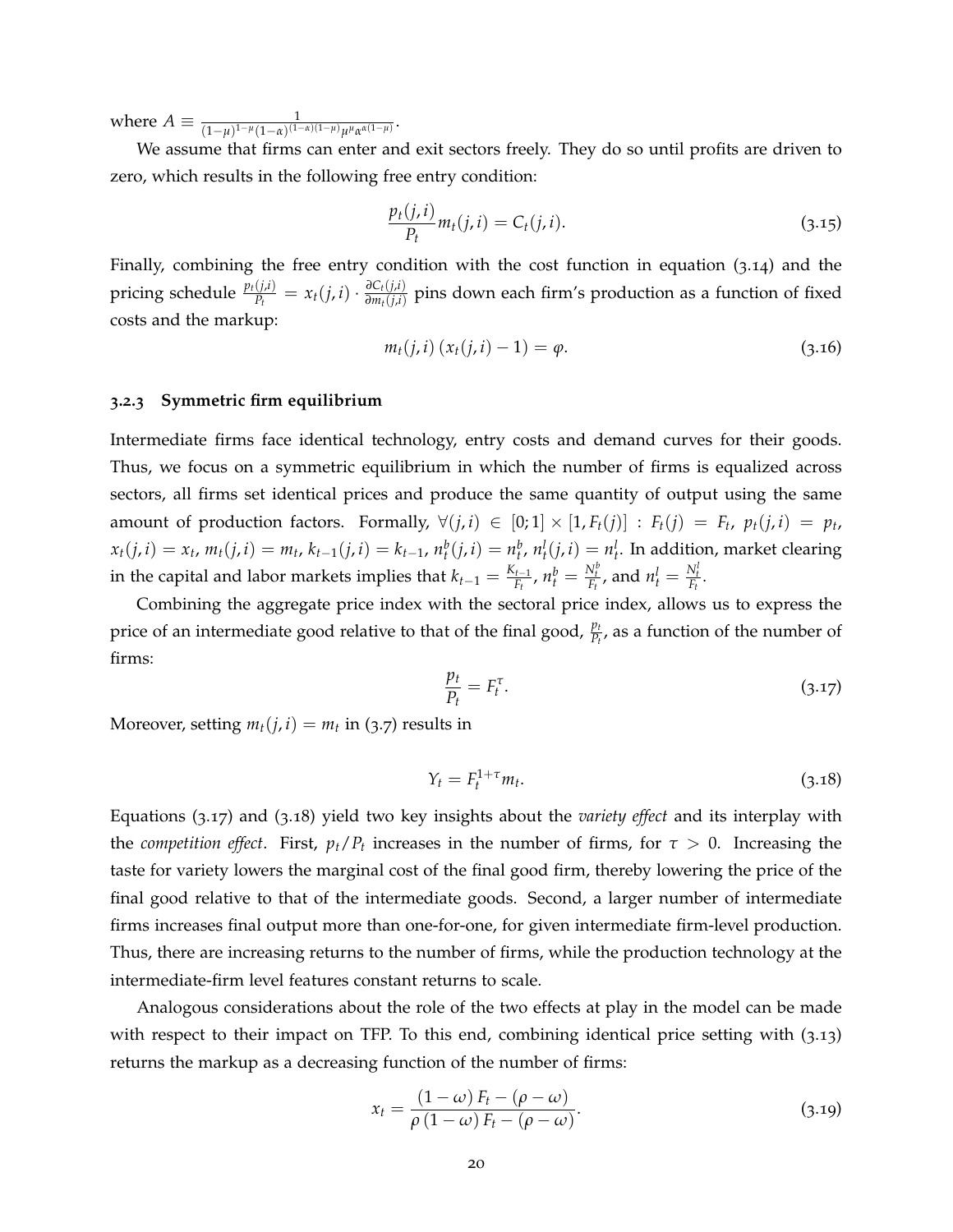where $A \equiv \frac{1}{(1-\mu)^{1-\mu}(1-\alpha)^{(1-\alpha)(1-\mu)}\mu^{\mu}\alpha^{\alpha(1-\mu)}}$.

We assume that firms can enter and exit sectors freely. They do so until profits are driven to zero, which results in the following free entry condition:

$$\frac{p_t(j,i)}{P_t} m_t(j,i) = C_t(j,i). \tag{3.15}$$

Finally, combining the free entry condition with the cost function in equation (3.14) and the pricing schedule $\frac{p_t(j,i)}{P_t} = x_t(j,i) \cdot \frac{\partial C_t(j,i)}{\partial m_t(j,i)}$ pins down each firm's production as a function of fixed costs and the markup:

$$m_t(j,i)\left(x_t(j,i) - 1\right) = \varphi. \tag{3.16}$$

### 3.2.3 Symmetric firm equilibrium

Intermediate firms face identical technology, entry costs and demand curves for their goods. Thus, we focus on a symmetric equilibrium in which the number of firms is equalized across sectors, all firms set identical prices and produce the same quantity of output using the same amount of production factors. Formally, $\forall (j,i) \in [0;1] \times [1, F_t(j)] : F_t(j) = F_t$, $p_t(j,i) = p_t$, $x_t(j,i) = x_t$, $m_t(j,i) = m_t$, $k_{t-1}(j,i) = k_{t-1}$, $n_t^b(j,i) = n_t^b$, $n_t^l(j,i) = n_t^l$. In addition, market clearing in the capital and labor markets implies that $k_{t-1} = \frac{K_{t-1}}{F_t}$, $n_t^b = \frac{N_t^b}{F_t}$, and $n_t^l = \frac{N_t^l}{F_t}$.

Combining the aggregate price index with the sectoral price index, allows us to express the price of an intermediate good relative to that of the final good, $\frac{p_t}{P_t}$, as a function of the number of firms:

$$\frac{p_t}{P_t} = F_t^{\tau}. \tag{3.17}$$

Moreover, setting $m_t(j,i) = m_t$ in (3.7) results in

$$Y_t = F_t^{1+\tau} m_t. \tag{3.18}$$

Equations (3.17) and (3.18) yield two key insights about the *variety effect* and its interplay with the *competition effect*. First, $p_t/P_t$ increases in the number of firms, for $\tau > 0$. Increasing the taste for variety lowers the marginal cost of the final good firm, thereby lowering the price of the final good relative to that of the intermediate goods. Second, a larger number of intermediate firms increases final output more than one-for-one, for given intermediate firm-level production. Thus, there are increasing returns to the number of firms, while the production technology at the intermediate-firm level features constant returns to scale.

Analogous considerations about the role of the two effects at play in the model can be made with respect to their impact on TFP. To this end, combining identical price setting with (3.13) returns the markup as a decreasing function of the number of firms:

$$x_t = \frac{(1-\omega) F_t - (\rho - \omega)}{\rho (1-\omega) F_t - (\rho - \omega)}. \tag{3.19}$$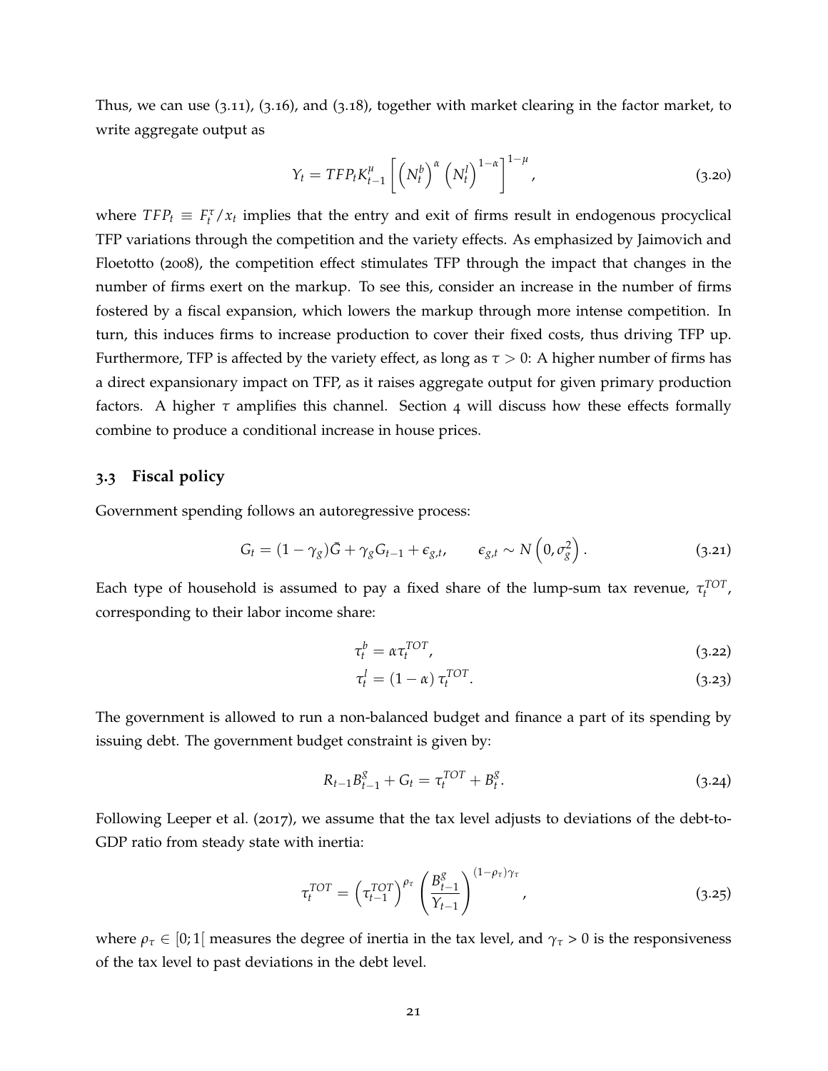Thus, we can use (3.11), (3.16), and (3.18), together with market clearing in the factor market, to write aggregate output as

$$Y_t = TFP_t K_{t-1}^{\mu} \left[ \left(N_t^b\right)^{\alpha} \left(N_t^l\right)^{1-\alpha} \right]^{1-\mu}, \tag{3.20}$$

where $TFP_t \equiv F_t^{\tau}/x_t$ implies that the entry and exit of firms result in endogenous procyclical TFP variations through the competition and the variety effects. As emphasized by Jaimovich and Floetotto (2008), the competition effect stimulates TFP through the impact that changes in the number of firms exert on the markup. To see this, consider an increase in the number of firms fostered by a fiscal expansion, which lowers the markup through more intense competition. In turn, this induces firms to increase production to cover their fixed costs, thus driving TFP up. Furthermore, TFP is affected by the variety effect, as long as $\tau > 0$: A higher number of firms has a direct expansionary impact on TFP, as it raises aggregate output for given primary production factors. A higher $\tau$ amplifies this channel. Section 4 will discuss how these effects formally combine to produce a conditional increase in house prices.

## 3.3 Fiscal policy

Government spending follows an autoregressive process:

$$G_t = (1-\gamma_g)\bar{G} + \gamma_g G_{t-1} + \epsilon_{g,t}, \qquad \epsilon_{g,t} \sim N\left(0, \sigma_g^2\right). \tag{3.21}$$

Each type of household is assumed to pay a fixed share of the lump-sum tax revenue, $\tau_t^{TOT}$, corresponding to their labor income share:

$$\tau_t^b = \alpha \tau_t^{TOT}, \tag{3.22}$$

$$\tau_t^l = (1-\alpha)\,\tau_t^{TOT}. \tag{3.23}$$

The government is allowed to run a non-balanced budget and finance a part of its spending by issuing debt. The government budget constraint is given by:

$$R_{t-1}B_{t-1}^g + G_t = \tau_t^{TOT} + B_t^g. \tag{3.24}$$

Following Leeper et al. (2017), we assume that the tax level adjusts to deviations of the debt-to-GDP ratio from steady state with inertia:

$$\tau_t^{TOT} = \left(\tau_{t-1}^{TOT}\right)^{\rho_\tau} \left(\frac{B_{t-1}^g}{Y_{t-1}}\right)^{(1-\rho_\tau)\gamma_\tau}, \tag{3.25}$$

where $\rho_\tau \in [0;1[$ measures the degree of inertia in the tax level, and $\gamma_\tau > 0$ is the responsiveness of the tax level to past deviations in the debt level.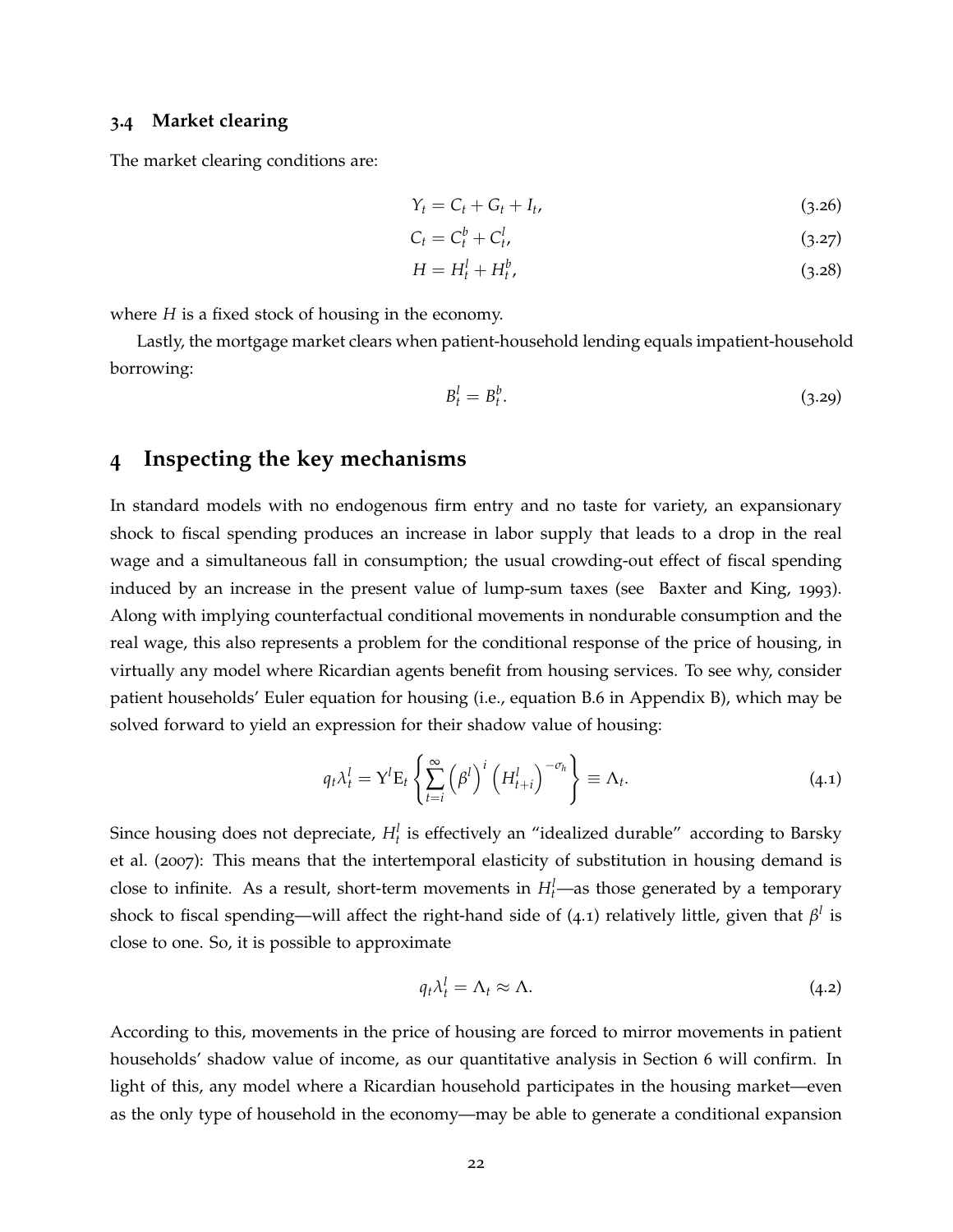### 3.4 Market clearing

The market clearing conditions are:

$$Y_t = C_t + G_t + I_t, \tag{3.26}$$

$$C_t = C_t^b + C_t^l, \tag{3.27}$$

$$H = H_t^l + H_t^b, \tag{3.28}$$

where $H$ is a fixed stock of housing in the economy.

Lastly, the mortgage market clears when patient-household lending equals impatient-household borrowing:

$$B_t^l = B_t^b. \tag{3.29}$$

# 4 Inspecting the key mechanisms

In standard models with no endogenous firm entry and no taste for variety, an expansionary shock to fiscal spending produces an increase in labor supply that leads to a drop in the real wage and a simultaneous fall in consumption; the usual crowding-out effect of fiscal spending induced by an increase in the present value of lump-sum taxes (see Baxter and King, 1993). Along with implying counterfactual conditional movements in nondurable consumption and the real wage, this also represents a problem for the conditional response of the price of housing, in virtually any model where Ricardian agents benefit from housing services. To see why, consider patient households' Euler equation for housing (i.e., equation B.6 in Appendix B), which may be solved forward to yield an expression for their shadow value of housing:

$$q_t \lambda_t^l = \Upsilon^l \mathrm{E}_t \left\{ \sum_{t=i}^{\infty} \left(\beta^l\right)^i \left(H_{t+i}^l\right)^{-\sigma_h} \right\} \equiv \Lambda_t. \tag{4.1}$$

Since housing does not depreciate, $H_t^l$ is effectively an "idealized durable" according to Barsky et al. (2007): This means that the intertemporal elasticity of substitution in housing demand is close to infinite. As a result, short-term movements in $H_t^l$—as those generated by a temporary shock to fiscal spending—will affect the right-hand side of (4.1) relatively little, given that $\beta^l$ is close to one. So, it is possible to approximate

$$q_t \lambda_t^l = \Lambda_t \approx \Lambda. \tag{4.2}$$

According to this, movements in the price of housing are forced to mirror movements in patient households' shadow value of income, as our quantitative analysis in Section 6 will confirm. In light of this, any model where a Ricardian household participates in the housing market—even as the only type of household in the economy—may be able to generate a conditional expansion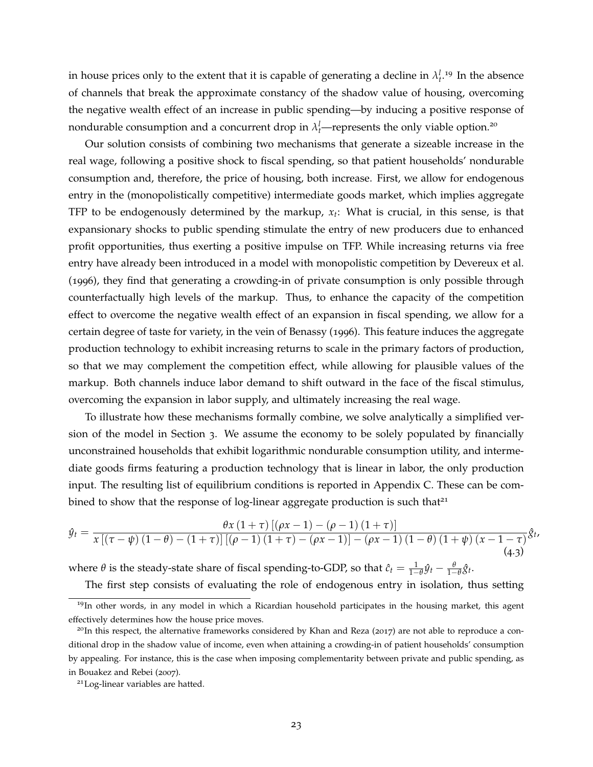in house prices only to the extent that it is capable of generating a decline in $\lambda_t^l$.[19] In the absence of channels that break the approximate constancy of the shadow value of housing, overcoming the negative wealth effect of an increase in public spending—by inducing a positive response of nondurable consumption and a concurrent drop in $\lambda_t^l$—represents the only viable option.[20]

Our solution consists of combining two mechanisms that generate a sizeable increase in the real wage, following a positive shock to fiscal spending, so that patient households' nondurable consumption and, therefore, the price of housing, both increase. First, we allow for endogenous entry in the (monopolistically competitive) intermediate goods market, which implies aggregate TFP to be endogenously determined by the markup, $x_t$: What is crucial, in this sense, is that expansionary shocks to public spending stimulate the entry of new producers due to enhanced profit opportunities, thus exerting a positive impulse on TFP. While increasing returns via free entry have already been introduced in a model with monopolistic competition by Devereux et al. (1996), they find that generating a crowding-in of private consumption is only possible through counterfactually high levels of the markup. Thus, to enhance the capacity of the competition effect to overcome the negative wealth effect of an expansion in fiscal spending, we allow for a certain degree of taste for variety, in the vein of Benassy (1996). This feature induces the aggregate production technology to exhibit increasing returns to scale in the primary factors of production, so that we may complement the competition effect, while allowing for plausible values of the markup. Both channels induce labor demand to shift outward in the face of the fiscal stimulus, overcoming the expansion in labor supply, and ultimately increasing the real wage.

To illustrate how these mechanisms formally combine, we solve analytically a simplified version of the model in Section 3. We assume the economy to be solely populated by financially unconstrained households that exhibit logarithmic nondurable consumption utility, and intermediate goods firms featuring a production technology that is linear in labor, the only production input. The resulting list of equilibrium conditions is reported in Appendix C. These can be combined to show that the response of log-linear aggregate production is such that[21]

$$\hat{y}_t = \frac{\theta x \left(1+\tau\right)\left[\left(\rho x - 1\right) - \left(\rho - 1\right)\left(1+\tau\right)\right]}{x\left[\left(\tau - \psi\right)\left(1-\theta\right) - \left(1+\tau\right)\right]\left[\left(\rho - 1\right)\left(1+\tau\right) - \left(\rho x - 1\right)\right] - \left(\rho x - 1\right)\left(1-\theta\right)\left(1+\psi\right)\left(x - 1 - \tau\right)}\hat{g}_t, \tag{4.3}$$

where $\theta$ is the steady-state share of fiscal spending-to-GDP, so that $\hat{c}_t = \frac{1}{1-\theta}\hat{y}_t - \frac{\theta}{1-\theta}\hat{g}_t$.

The first step consists of evaluating the role of endogenous entry in isolation, thus setting

[19] In other words, in any model in which a Ricardian household participates in the housing market, this agent effectively determines how the house price moves.

[20] In this respect, the alternative frameworks considered by Khan and Reza (2017) are not able to reproduce a conditional drop in the shadow value of income, even when attaining a crowding-in of patient households' consumption by appealing. For instance, this is the case when imposing complementarity between private and public spending, as in Bouakez and Rebei (2007).

[21] Log-linear variables are hatted.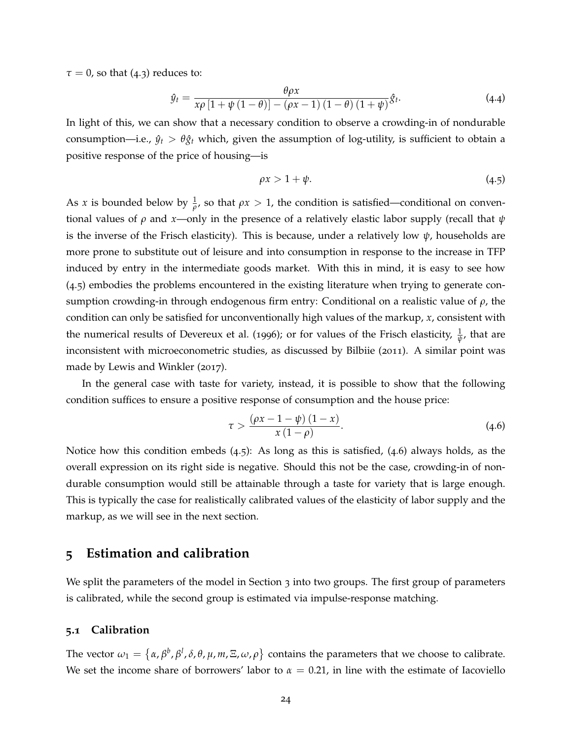$\tau = 0$, so that (4.3) reduces to:

$$\hat{y}_t = \frac{\theta \rho x}{x\rho \left[1 + \psi \left(1 - \theta\right)\right] - \left(\rho x - 1\right)\left(1 - \theta\right)\left(1 + \psi\right)} \hat{g}_t. \tag{4.4}$$

In light of this, we can show that a necessary condition to observe a crowding-in of nondurable consumption—i.e., $\hat{y}_t > \theta \hat{g}_t$ which, given the assumption of log-utility, is sufficient to obtain a positive response of the price of housing—is

$$\rho x > 1 + \psi. \tag{4.5}$$

As $x$ is bounded below by $\frac{1}{\rho}$, so that $\rho x > 1$, the condition is satisfied—conditional on conventional values of $\rho$ and $x$—only in the presence of a relatively elastic labor supply (recall that $\psi$ is the inverse of the Frisch elasticity). This is because, under a relatively low $\psi$, households are more prone to substitute out of leisure and into consumption in response to the increase in TFP induced by entry in the intermediate goods market. With this in mind, it is easy to see how (4.5) embodies the problems encountered in the existing literature when trying to generate consumption crowding-in through endogenous firm entry: Conditional on a realistic value of $\rho$, the condition can only be satisfied for unconventionally high values of the markup, $x$, consistent with the numerical results of Devereux et al. (1996); or for values of the Frisch elasticity, $\frac{1}{\psi}$, that are inconsistent with microeconometric studies, as discussed by Bilbiie (2011). A similar point was made by Lewis and Winkler (2017).

In the general case with taste for variety, instead, it is possible to show that the following condition suffices to ensure a positive response of consumption and the house price:

$$\tau > \frac{\left(\rho x - 1 - \psi\right)\left(1 - x\right)}{x\left(1 - \rho\right)}. \tag{4.6}$$

Notice how this condition embeds (4.5): As long as this is satisfied, (4.6) always holds, as the overall expression on its right side is negative. Should this not be the case, crowding-in of nondurable consumption would still be attainable through a taste for variety that is large enough. This is typically the case for realistically calibrated values of the elasticity of labor supply and the markup, as we will see in the next section.

## 5 Estimation and calibration

We split the parameters of the model in Section 3 into two groups. The first group of parameters is calibrated, while the second group is estimated via impulse-response matching.

### 5.1 Calibration

The vector $\omega_1 = \left\{\alpha, \beta^b, \beta^l, \delta, \theta, \mu, m, \Xi, \omega, \rho\right\}$ contains the parameters that we choose to calibrate. We set the income share of borrowers' labor to $\alpha = 0.21$, in line with the estimate of Iacoviello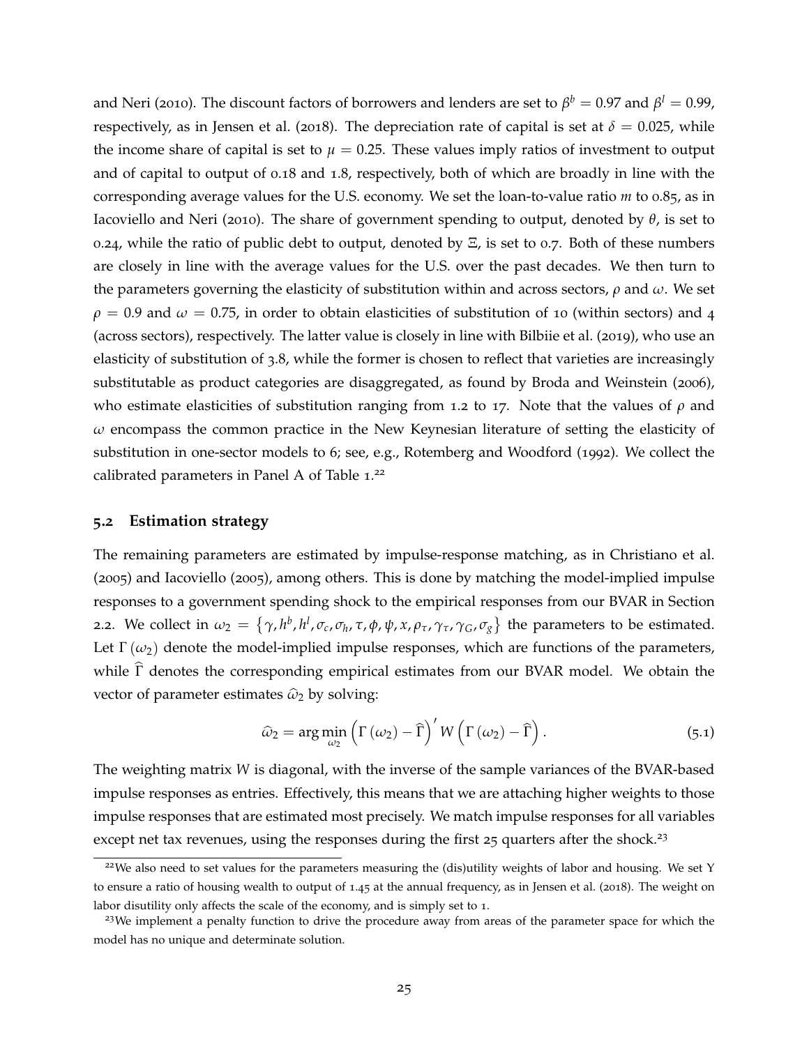and Neri (2010). The discount factors of borrowers and lenders are set to $\beta^b = 0.97$ and $\beta^l = 0.99$, respectively, as in Jensen et al. (2018). The depreciation rate of capital is set at $\delta = 0.025$, while the income share of capital is set to $\mu = 0.25$. These values imply ratios of investment to output and of capital to output of 0.18 and 1.8, respectively, both of which are broadly in line with the corresponding average values for the U.S. economy. We set the loan-to-value ratio $m$ to 0.85, as in Iacoviello and Neri (2010). The share of government spending to output, denoted by $\theta$, is set to 0.24, while the ratio of public debt to output, denoted by $\Xi$, is set to 0.7. Both of these numbers are closely in line with the average values for the U.S. over the past decades. We then turn to the parameters governing the elasticity of substitution within and across sectors, $\rho$ and $\omega$. We set $\rho = 0.9$ and $\omega = 0.75$, in order to obtain elasticities of substitution of 10 (within sectors) and 4 (across sectors), respectively. The latter value is closely in line with Bilbiie et al. (2019), who use an elasticity of substitution of 3.8, while the former is chosen to reflect that varieties are increasingly substitutable as product categories are disaggregated, as found by Broda and Weinstein (2006), who estimate elasticities of substitution ranging from 1.2 to 17. Note that the values of $\rho$ and $\omega$ encompass the common practice in the New Keynesian literature of setting the elasticity of substitution in one-sector models to 6; see, e.g., Rotemberg and Woodford (1992). We collect the calibrated parameters in Panel A of Table 1.[22]

## 5.2 Estimation strategy

The remaining parameters are estimated by impulse-response matching, as in Christiano et al. (2005) and Iacoviello (2005), among others. This is done by matching the model-implied impulse responses to a government spending shock to the empirical responses from our BVAR in Section 2.2. We collect in $\omega_2 = \{\gamma, h^b, h^l, \sigma_c, \sigma_h, \tau, \phi, \psi, x, \rho_\tau, \gamma_\tau, \gamma_G, \sigma_g\}$ the parameters to be estimated. Let $\Gamma(\omega_2)$ denote the model-implied impulse responses, which are functions of the parameters, while $\widehat{\Gamma}$ denotes the corresponding empirical estimates from our BVAR model. We obtain the vector of parameter estimates $\widehat{\omega}_2$ by solving:

$$\widehat{\omega}_2 = \arg\min_{\omega_2} \left(\Gamma(\omega_2) - \widehat{\Gamma}\right)' W \left(\Gamma(\omega_2) - \widehat{\Gamma}\right). \tag{5.1}$$

The weighting matrix $W$ is diagonal, with the inverse of the sample variances of the BVAR-based impulse responses as entries. Effectively, this means that we are attaching higher weights to those impulse responses that are estimated most precisely. We match impulse responses for all variables except net tax revenues, using the responses during the first 25 quarters after the shock.[23]

[22] We also need to set values for the parameters measuring the (dis)utility weights of labor and housing. We set $\Upsilon$ to ensure a ratio of housing wealth to output of 1.45 at the annual frequency, as in Jensen et al. (2018). The weight on labor disutility only affects the scale of the economy, and is simply set to 1.

[23] We implement a penalty function to drive the procedure away from areas of the parameter space for which the model has no unique and determinate solution.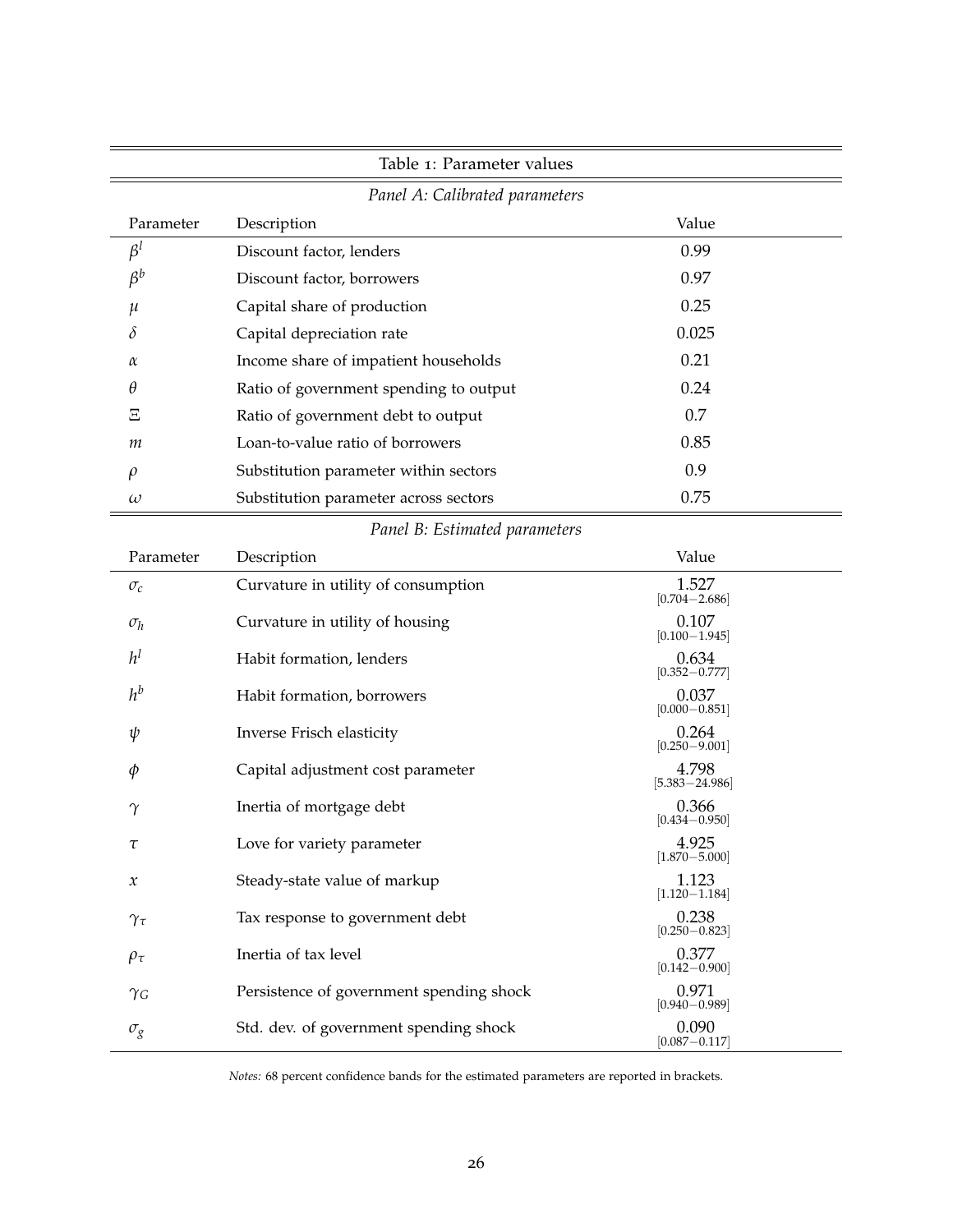Table 1: Parameter values

*Panel A: Calibrated parameters*

| Parameter | Description | Value |
|---|---|---|
| $\beta^l$ | Discount factor, lenders | 0.99 |
| $\beta^b$ | Discount factor, borrowers | 0.97 |
| $\mu$ | Capital share of production | 0.25 |
| $\delta$ | Capital depreciation rate | 0.025 |
| $\alpha$ | Income share of impatient households | 0.21 |
| $\theta$ | Ratio of government spending to output | 0.24 |
| $\Xi$ | Ratio of government debt to output | 0.7 |
| $m$ | Loan-to-value ratio of borrowers | 0.85 |
| $\rho$ | Substitution parameter within sectors | 0.9 |
| $\omega$ | Substitution parameter across sectors | 0.75 |

*Panel B: Estimated parameters*

| Parameter | Description | Value |
|---|---|---|
| $\sigma_c$ | Curvature in utility of consumption | 1.527 [0.704−2.686] |
| $\sigma_h$ | Curvature in utility of housing | 0.107 [0.100−1.945] |
| $h^l$ | Habit formation, lenders | 0.634 [0.352−0.777] |
| $h^b$ | Habit formation, borrowers | 0.037 [0.000−0.851] |
| $\psi$ | Inverse Frisch elasticity | 0.264 [0.250−9.001] |
| $\phi$ | Capital adjustment cost parameter | 4.798 [5.383−24.986] |
| $\gamma$ | Inertia of mortgage debt | 0.366 [0.434−0.950] |
| $\tau$ | Love for variety parameter | 4.925 [1.870−5.000] |
| $x$ | Steady-state value of markup | 1.123 [1.120−1.184] |
| $\gamma_\tau$ | Tax response to government debt | 0.238 [0.250−0.823] |
| $\rho_\tau$ | Inertia of tax level | 0.377 [0.142−0.900] |
| $\gamma_G$ | Persistence of government spending shock | 0.971 [0.940−0.989] |
| $\sigma_g$ | Std. dev. of government spending shock | 0.090 [0.087−0.117] |

*Notes:* 68 percent confidence bands for the estimated parameters are reported in brackets.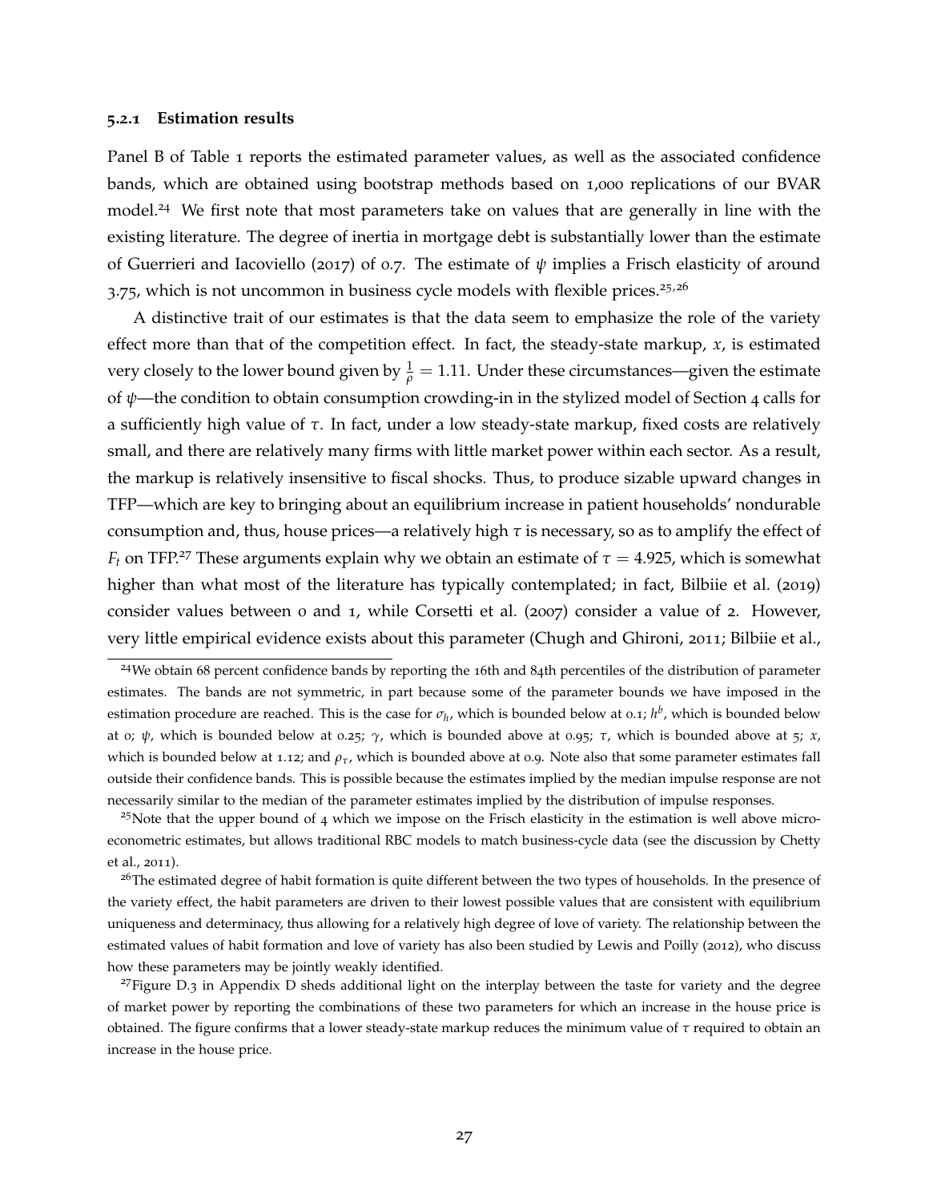#### 5.2.1 Estimation results

Panel B of Table 1 reports the estimated parameter values, as well as the associated confidence bands, which are obtained using bootstrap methods based on 1,000 replications of our BVAR model.[24] We first note that most parameters take on values that are generally in line with the existing literature. The degree of inertia in mortgage debt is substantially lower than the estimate of Guerrieri and Iacoviello (2017) of 0.7. The estimate of $\psi$ implies a Frisch elasticity of around 3.75, which is not uncommon in business cycle models with flexible prices.[25,26]

A distinctive trait of our estimates is that the data seem to emphasize the role of the variety effect more than that of the competition effect. In fact, the steady-state markup, $x$, is estimated very closely to the lower bound given by $\frac{1}{\rho} = 1.11$. Under these circumstances—given the estimate of $\psi$—the condition to obtain consumption crowding-in in the stylized model of Section 4 calls for a sufficiently high value of $\tau$. In fact, under a low steady-state markup, fixed costs are relatively small, and there are relatively many firms with little market power within each sector. As a result, the markup is relatively insensitive to fiscal shocks. Thus, to produce sizable upward changes in TFP—which are key to bringing about an equilibrium increase in patient households' nondurable consumption and, thus, house prices—a relatively high $\tau$ is necessary, so as to amplify the effect of $F_t$ on TFP.[27] These arguments explain why we obtain an estimate of $\tau = 4.925$, which is somewhat higher than what most of the literature has typically contemplated; in fact, Bilbiie et al. (2019) consider values between 0 and 1, while Corsetti et al. (2007) consider a value of 2. However, very little empirical evidence exists about this parameter (Chugh and Ghironi, 2011; Bilbiie et al.,

---

[24] We obtain 68 percent confidence bands by reporting the 16th and 84th percentiles of the distribution of parameter estimates. The bands are not symmetric, in part because some of the parameter bounds we have imposed in the estimation procedure are reached. This is the case for $\sigma_h$, which is bounded below at 0.1; $h^b$, which is bounded below at 0; $\psi$, which is bounded below at 0.25; $\gamma$, which is bounded above at 0.95; $\tau$, which is bounded above at 5; $x$, which is bounded below at 1.12; and $\rho_\tau$, which is bounded above at 0.9. Note also that some parameter estimates fall outside their confidence bands. This is possible because the estimates implied by the median impulse response are not necessarily similar to the median of the parameter estimates implied by the distribution of impulse responses.

[25] Note that the upper bound of 4 which we impose on the Frisch elasticity in the estimation is well above microeconometric estimates, but allows traditional RBC models to match business-cycle data (see the discussion by Chetty et al., 2011).

[26] The estimated degree of habit formation is quite different between the two types of households. In the presence of the variety effect, the habit parameters are driven to their lowest possible values that are consistent with equilibrium uniqueness and determinacy, thus allowing for a relatively high degree of love of variety. The relationship between the estimated values of habit formation and love of variety has also been studied by Lewis and Poilly (2012), who discuss how these parameters may be jointly weakly identified.

[27] Figure D.3 in Appendix D sheds additional light on the interplay between the taste for variety and the degree of market power by reporting the combinations of these two parameters for which an increase in the house price is obtained. The figure confirms that a lower steady-state markup reduces the minimum value of $\tau$ required to obtain an increase in the house price.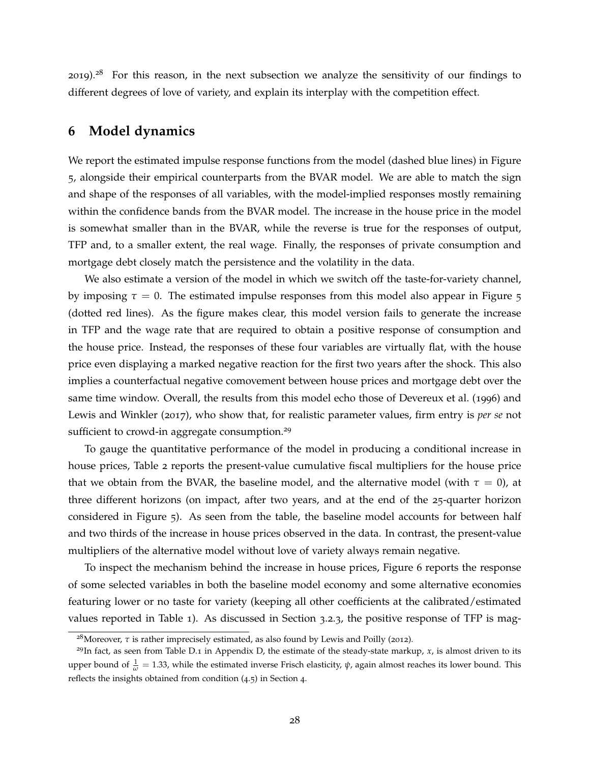2019).[28] For this reason, in the next subsection we analyze the sensitivity of our findings to different degrees of love of variety, and explain its interplay with the competition effect.

## 6 Model dynamics

We report the estimated impulse response functions from the model (dashed blue lines) in Figure 5, alongside their empirical counterparts from the BVAR model. We are able to match the sign and shape of the responses of all variables, with the model-implied responses mostly remaining within the confidence bands from the BVAR model. The increase in the house price in the model is somewhat smaller than in the BVAR, while the reverse is true for the responses of output, TFP and, to a smaller extent, the real wage. Finally, the responses of private consumption and mortgage debt closely match the persistence and the volatility in the data.

We also estimate a version of the model in which we switch off the taste-for-variety channel, by imposing $\tau = 0$. The estimated impulse responses from this model also appear in Figure 5 (dotted red lines). As the figure makes clear, this model version fails to generate the increase in TFP and the wage rate that are required to obtain a positive response of consumption and the house price. Instead, the responses of these four variables are virtually flat, with the house price even displaying a marked negative reaction for the first two years after the shock. This also implies a counterfactual negative comovement between house prices and mortgage debt over the same time window. Overall, the results from this model echo those of Devereux et al. (1996) and Lewis and Winkler (2017), who show that, for realistic parameter values, firm entry is *per se* not sufficient to crowd-in aggregate consumption.[29]

To gauge the quantitative performance of the model in producing a conditional increase in house prices, Table 2 reports the present-value cumulative fiscal multipliers for the house price that we obtain from the BVAR, the baseline model, and the alternative model (with $\tau = 0$), at three different horizons (on impact, after two years, and at the end of the 25-quarter horizon considered in Figure 5). As seen from the table, the baseline model accounts for between half and two thirds of the increase in house prices observed in the data. In contrast, the present-value multipliers of the alternative model without love of variety always remain negative.

To inspect the mechanism behind the increase in house prices, Figure 6 reports the response of some selected variables in both the baseline model economy and some alternative economies featuring lower or no taste for variety (keeping all other coefficients at the calibrated/estimated values reported in Table 1). As discussed in Section 3.2.3, the positive response of TFP is mag-

[28] Moreover, $\tau$ is rather imprecisely estimated, as also found by Lewis and Poilly (2012).

[29] In fact, as seen from Table D.1 in Appendix D, the estimate of the steady-state markup, $x$, is almost driven to its upper bound of $\frac{1}{\omega} = 1.33$, while the estimated inverse Frisch elasticity, $\psi$, again almost reaches its lower bound. This reflects the insights obtained from condition (4.5) in Section 4.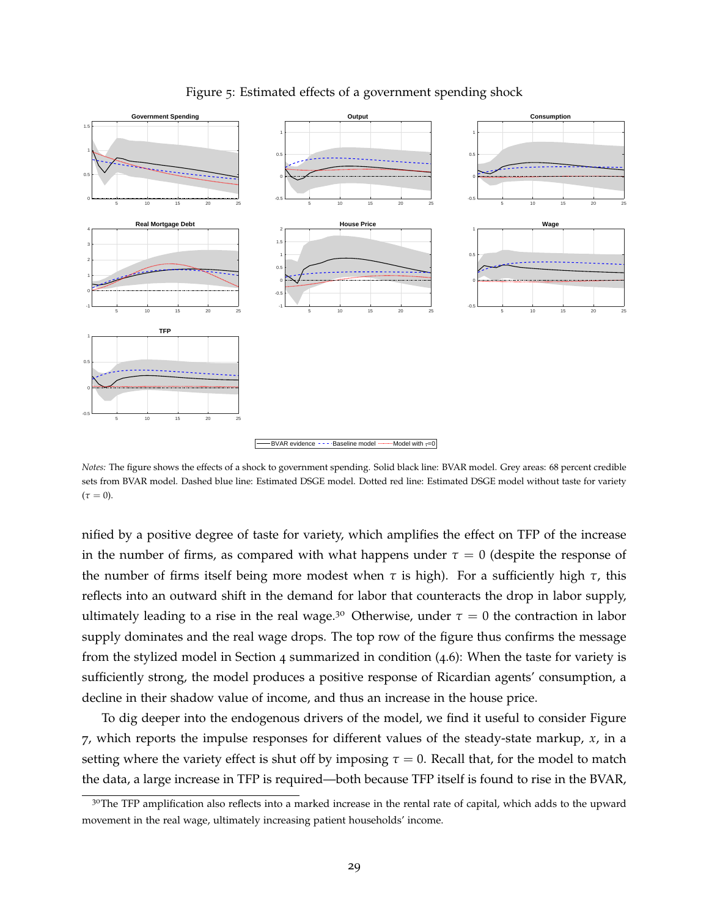Figure 5: Estimated effects of a government spending shock

*Notes:* The figure shows the effects of a shock to government spending. Solid black line: BVAR model. Grey areas: 68 percent credible sets from BVAR model. Dashed blue line: Estimated DSGE model. Dotted red line: Estimated DSGE model without taste for variety ($\tau = 0$).

nified by a positive degree of taste for variety, which amplifies the effect on TFP of the increase in the number of firms, as compared with what happens under $\tau = 0$ (despite the response of the number of firms itself being more modest when $\tau$ is high). For a sufficiently high $\tau$, this reflects into an outward shift in the demand for labor that counteracts the drop in labor supply, ultimately leading to a rise in the real wage.[30] Otherwise, under $\tau = 0$ the contraction in labor supply dominates and the real wage drops. The top row of the figure thus confirms the message from the stylized model in Section 4 summarized in condition (4.6): When the taste for variety is sufficiently strong, the model produces a positive response of Ricardian agents' consumption, a decline in their shadow value of income, and thus an increase in the house price.

To dig deeper into the endogenous drivers of the model, we find it useful to consider Figure 7, which reports the impulse responses for different values of the steady-state markup, $x$, in a setting where the variety effect is shut off by imposing $\tau = 0$. Recall that, for the model to match the data, a large increase in TFP is required—both because TFP itself is found to rise in the BVAR,

[30] The TFP amplification also reflects into a marked increase in the rental rate of capital, which adds to the upward movement in the real wage, ultimately increasing patient households' income.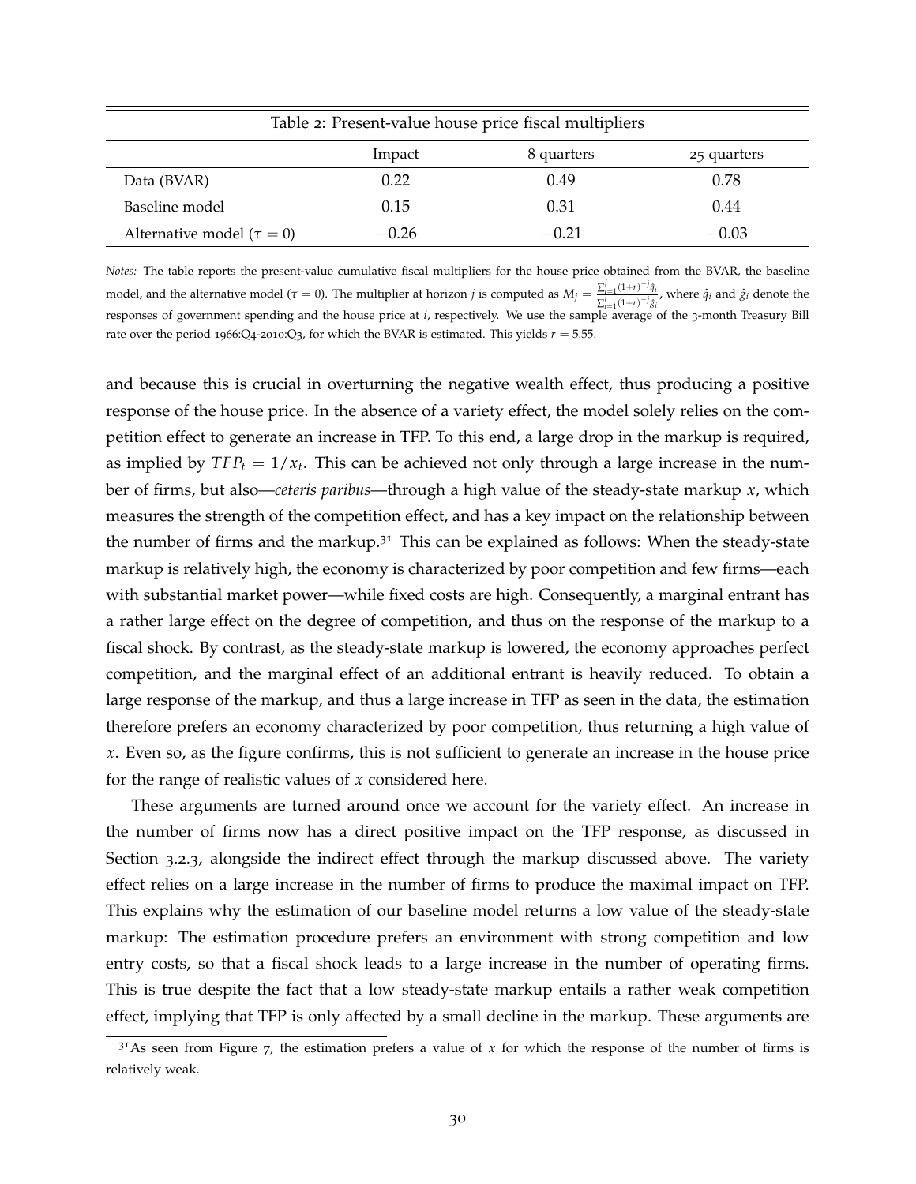Table 2: Present-value house price fiscal multipliers

| | Impact | 8 quarters | 25 quarters |
|---|---|---|---|
| Data (BVAR) | 0.22 | 0.49 | 0.78 |
| Baseline model | 0.15 | 0.31 | 0.44 |
| Alternative model ($\tau = 0$) | $-0.26$ | $-0.21$ | $-0.03$ |

*Notes:* The table reports the present-value cumulative fiscal multipliers for the house price obtained from the BVAR, the baseline model, and the alternative model ($\tau = 0$). The multiplier at horizon $j$ is computed as $M_j = \frac{\sum_{i=1}^{j}(1+r)^{-i}\hat{q}_i}{\sum_{i=1}^{j}(1+r)^{-i}\hat{g}_i}$, where $\hat{q}_i$ and $\hat{g}_i$ denote the responses of government spending and the house price at $i$, respectively. We use the sample average of the 3-month Treasury Bill rate over the period 1966:Q4-2010:Q3, for which the BVAR is estimated. This yields $r = 5.55$.

and because this is crucial in overturning the negative wealth effect, thus producing a positive response of the house price. In the absence of a variety effect, the model solely relies on the competition effect to generate an increase in TFP. To this end, a large drop in the markup is required, as implied by $TFP_t = 1/x_t$. This can be achieved not only through a large increase in the number of firms, but also—*ceteris paribus*—through a high value of the steady-state markup $x$, which measures the strength of the competition effect, and has a key impact on the relationship between the number of firms and the markup.[31] This can be explained as follows: When the steady-state markup is relatively high, the economy is characterized by poor competition and few firms—each with substantial market power—while fixed costs are high. Consequently, a marginal entrant has a rather large effect on the degree of competition, and thus on the response of the markup to a fiscal shock. By contrast, as the steady-state markup is lowered, the economy approaches perfect competition, and the marginal effect of an additional entrant is heavily reduced. To obtain a large response of the markup, and thus a large increase in TFP as seen in the data, the estimation therefore prefers an economy characterized by poor competition, thus returning a high value of $x$. Even so, as the figure confirms, this is not sufficient to generate an increase in the house price for the range of realistic values of $x$ considered here.

These arguments are turned around once we account for the variety effect. An increase in the number of firms now has a direct positive impact on the TFP response, as discussed in Section 3.2.3, alongside the indirect effect through the markup discussed above. The variety effect relies on a large increase in the number of firms to produce the maximal impact on TFP. This explains why the estimation of our baseline model returns a low value of the steady-state markup: The estimation procedure prefers an environment with strong competition and low entry costs, so that a fiscal shock leads to a large increase in the number of operating firms. This is true despite the fact that a low steady-state markup entails a rather weak competition effect, implying that TFP is only affected by a small decline in the markup. These arguments are

[31] As seen from Figure 7, the estimation prefers a value of $x$ for which the response of the number of firms is relatively weak.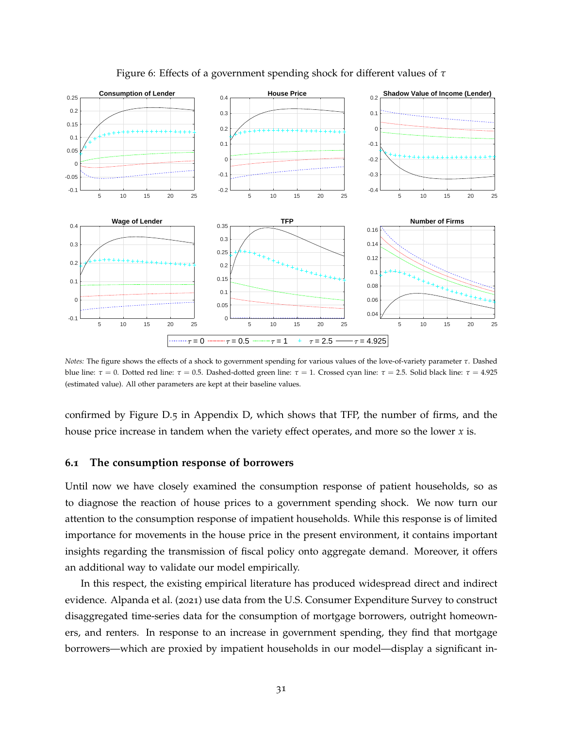Figure 6: Effects of a government spending shock for different values of $\tau$

*Notes:* The figure shows the effects of a shock to government spending for various values of the love-of-variety parameter $\tau$. Dashed blue line: $\tau = 0$. Dotted red line: $\tau = 0.5$. Dashed-dotted green line: $\tau = 1$. Crossed cyan line: $\tau = 2.5$. Solid black line: $\tau = 4.925$ (estimated value). All other parameters are kept at their baseline values.

confirmed by Figure D.5 in Appendix D, which shows that TFP, the number of firms, and the house price increase in tandem when the variety effect operates, and more so the lower $x$ is.

## 6.1 The consumption response of borrowers

Until now we have closely examined the consumption response of patient households, so as to diagnose the reaction of house prices to a government spending shock. We now turn our attention to the consumption response of impatient households. While this response is of limited importance for movements in the house price in the present environment, it contains important insights regarding the transmission of fiscal policy onto aggregate demand. Moreover, it offers an additional way to validate our model empirically.

In this respect, the existing empirical literature has produced widespread direct and indirect evidence. Alpanda et al. (2021) use data from the U.S. Consumer Expenditure Survey to construct disaggregated time-series data for the consumption of mortgage borrowers, outright homeowners, and renters. In response to an increase in government spending, they find that mortgage borrowers—which are proxied by impatient households in our model—display a significant in-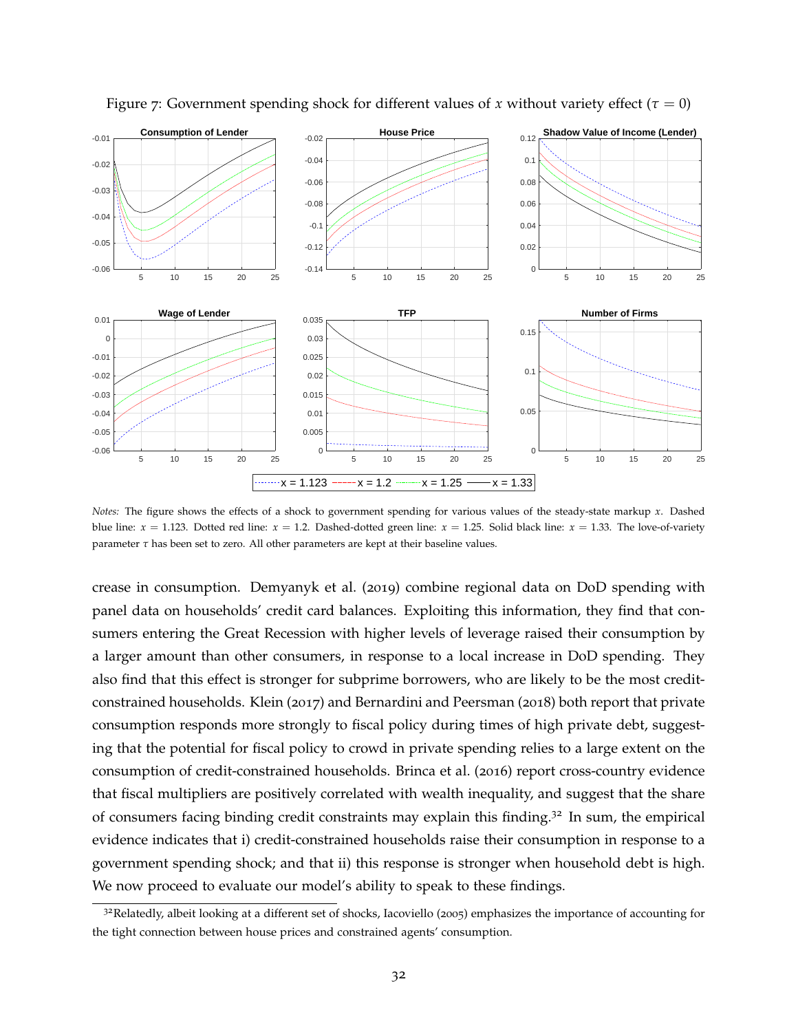Figure 7: Government spending shock for different values of $x$ without variety effect ($\tau = 0$)

*Notes:* The figure shows the effects of a shock to government spending for various values of the steady-state markup $x$. Dashed blue line: $x = 1.123$. Dotted red line: $x = 1.2$. Dashed-dotted green line: $x = 1.25$. Solid black line: $x = 1.33$. The love-of-variety parameter $\tau$ has been set to zero. All other parameters are kept at their baseline values.

crease in consumption. Demyanyk et al. (2019) combine regional data on DoD spending with panel data on households' credit card balances. Exploiting this information, they find that consumers entering the Great Recession with higher levels of leverage raised their consumption by a larger amount than other consumers, in response to a local increase in DoD spending. They also find that this effect is stronger for subprime borrowers, who are likely to be the most credit-constrained households. Klein (2017) and Bernardini and Peersman (2018) both report that private consumption responds more strongly to fiscal policy during times of high private debt, suggesting that the potential for fiscal policy to crowd in private spending relies to a large extent on the consumption of credit-constrained households. Brinca et al. (2016) report cross-country evidence that fiscal multipliers are positively correlated with wealth inequality, and suggest that the share of consumers facing binding credit constraints may explain this finding.[32] In sum, the empirical evidence indicates that i) credit-constrained households raise their consumption in response to a government spending shock; and that ii) this response is stronger when household debt is high. We now proceed to evaluate our model's ability to speak to these findings.

[32] Relatedly, albeit looking at a different set of shocks, Iacoviello (2005) emphasizes the importance of accounting for the tight connection between house prices and constrained agents' consumption.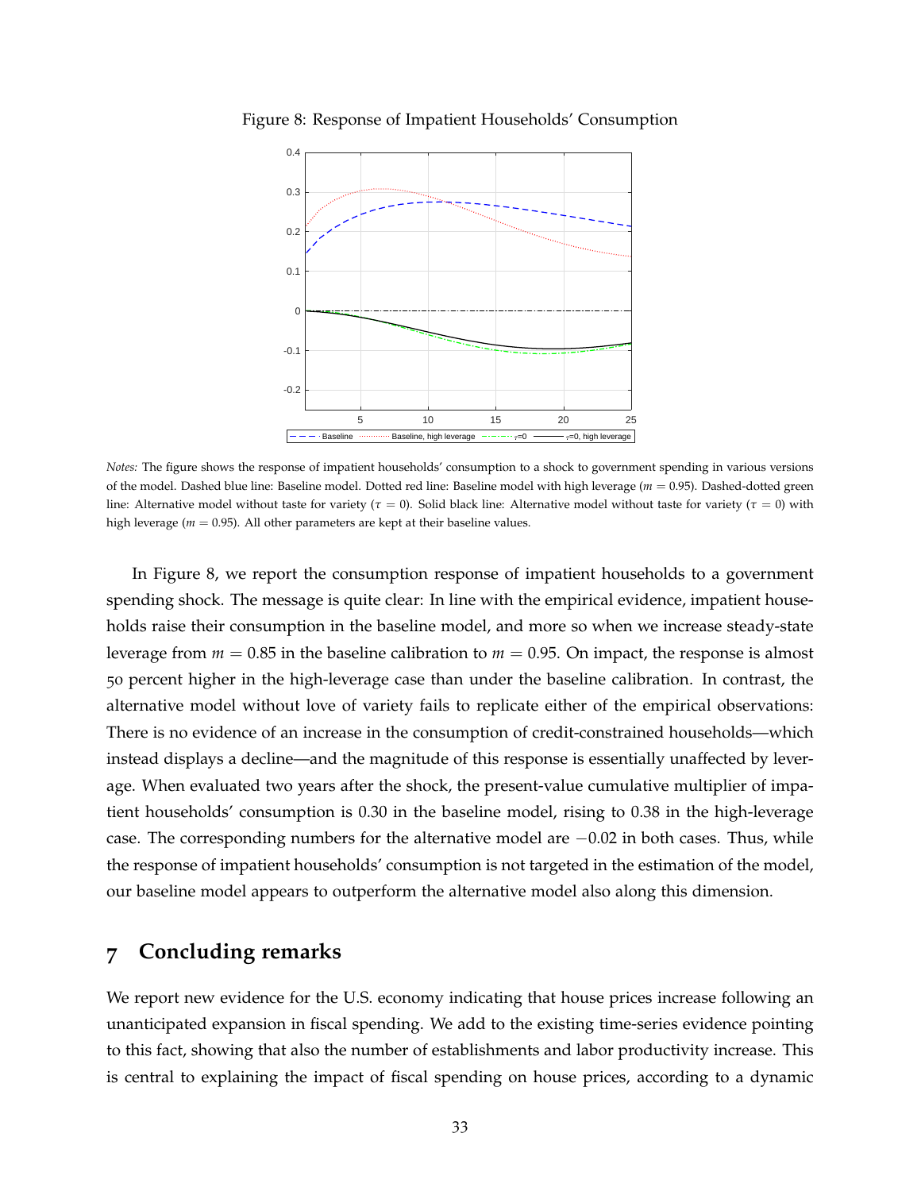Figure 8: Response of Impatient Households' Consumption

*Notes:* The figure shows the response of impatient households' consumption to a shock to government spending in various versions of the model. Dashed blue line: Baseline model. Dotted red line: Baseline model with high leverage ($m = 0.95$). Dashed-dotted green line: Alternative model without taste for variety ($\tau = 0$). Solid black line: Alternative model without taste for variety ($\tau = 0$) with high leverage ($m = 0.95$). All other parameters are kept at their baseline values.

In Figure 8, we report the consumption response of impatient households to a government spending shock. The message is quite clear: In line with the empirical evidence, impatient households raise their consumption in the baseline model, and more so when we increase steady-state leverage from $m = 0.85$ in the baseline calibration to $m = 0.95$. On impact, the response is almost 50 percent higher in the high-leverage case than under the baseline calibration. In contrast, the alternative model without love of variety fails to replicate either of the empirical observations: There is no evidence of an increase in the consumption of credit-constrained households—which instead displays a decline—and the magnitude of this response is essentially unaffected by leverage. When evaluated two years after the shock, the present-value cumulative multiplier of impatient households' consumption is 0.30 in the baseline model, rising to 0.38 in the high-leverage case. The corresponding numbers for the alternative model are $-0.02$ in both cases. Thus, while the response of impatient households' consumption is not targeted in the estimation of the model, our baseline model appears to outperform the alternative model also along this dimension.

# 7 Concluding remarks

We report new evidence for the U.S. economy indicating that house prices increase following an unanticipated expansion in fiscal spending. We add to the existing time-series evidence pointing to this fact, showing that also the number of establishments and labor productivity increase. This is central to explaining the impact of fiscal spending on house prices, according to a dynamic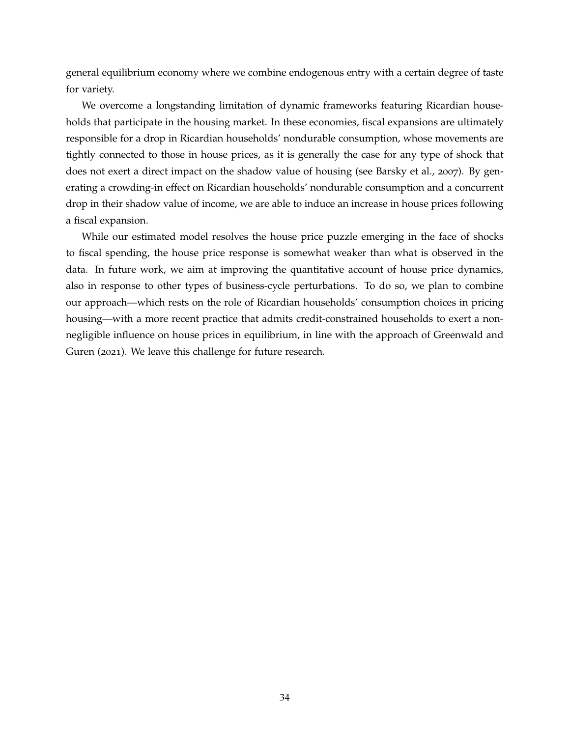general equilibrium economy where we combine endogenous entry with a certain degree of taste for variety.

We overcome a longstanding limitation of dynamic frameworks featuring Ricardian households that participate in the housing market. In these economies, fiscal expansions are ultimately responsible for a drop in Ricardian households' nondurable consumption, whose movements are tightly connected to those in house prices, as it is generally the case for any type of shock that does not exert a direct impact on the shadow value of housing (see Barsky et al., 2007). By generating a crowding-in effect on Ricardian households' nondurable consumption and a concurrent drop in their shadow value of income, we are able to induce an increase in house prices following a fiscal expansion.

While our estimated model resolves the house price puzzle emerging in the face of shocks to fiscal spending, the house price response is somewhat weaker than what is observed in the data. In future work, we aim at improving the quantitative account of house price dynamics, also in response to other types of business-cycle perturbations. To do so, we plan to combine our approach—which rests on the role of Ricardian households' consumption choices in pricing housing—with a more recent practice that admits credit-constrained households to exert a non-negligible influence on house prices in equilibrium, in line with the approach of Greenwald and Guren (2021). We leave this challenge for future research.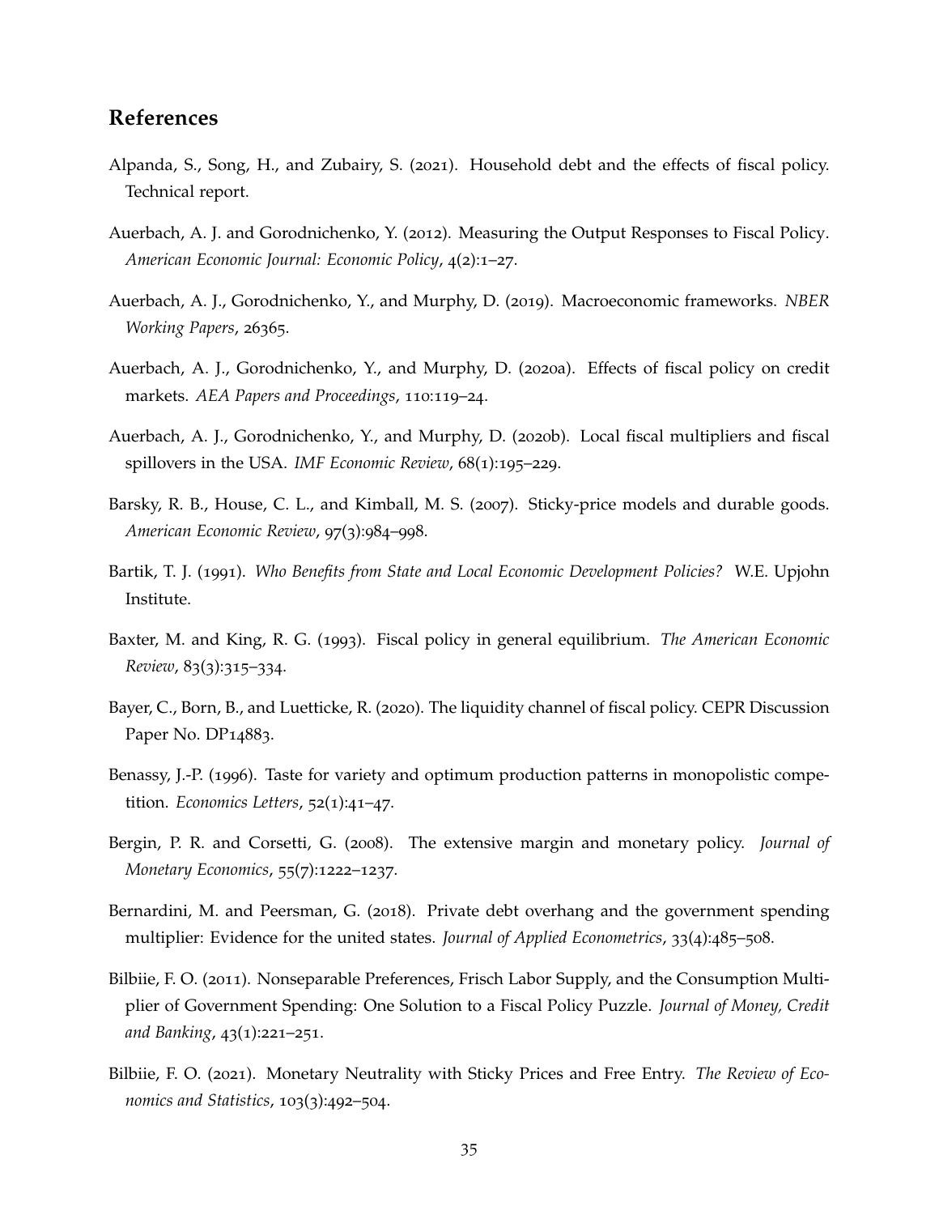## References

Alpanda, S., Song, H., and Zubairy, S. (2021). Household debt and the effects of fiscal policy. Technical report.

Auerbach, A. J. and Gorodnichenko, Y. (2012). Measuring the Output Responses to Fiscal Policy. *American Economic Journal: Economic Policy*, 4(2):1–27.

Auerbach, A. J., Gorodnichenko, Y., and Murphy, D. (2019). Macroeconomic frameworks. *NBER Working Papers*, 26365.

Auerbach, A. J., Gorodnichenko, Y., and Murphy, D. (2020a). Effects of fiscal policy on credit markets. *AEA Papers and Proceedings*, 110:119–24.

Auerbach, A. J., Gorodnichenko, Y., and Murphy, D. (2020b). Local fiscal multipliers and fiscal spillovers in the USA. *IMF Economic Review*, 68(1):195–229.

Barsky, R. B., House, C. L., and Kimball, M. S. (2007). Sticky-price models and durable goods. *American Economic Review*, 97(3):984–998.

Bartik, T. J. (1991). *Who Benefits from State and Local Economic Development Policies?* W.E. Upjohn Institute.

Baxter, M. and King, R. G. (1993). Fiscal policy in general equilibrium. *The American Economic Review*, 83(3):315–334.

Bayer, C., Born, B., and Luetticke, R. (2020). The liquidity channel of fiscal policy. CEPR Discussion Paper No. DP14883.

Benassy, J.-P. (1996). Taste for variety and optimum production patterns in monopolistic competition. *Economics Letters*, 52(1):41–47.

Bergin, P. R. and Corsetti, G. (2008). The extensive margin and monetary policy. *Journal of Monetary Economics*, 55(7):1222–1237.

Bernardini, M. and Peersman, G. (2018). Private debt overhang and the government spending multiplier: Evidence for the united states. *Journal of Applied Econometrics*, 33(4):485–508.

Bilbiie, F. O. (2011). Nonseparable Preferences, Frisch Labor Supply, and the Consumption Multiplier of Government Spending: One Solution to a Fiscal Policy Puzzle. *Journal of Money, Credit and Banking*, 43(1):221–251.

Bilbiie, F. O. (2021). Monetary Neutrality with Sticky Prices and Free Entry. *The Review of Economics and Statistics*, 103(3):492–504.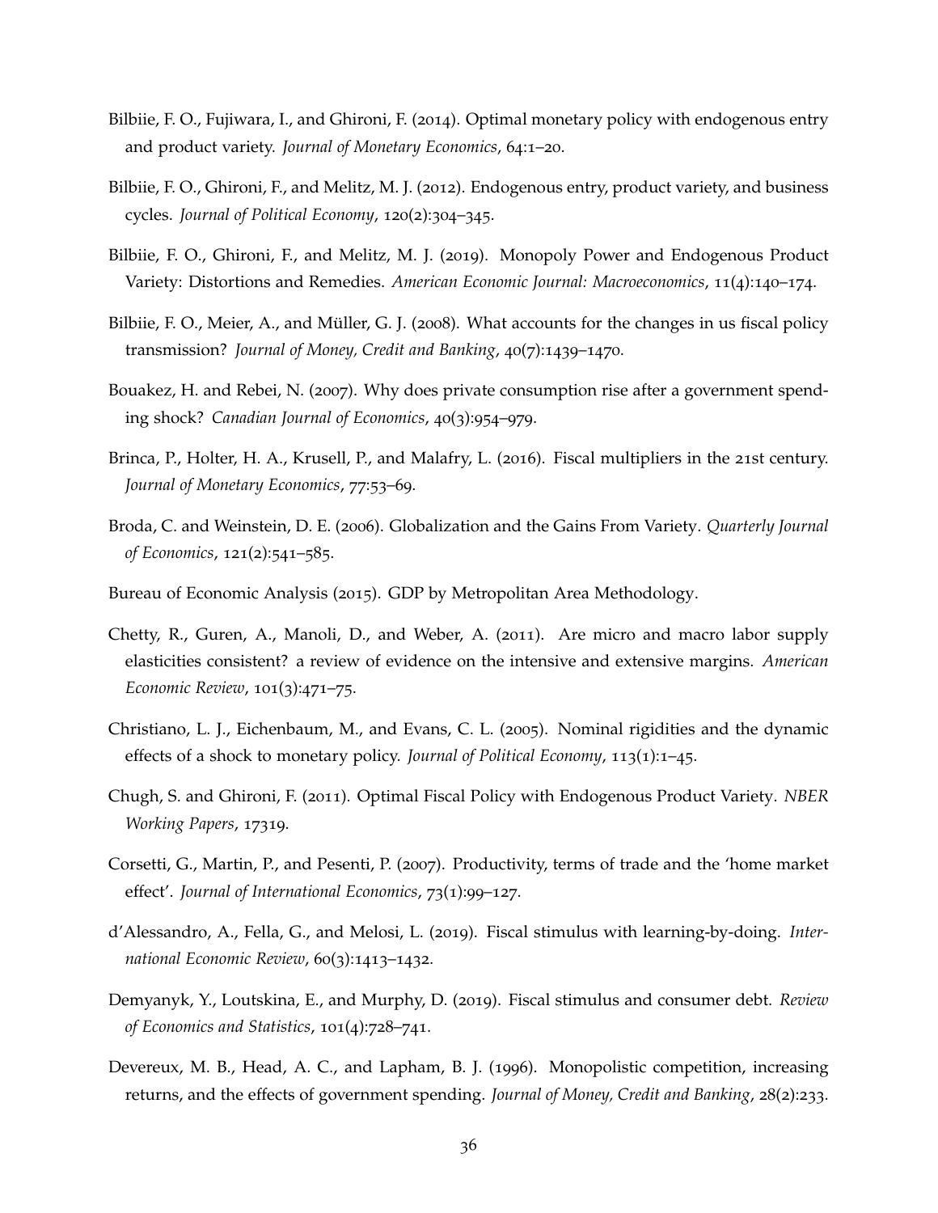Bilbiie, F. O., Fujiwara, I., and Ghironi, F. (2014). Optimal monetary policy with endogenous entry and product variety. *Journal of Monetary Economics*, 64:1–20.

Bilbiie, F. O., Ghironi, F., and Melitz, M. J. (2012). Endogenous entry, product variety, and business cycles. *Journal of Political Economy*, 120(2):304–345.

Bilbiie, F. O., Ghironi, F., and Melitz, M. J. (2019). Monopoly Power and Endogenous Product Variety: Distortions and Remedies. *American Economic Journal: Macroeconomics*, 11(4):140–174.

Bilbiie, F. O., Meier, A., and Müller, G. J. (2008). What accounts for the changes in us fiscal policy transmission? *Journal of Money, Credit and Banking*, 40(7):1439–1470.

Bouakez, H. and Rebei, N. (2007). Why does private consumption rise after a government spending shock? *Canadian Journal of Economics*, 40(3):954–979.

Brinca, P., Holter, H. A., Krusell, P., and Malafry, L. (2016). Fiscal multipliers in the 21st century. *Journal of Monetary Economics*, 77:53–69.

Broda, C. and Weinstein, D. E. (2006). Globalization and the Gains From Variety. *Quarterly Journal of Economics*, 121(2):541–585.

Bureau of Economic Analysis (2015). GDP by Metropolitan Area Methodology.

Chetty, R., Guren, A., Manoli, D., and Weber, A. (2011). Are micro and macro labor supply elasticities consistent? a review of evidence on the intensive and extensive margins. *American Economic Review*, 101(3):471–75.

Christiano, L. J., Eichenbaum, M., and Evans, C. L. (2005). Nominal rigidities and the dynamic effects of a shock to monetary policy. *Journal of Political Economy*, 113(1):1–45.

Chugh, S. and Ghironi, F. (2011). Optimal Fiscal Policy with Endogenous Product Variety. *NBER Working Papers*, 17319.

Corsetti, G., Martin, P., and Pesenti, P. (2007). Productivity, terms of trade and the 'home market effect'. *Journal of International Economics*, 73(1):99–127.

d'Alessandro, A., Fella, G., and Melosi, L. (2019). Fiscal stimulus with learning-by-doing. *International Economic Review*, 60(3):1413–1432.

Demyanyk, Y., Loutskina, E., and Murphy, D. (2019). Fiscal stimulus and consumer debt. *Review of Economics and Statistics*, 101(4):728–741.

Devereux, M. B., Head, A. C., and Lapham, B. J. (1996). Monopolistic competition, increasing returns, and the effects of government spending. *Journal of Money, Credit and Banking*, 28(2):233.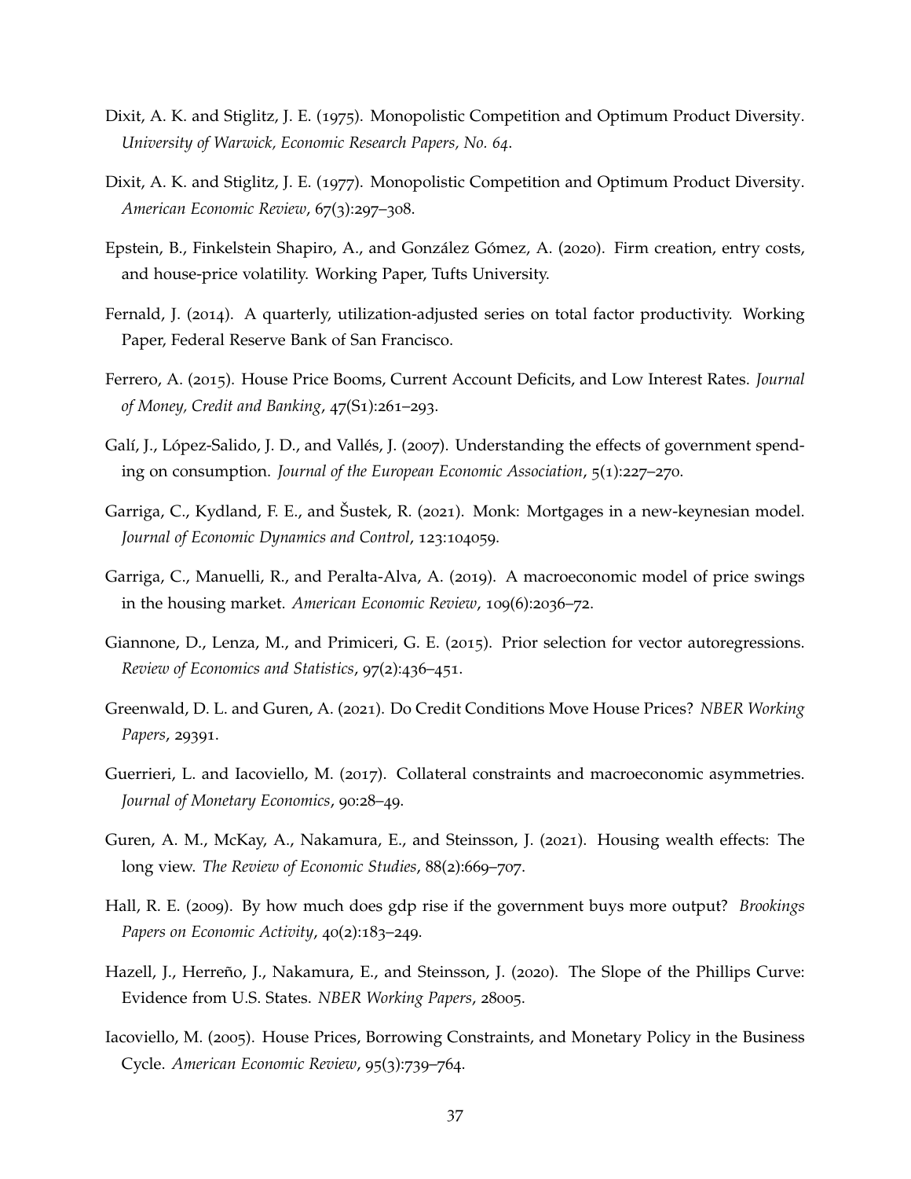Dixit, A. K. and Stiglitz, J. E. (1975). Monopolistic Competition and Optimum Product Diversity. *University of Warwick, Economic Research Papers, No. 64*.

Dixit, A. K. and Stiglitz, J. E. (1977). Monopolistic Competition and Optimum Product Diversity. *American Economic Review*, 67(3):297–308.

Epstein, B., Finkelstein Shapiro, A., and González Gómez, A. (2020). Firm creation, entry costs, and house-price volatility. Working Paper, Tufts University.

Fernald, J. (2014). A quarterly, utilization-adjusted series on total factor productivity. Working Paper, Federal Reserve Bank of San Francisco.

Ferrero, A. (2015). House Price Booms, Current Account Deficits, and Low Interest Rates. *Journal of Money, Credit and Banking*, 47(S1):261–293.

Galí, J., López-Salido, J. D., and Vallés, J. (2007). Understanding the effects of government spending on consumption. *Journal of the European Economic Association*, 5(1):227–270.

Garriga, C., Kydland, F. E., and Šustek, R. (2021). Monk: Mortgages in a new-keynesian model. *Journal of Economic Dynamics and Control*, 123:104059.

Garriga, C., Manuelli, R., and Peralta-Alva, A. (2019). A macroeconomic model of price swings in the housing market. *American Economic Review*, 109(6):2036–72.

Giannone, D., Lenza, M., and Primiceri, G. E. (2015). Prior selection for vector autoregressions. *Review of Economics and Statistics*, 97(2):436–451.

Greenwald, D. L. and Guren, A. (2021). Do Credit Conditions Move House Prices? *NBER Working Papers*, 29391.

Guerrieri, L. and Iacoviello, M. (2017). Collateral constraints and macroeconomic asymmetries. *Journal of Monetary Economics*, 90:28–49.

Guren, A. M., McKay, A., Nakamura, E., and Steinsson, J. (2021). Housing wealth effects: The long view. *The Review of Economic Studies*, 88(2):669–707.

Hall, R. E. (2009). By how much does gdp rise if the government buys more output? *Brookings Papers on Economic Activity*, 40(2):183–249.

Hazell, J., Herreño, J., Nakamura, E., and Steinsson, J. (2020). The Slope of the Phillips Curve: Evidence from U.S. States. *NBER Working Papers*, 28005.

Iacoviello, M. (2005). House Prices, Borrowing Constraints, and Monetary Policy in the Business Cycle. *American Economic Review*, 95(3):739–764.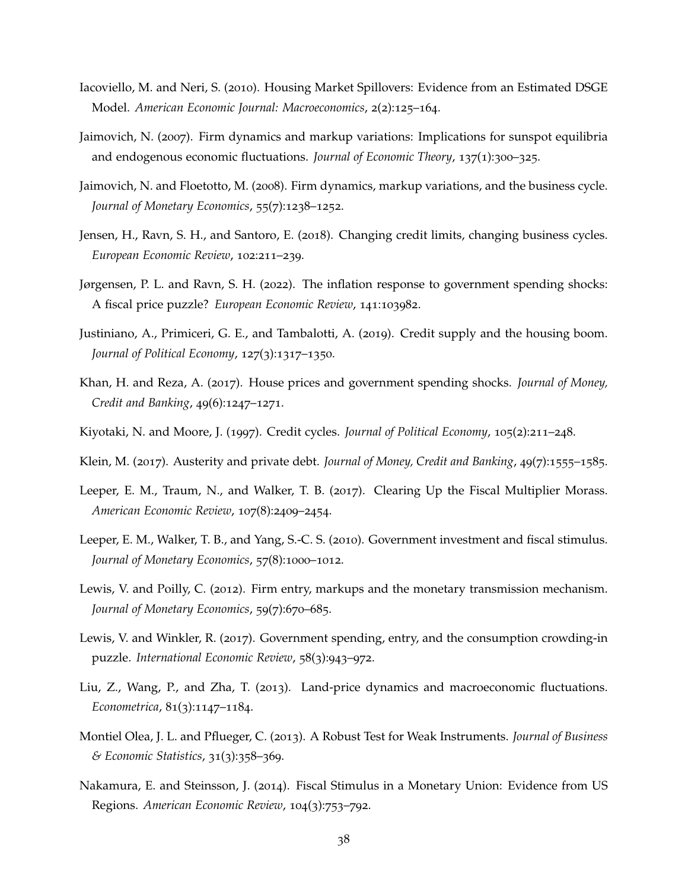Iacoviello, M. and Neri, S. (2010). Housing Market Spillovers: Evidence from an Estimated DSGE Model. *American Economic Journal: Macroeconomics*, 2(2):125–164.

Jaimovich, N. (2007). Firm dynamics and markup variations: Implications for sunspot equilibria and endogenous economic fluctuations. *Journal of Economic Theory*, 137(1):300–325.

Jaimovich, N. and Floetotto, M. (2008). Firm dynamics, markup variations, and the business cycle. *Journal of Monetary Economics*, 55(7):1238–1252.

Jensen, H., Ravn, S. H., and Santoro, E. (2018). Changing credit limits, changing business cycles. *European Economic Review*, 102:211–239.

Jørgensen, P. L. and Ravn, S. H. (2022). The inflation response to government spending shocks: A fiscal price puzzle? *European Economic Review*, 141:103982.

Justiniano, A., Primiceri, G. E., and Tambalotti, A. (2019). Credit supply and the housing boom. *Journal of Political Economy*, 127(3):1317–1350.

Khan, H. and Reza, A. (2017). House prices and government spending shocks. *Journal of Money, Credit and Banking*, 49(6):1247–1271.

Kiyotaki, N. and Moore, J. (1997). Credit cycles. *Journal of Political Economy*, 105(2):211–248.

Klein, M. (2017). Austerity and private debt. *Journal of Money, Credit and Banking*, 49(7):1555–1585.

Leeper, E. M., Traum, N., and Walker, T. B. (2017). Clearing Up the Fiscal Multiplier Morass. *American Economic Review*, 107(8):2409–2454.

Leeper, E. M., Walker, T. B., and Yang, S.-C. S. (2010). Government investment and fiscal stimulus. *Journal of Monetary Economics*, 57(8):1000–1012.

Lewis, V. and Poilly, C. (2012). Firm entry, markups and the monetary transmission mechanism. *Journal of Monetary Economics*, 59(7):670–685.

Lewis, V. and Winkler, R. (2017). Government spending, entry, and the consumption crowding-in puzzle. *International Economic Review*, 58(3):943–972.

Liu, Z., Wang, P., and Zha, T. (2013). Land-price dynamics and macroeconomic fluctuations. *Econometrica*, 81(3):1147–1184.

Montiel Olea, J. L. and Pflueger, C. (2013). A Robust Test for Weak Instruments. *Journal of Business & Economic Statistics*, 31(3):358–369.

Nakamura, E. and Steinsson, J. (2014). Fiscal Stimulus in a Monetary Union: Evidence from US Regions. *American Economic Review*, 104(3):753–792.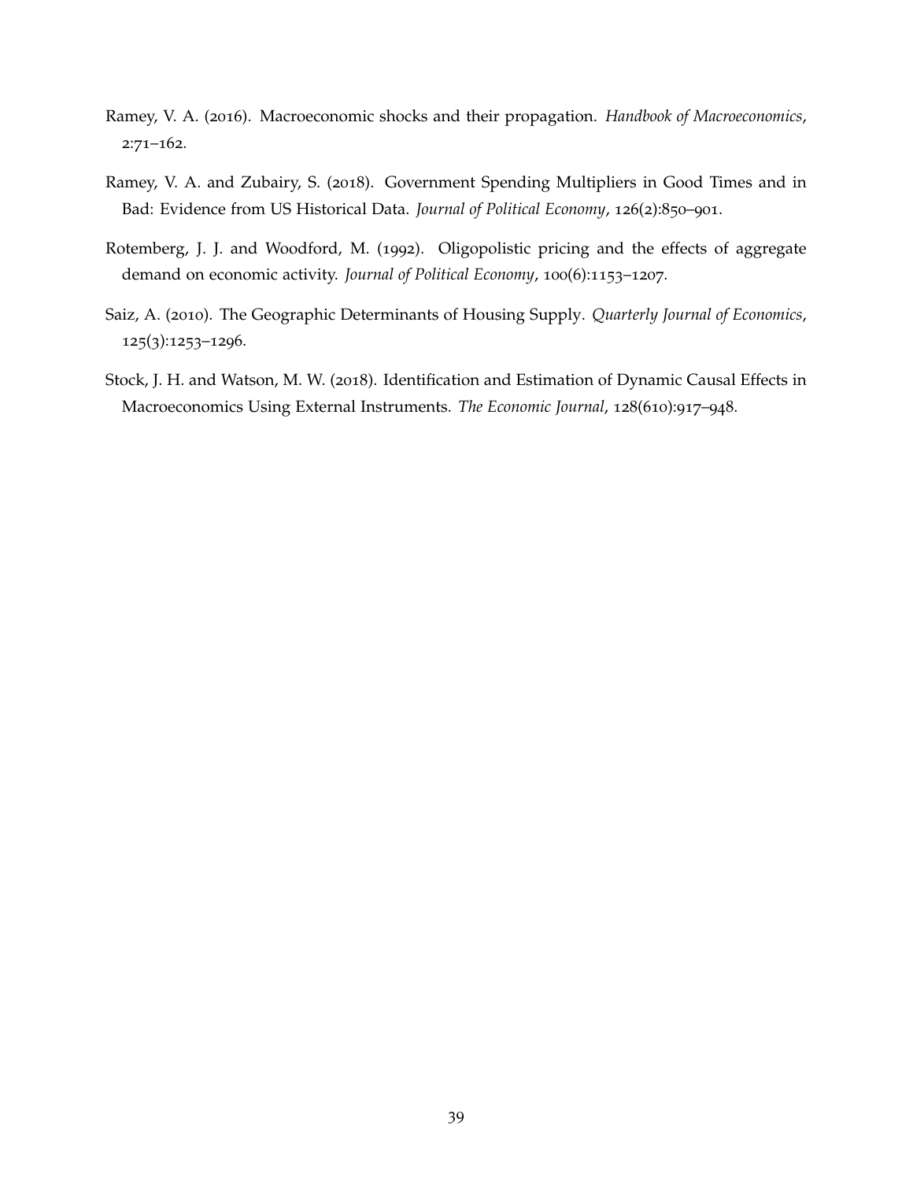Ramey, V. A. (2016). Macroeconomic shocks and their propagation. *Handbook of Macroeconomics*, 2:71–162.

Ramey, V. A. and Zubairy, S. (2018). Government Spending Multipliers in Good Times and in Bad: Evidence from US Historical Data. *Journal of Political Economy*, 126(2):850–901.

Rotemberg, J. J. and Woodford, M. (1992). Oligopolistic pricing and the effects of aggregate demand on economic activity. *Journal of Political Economy*, 100(6):1153–1207.

Saiz, A. (2010). The Geographic Determinants of Housing Supply. *Quarterly Journal of Economics*, 125(3):1253–1296.

Stock, J. H. and Watson, M. W. (2018). Identification and Estimation of Dynamic Causal Effects in Macroeconomics Using External Instruments. *The Economic Journal*, 128(610):917–948.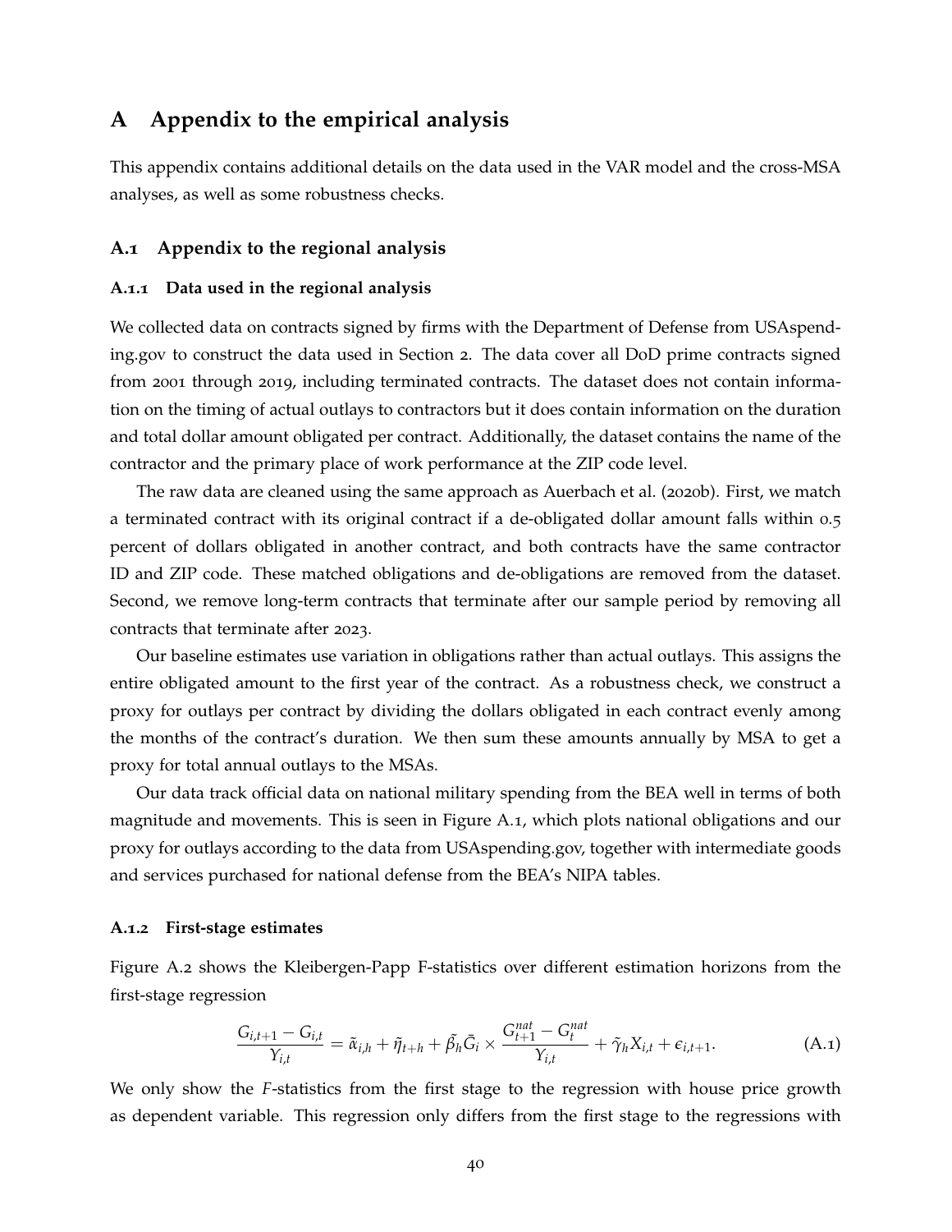# A Appendix to the empirical analysis

This appendix contains additional details on the data used in the VAR model and the cross-MSA analyses, as well as some robustness checks.

## A.1 Appendix to the regional analysis

### A.1.1 Data used in the regional analysis

We collected data on contracts signed by firms with the Department of Defense from USAspending.gov to construct the data used in Section 2. The data cover all DoD prime contracts signed from 2001 through 2019, including terminated contracts. The dataset does not contain information on the timing of actual outlays to contractors but it does contain information on the duration and total dollar amount obligated per contract. Additionally, the dataset contains the name of the contractor and the primary place of work performance at the ZIP code level.

The raw data are cleaned using the same approach as Auerbach et al. (2020b). First, we match a terminated contract with its original contract if a de-obligated dollar amount falls within 0.5 percent of dollars obligated in another contract, and both contracts have the same contractor ID and ZIP code. These matched obligations and de-obligations are removed from the dataset. Second, we remove long-term contracts that terminate after our sample period by removing all contracts that terminate after 2023.

Our baseline estimates use variation in obligations rather than actual outlays. This assigns the entire obligated amount to the first year of the contract. As a robustness check, we construct a proxy for outlays per contract by dividing the dollars obligated in each contract evenly among the months of the contract's duration. We then sum these amounts annually by MSA to get a proxy for total annual outlays to the MSAs.

Our data track official data on national military spending from the BEA well in terms of both magnitude and movements. This is seen in Figure A.1, which plots national obligations and our proxy for outlays according to the data from USAspending.gov, together with intermediate goods and services purchased for national defense from the BEA's NIPA tables.

### A.1.2 First-stage estimates

Figure A.2 shows the Kleibergen-Papp F-statistics over different estimation horizons from the first-stage regression

$$\frac{G_{i,t+1} - G_{i,t}}{Y_{i,t}} = \tilde{\alpha}_{i,h} + \tilde{\eta}_{t+h} + \tilde{\beta}_h \bar{G}_i \times \frac{G_{t+1}^{nat} - G_t^{nat}}{Y_{i,t}} + \tilde{\gamma}_h X_{i,t} + \epsilon_{i,t+1}. \tag{A.1}$$

We only show the *F*-statistics from the first stage to the regression with house price growth as dependent variable. This regression only differs from the first stage to the regressions with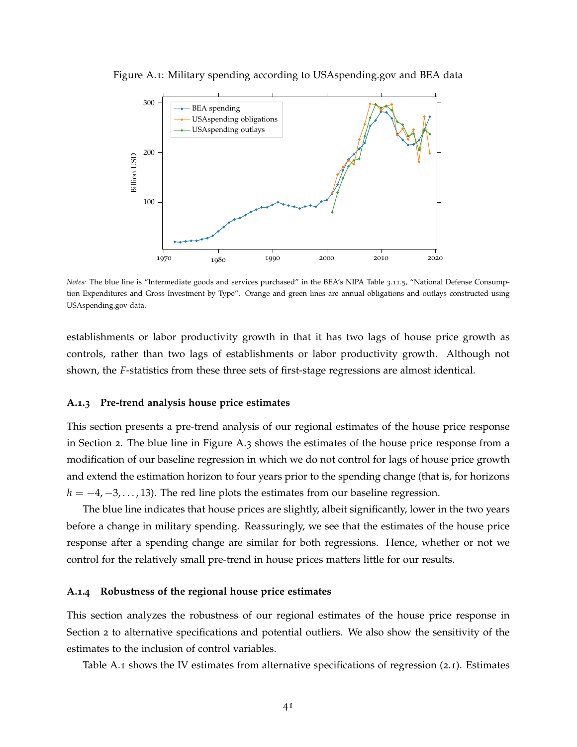Figure A.1: Military spending according to USAspending.gov and BEA data

*Notes:* The blue line is "Intermediate goods and services purchased" in the BEA's NIPA Table 3.11.5, "National Defense Consumption Expenditures and Gross Investment by Type". Orange and green lines are annual obligations and outlays constructed using USAspending.gov data.

establishments or labor productivity growth in that it has two lags of house price growth as controls, rather than two lags of establishments or labor productivity growth. Although not shown, the $F$-statistics from these three sets of first-stage regressions are almost identical.

### A.1.3 Pre-trend analysis house price estimates

This section presents a pre-trend analysis of our regional estimates of the house price response in Section 2. The blue line in Figure A.3 shows the estimates of the house price response from a modification of our baseline regression in which we do not control for lags of house price growth and extend the estimation horizon to four years prior to the spending change (that is, for horizons $h = -4, -3, \ldots, 13$). The red line plots the estimates from our baseline regression.

The blue line indicates that house prices are slightly, albeit significantly, lower in the two years before a change in military spending. Reassuringly, we see that the estimates of the house price response after a spending change are similar for both regressions. Hence, whether or not we control for the relatively small pre-trend in house prices matters little for our results.

### A.1.4 Robustness of the regional house price estimates

This section analyzes the robustness of our regional estimates of the house price response in Section 2 to alternative specifications and potential outliers. We also show the sensitivity of the estimates to the inclusion of control variables.

Table A.1 shows the IV estimates from alternative specifications of regression (2.1). Estimates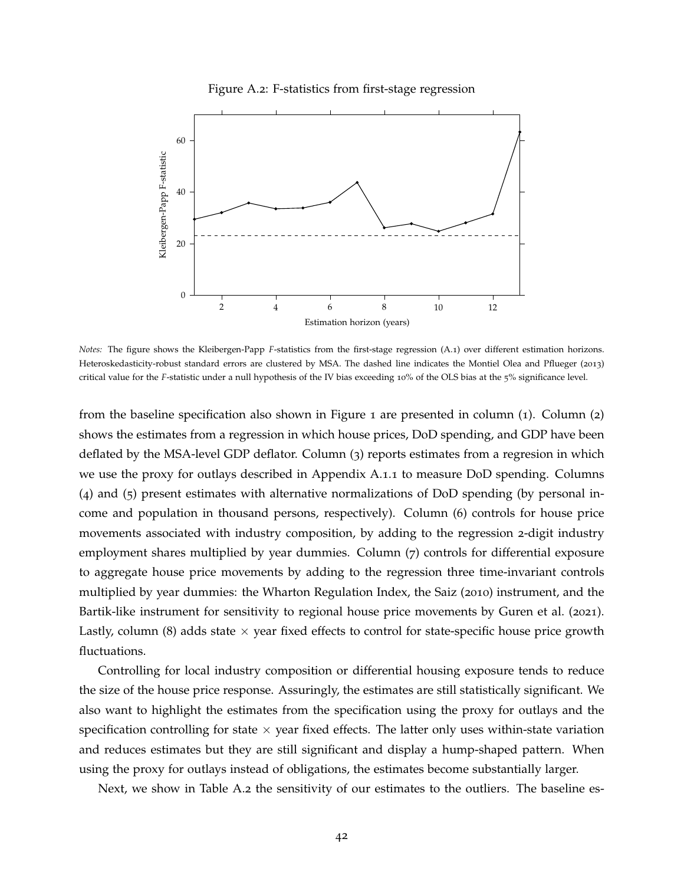Figure A.2: F-statistics from first-stage regression

*Notes:* The figure shows the Kleibergen-Papp $F$-statistics from the first-stage regression (A.1) over different estimation horizons. Heteroskedasticity-robust standard errors are clustered by MSA. The dashed line indicates the Montiel Olea and Pflueger (2013) critical value for the $F$-statistic under a null hypothesis of the IV bias exceeding 10% of the OLS bias at the 5% significance level.

from the baseline specification also shown in Figure 1 are presented in column (1). Column (2) shows the estimates from a regression in which house prices, DoD spending, and GDP have been deflated by the MSA-level GDP deflator. Column (3) reports estimates from a regresion in which we use the proxy for outlays described in Appendix A.1.1 to measure DoD spending. Columns (4) and (5) present estimates with alternative normalizations of DoD spending (by personal income and population in thousand persons, respectively). Column (6) controls for house price movements associated with industry composition, by adding to the regression 2-digit industry employment shares multiplied by year dummies. Column (7) controls for differential exposure to aggregate house price movements by adding to the regression three time-invariant controls multiplied by year dummies: the Wharton Regulation Index, the Saiz (2010) instrument, and the Bartik-like instrument for sensitivity to regional house price movements by Guren et al. (2021). Lastly, column (8) adds state $\times$ year fixed effects to control for state-specific house price growth fluctuations.

Controlling for local industry composition or differential housing exposure tends to reduce the size of the house price response. Assuringly, the estimates are still statistically significant. We also want to highlight the estimates from the specification using the proxy for outlays and the specification controlling for state $\times$ year fixed effects. The latter only uses within-state variation and reduces estimates but they are still significant and display a hump-shaped pattern. When using the proxy for outlays instead of obligations, the estimates become substantially larger.

Next, we show in Table A.2 the sensitivity of our estimates to the outliers. The baseline es-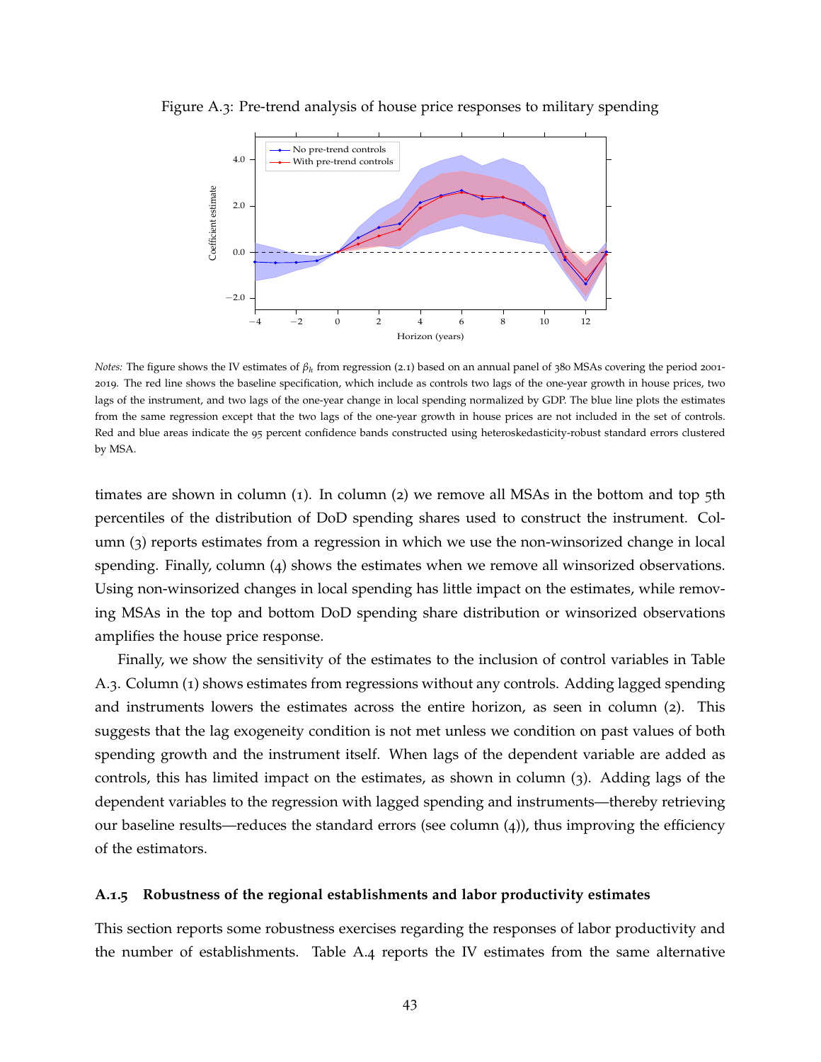Figure A.3: Pre-trend analysis of house price responses to military spending

*Notes:* The figure shows the IV estimates of $\beta_h$ from regression (2.1) based on an annual panel of 380 MSAs covering the period 2001-2019. The red line shows the baseline specification, which include as controls two lags of the one-year growth in house prices, two lags of the instrument, and two lags of the one-year change in local spending normalized by GDP. The blue line plots the estimates from the same regression except that the two lags of the one-year growth in house prices are not included in the set of controls. Red and blue areas indicate the 95 percent confidence bands constructed using heteroskedasticity-robust standard errors clustered by MSA.

timates are shown in column (1). In column (2) we remove all MSAs in the bottom and top 5th percentiles of the distribution of DoD spending shares used to construct the instrument. Column (3) reports estimates from a regression in which we use the non-winsorized change in local spending. Finally, column (4) shows the estimates when we remove all winsorized observations. Using non-winsorized changes in local spending has little impact on the estimates, while removing MSAs in the top and bottom DoD spending share distribution or winsorized observations amplifies the house price response.

Finally, we show the sensitivity of the estimates to the inclusion of control variables in Table A.3. Column (1) shows estimates from regressions without any controls. Adding lagged spending and instruments lowers the estimates across the entire horizon, as seen in column (2). This suggests that the lag exogeneity condition is not met unless we condition on past values of both spending growth and the instrument itself. When lags of the dependent variable are added as controls, this has limited impact on the estimates, as shown in column (3). Adding lags of the dependent variables to the regression with lagged spending and instruments—thereby retrieving our baseline results—reduces the standard errors (see column (4)), thus improving the efficiency of the estimators.

### A.1.5 Robustness of the regional establishments and labor productivity estimates

This section reports some robustness exercises regarding the responses of labor productivity and the number of establishments. Table A.4 reports the IV estimates from the same alternative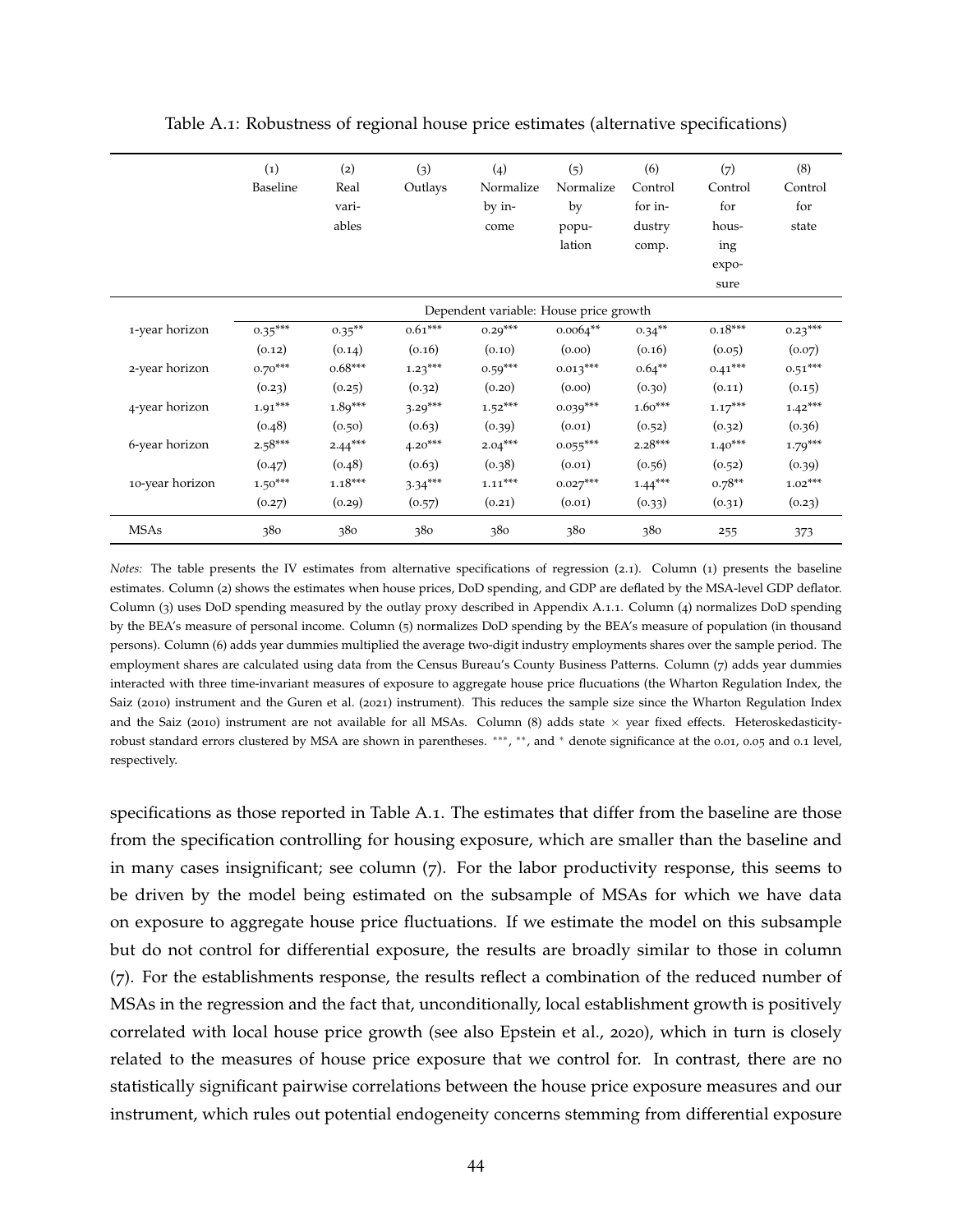Table A.1: Robustness of regional house price estimates (alternative specifications)

| | (1) Baseline | (2) Real variables | (3) Outlays | (4) Normalize by income | (5) Normalize by population | (6) Control for industry comp. | (7) Control for housing exposure | (8) Control for state |
|---|---|---|---|---|---|---|---|---|
| | Dependent variable: House price growth | | | | | | | |
| 1-year horizon | 0.35*** | 0.35** | 0.61*** | 0.29*** | 0.0064** | 0.34** | 0.18*** | 0.23*** |
| | (0.12) | (0.14) | (0.16) | (0.10) | (0.00) | (0.16) | (0.05) | (0.07) |
| 2-year horizon | 0.70*** | 0.68*** | 1.23*** | 0.59*** | 0.013*** | 0.64** | 0.41*** | 0.51*** |
| | (0.23) | (0.25) | (0.32) | (0.20) | (0.00) | (0.30) | (0.11) | (0.15) |
| 4-year horizon | 1.91*** | 1.89*** | 3.29*** | 1.52*** | 0.039*** | 1.60*** | 1.17*** | 1.42*** |
| | (0.48) | (0.50) | (0.63) | (0.39) | (0.01) | (0.52) | (0.32) | (0.36) |
| 6-year horizon | 2.58*** | 2.44*** | 4.20*** | 2.04*** | 0.055*** | 2.28*** | 1.40*** | 1.79*** |
| | (0.47) | (0.48) | (0.63) | (0.38) | (0.01) | (0.56) | (0.52) | (0.39) |
| 10-year horizon | 1.50*** | 1.18*** | 3.34*** | 1.11*** | 0.027*** | 1.44*** | 0.78** | 1.02*** |
| | (0.27) | (0.29) | (0.57) | (0.21) | (0.01) | (0.33) | (0.31) | (0.23) |
| MSAs | 380 | 380 | 380 | 380 | 380 | 380 | 255 | 373 |

*Notes:* The table presents the IV estimates from alternative specifications of regression (2.1). Column (1) presents the baseline estimates. Column (2) shows the estimates when house prices, DoD spending, and GDP are deflated by the MSA-level GDP deflator. Column (3) uses DoD spending measured by the outlay proxy described in Appendix A.1.1. Column (4) normalizes DoD spending by the BEA's measure of personal income. Column (5) normalizes DoD spending by the BEA's measure of population (in thousand persons). Column (6) adds year dummies multiplied the average two-digit industry employments shares over the sample period. The employment shares are calculated using data from the Census Bureau's County Business Patterns. Column (7) adds year dummies interacted with three time-invariant measures of exposure to aggregate house price flucuations (the Wharton Regulation Index, the Saiz (2010) instrument and the Guren et al. (2021) instrument). This reduces the sample size since the Wharton Regulation Index and the Saiz (2010) instrument are not available for all MSAs. Column (8) adds state × year fixed effects. Heteroskedasticity-robust standard errors clustered by MSA are shown in parentheses. ***, **, and * denote significance at the 0.01, 0.05 and 0.1 level, respectively.

specifications as those reported in Table A.1. The estimates that differ from the baseline are those from the specification controlling for housing exposure, which are smaller than the baseline and in many cases insignificant; see column (7). For the labor productivity response, this seems to be driven by the model being estimated on the subsample of MSAs for which we have data on exposure to aggregate house price fluctuations. If we estimate the model on this subsample but do not control for differential exposure, the results are broadly similar to those in column (7). For the establishments response, the results reflect a combination of the reduced number of MSAs in the regression and the fact that, unconditionally, local establishment growth is positively correlated with local house price growth (see also Epstein et al., 2020), which in turn is closely related to the measures of house price exposure that we control for. In contrast, there are no statistically significant pairwise correlations between the house price exposure measures and our instrument, which rules out potential endogeneity concerns stemming from differential exposure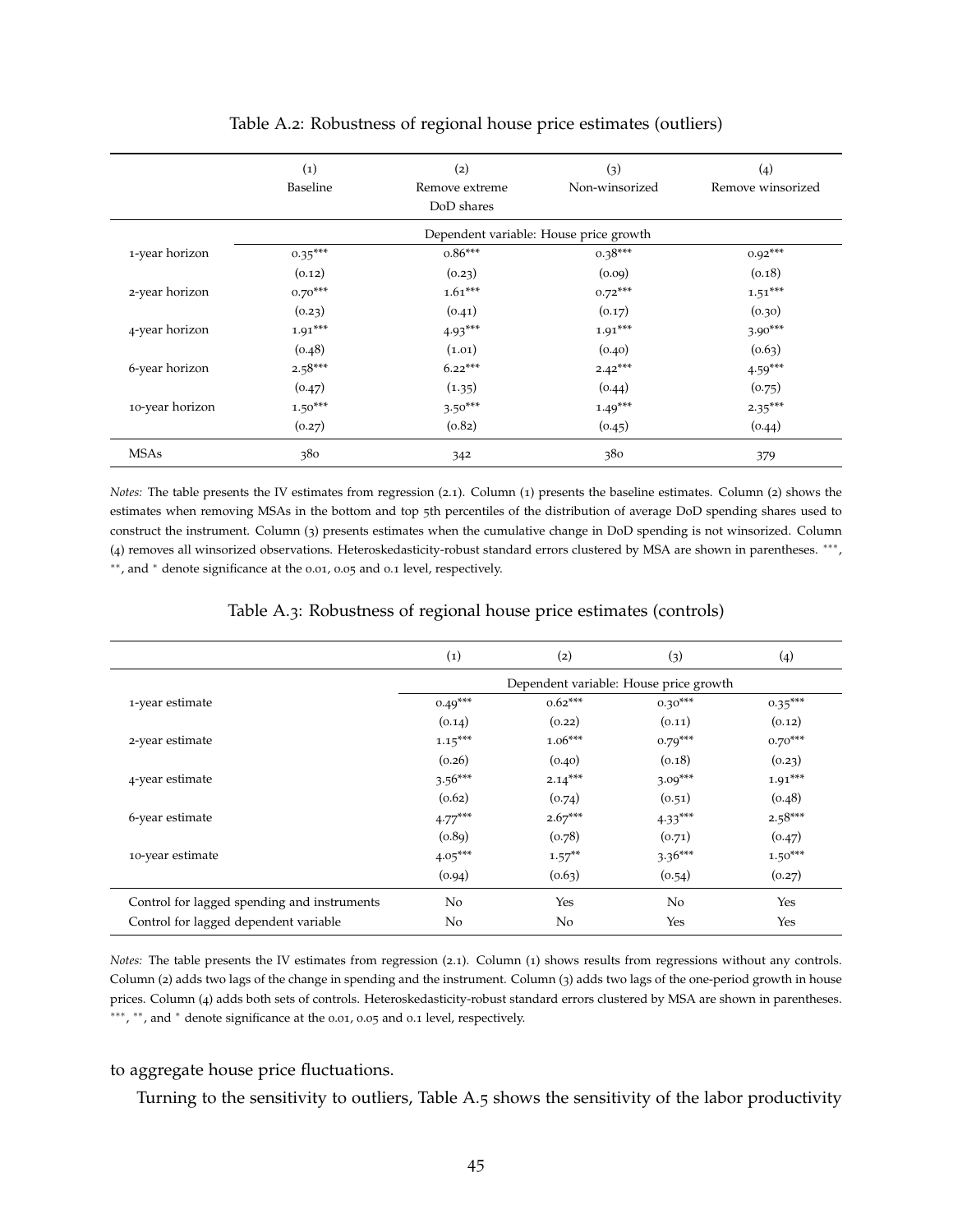Table A.2: Robustness of regional house price estimates (outliers)

| | (1) Baseline | (2) Remove extreme DoD shares | (3) Non-winsorized | (4) Remove winsorized |
|---|---|---|---|---|
| | Dependent variable: House price growth | | | |
| 1-year horizon | 0.35*** | 0.86*** | 0.38*** | 0.92*** |
| | (0.12) | (0.23) | (0.09) | (0.18) |
| 2-year horizon | 0.70*** | 1.61*** | 0.72*** | 1.51*** |
| | (0.23) | (0.41) | (0.17) | (0.30) |
| 4-year horizon | 1.91*** | 4.93*** | 1.91*** | 3.90*** |
| | (0.48) | (1.01) | (0.40) | (0.63) |
| 6-year horizon | 2.58*** | 6.22*** | 2.42*** | 4.59*** |
| | (0.47) | (1.35) | (0.44) | (0.75) |
| 10-year horizon | 1.50*** | 3.50*** | 1.49*** | 2.35*** |
| | (0.27) | (0.82) | (0.45) | (0.44) |
| MSAs | 380 | 342 | 380 | 379 |

*Notes:* The table presents the IV estimates from regression (2.1). Column (1) presents the baseline estimates. Column (2) shows the estimates when removing MSAs in the bottom and top 5th percentiles of the distribution of average DoD spending shares used to construct the instrument. Column (3) presents estimates when the cumulative change in DoD spending is not winsorized. Column (4) removes all winsorized observations. Heteroskedasticity-robust standard errors clustered by MSA are shown in parentheses. ***, **, and * denote significance at the 0.01, 0.05 and 0.1 level, respectively.

Table A.3: Robustness of regional house price estimates (controls)

| | (1) | (2) | (3) | (4) |
|---|---|---|---|---|
| | Dependent variable: House price growth | | | |
| 1-year estimate | 0.49*** | 0.62*** | 0.30*** | 0.35*** |
| | (0.14) | (0.22) | (0.11) | (0.12) |
| 2-year estimate | 1.15*** | 1.06*** | 0.79*** | 0.70*** |
| | (0.26) | (0.40) | (0.18) | (0.23) |
| 4-year estimate | 3.56*** | 2.14*** | 3.09*** | 1.91*** |
| | (0.62) | (0.74) | (0.51) | (0.48) |
| 6-year estimate | 4.77*** | 2.67*** | 4.33*** | 2.58*** |
| | (0.89) | (0.78) | (0.71) | (0.47) |
| 10-year estimate | 4.05*** | 1.57** | 3.36*** | 1.50*** |
| | (0.94) | (0.63) | (0.54) | (0.27) |
| Control for lagged spending and instruments | No | Yes | No | Yes |
| Control for lagged dependent variable | No | No | Yes | Yes |

*Notes:* The table presents the IV estimates from regression (2.1). Column (1) shows results from regressions without any controls. Column (2) adds two lags of the change in spending and the instrument. Column (3) adds two lags of the one-period growth in house prices. Column (4) adds both sets of controls. Heteroskedasticity-robust standard errors clustered by MSA are shown in parentheses. ***, **, and * denote significance at the 0.01, 0.05 and 0.1 level, respectively.

to aggregate house price fluctuations.

Turning to the sensitivity to outliers, Table A.5 shows the sensitivity of the labor productivity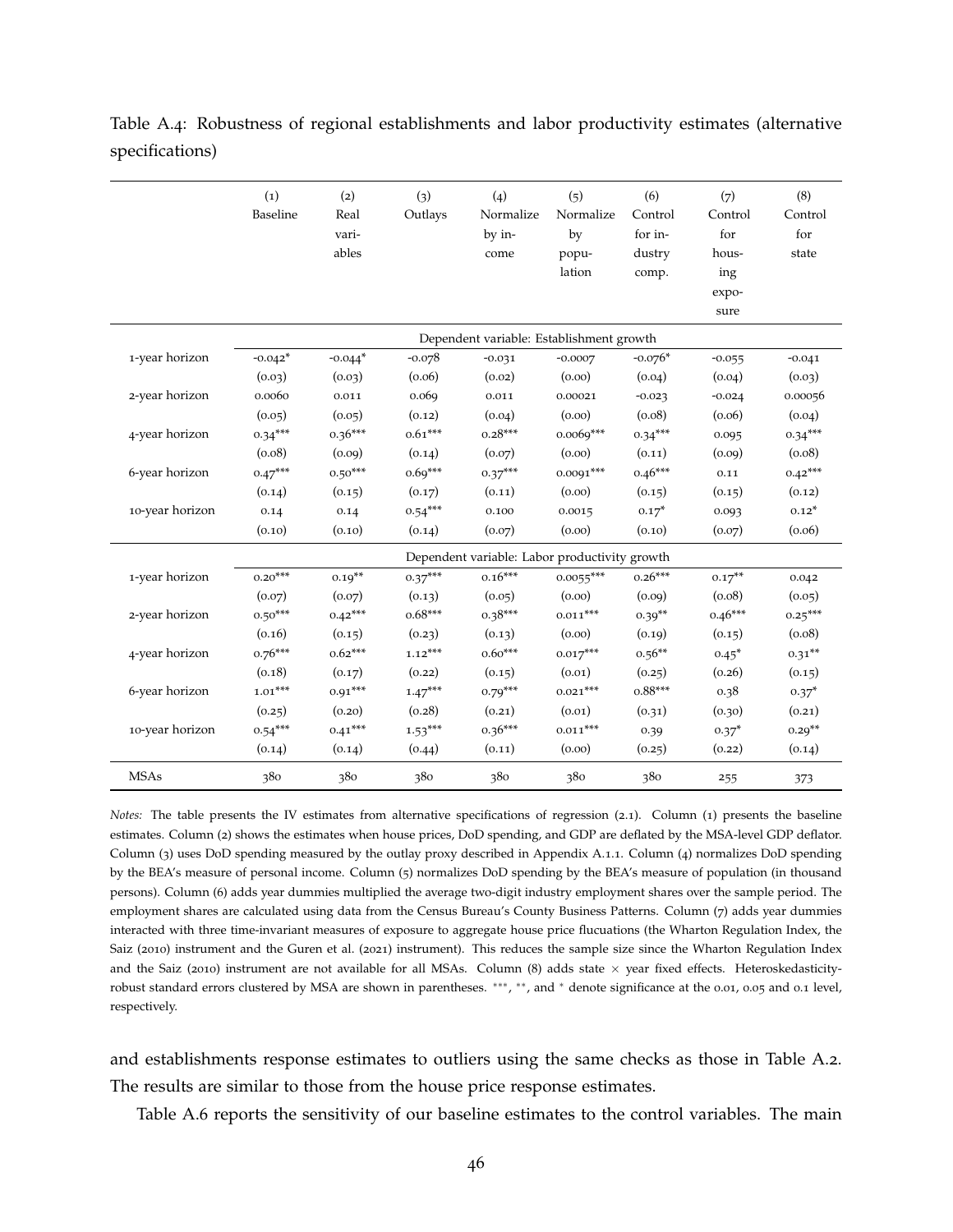Table A.4: Robustness of regional establishments and labor productivity estimates (alternative specifications)

| | (1) Baseline | (2) Real variables | (3) Outlays | (4) Normalize by income | (5) Normalize by population | (6) Control for industry comp. | (7) Control for housing exposure | (8) Control for state |
|---|---|---|---|---|---|---|---|---|
| | Dependent variable: Establishment growth | | | | | | | |
| 1-year horizon | -0.042* | -0.044* | -0.078 | -0.031 | -0.0007 | -0.076* | -0.055 | -0.041 |
| | (0.03) | (0.03) | (0.06) | (0.02) | (0.00) | (0.04) | (0.04) | (0.03) |
| 2-year horizon | 0.0060 | 0.011 | 0.069 | 0.011 | 0.00021 | -0.023 | -0.024 | 0.00056 |
| | (0.05) | (0.05) | (0.12) | (0.04) | (0.00) | (0.08) | (0.06) | (0.04) |
| 4-year horizon | 0.34*** | 0.36*** | 0.61*** | 0.28*** | 0.0069*** | 0.34*** | 0.095 | 0.34*** |
| | (0.08) | (0.09) | (0.14) | (0.07) | (0.00) | (0.11) | (0.09) | (0.08) |
| 6-year horizon | 0.47*** | 0.50*** | 0.69*** | 0.37*** | 0.0091*** | 0.46*** | 0.11 | 0.42*** |
| | (0.14) | (0.15) | (0.17) | (0.11) | (0.00) | (0.15) | (0.15) | (0.12) |
| 10-year horizon | 0.14 | 0.14 | 0.54*** | 0.100 | 0.0015 | 0.17* | 0.093 | 0.12* |
| | (0.10) | (0.10) | (0.14) | (0.07) | (0.00) | (0.10) | (0.07) | (0.06) |
| | Dependent variable: Labor productivity growth | | | | | | | |
| 1-year horizon | 0.20*** | 0.19** | 0.37*** | 0.16*** | 0.0055*** | 0.26*** | 0.17** | 0.042 |
| | (0.07) | (0.07) | (0.13) | (0.05) | (0.00) | (0.09) | (0.08) | (0.05) |
| 2-year horizon | 0.50*** | 0.42*** | 0.68*** | 0.38*** | 0.011*** | 0.39** | 0.46*** | 0.25*** |
| | (0.16) | (0.15) | (0.23) | (0.13) | (0.00) | (0.19) | (0.15) | (0.08) |
| 4-year horizon | 0.76*** | 0.62*** | 1.12*** | 0.60*** | 0.017*** | 0.56** | 0.45* | 0.31** |
| | (0.18) | (0.17) | (0.22) | (0.15) | (0.01) | (0.25) | (0.26) | (0.15) |
| 6-year horizon | 1.01*** | 0.91*** | 1.47*** | 0.79*** | 0.021*** | 0.88*** | 0.38 | 0.37* |
| | (0.25) | (0.20) | (0.28) | (0.21) | (0.01) | (0.31) | (0.30) | (0.21) |
| 10-year horizon | 0.54*** | 0.41*** | 1.53*** | 0.36*** | 0.011*** | 0.39 | 0.37* | 0.29** |
| | (0.14) | (0.14) | (0.44) | (0.11) | (0.00) | (0.25) | (0.22) | (0.14) |
| MSAs | 380 | 380 | 380 | 380 | 380 | 380 | 255 | 373 |

*Notes:* The table presents the IV estimates from alternative specifications of regression (2.1). Column (1) presents the baseline estimates. Column (2) shows the estimates when house prices, DoD spending, and GDP are deflated by the MSA-level GDP deflator. Column (3) uses DoD spending measured by the outlay proxy described in Appendix A.1.1. Column (4) normalizes DoD spending by the BEA's measure of personal income. Column (5) normalizes DoD spending by the BEA's measure of population (in thousand persons). Column (6) adds year dummies multiplied the average two-digit industry employment shares over the sample period. The employment shares are calculated using data from the Census Bureau's County Business Patterns. Column (7) adds year dummies interacted with three time-invariant measures of exposure to aggregate house price flucuations (the Wharton Regulation Index, the Saiz (2010) instrument and the Guren et al. (2021) instrument). This reduces the sample size since the Wharton Regulation Index and the Saiz (2010) instrument are not available for all MSAs. Column (8) adds state × year fixed effects. Heteroskedasticity-robust standard errors clustered by MSA are shown in parentheses. ***, **, and * denote significance at the 0.01, 0.05 and 0.1 level, respectively.

and establishments response estimates to outliers using the same checks as those in Table A.2. The results are similar to those from the house price response estimates.

Table A.6 reports the sensitivity of our baseline estimates to the control variables. The main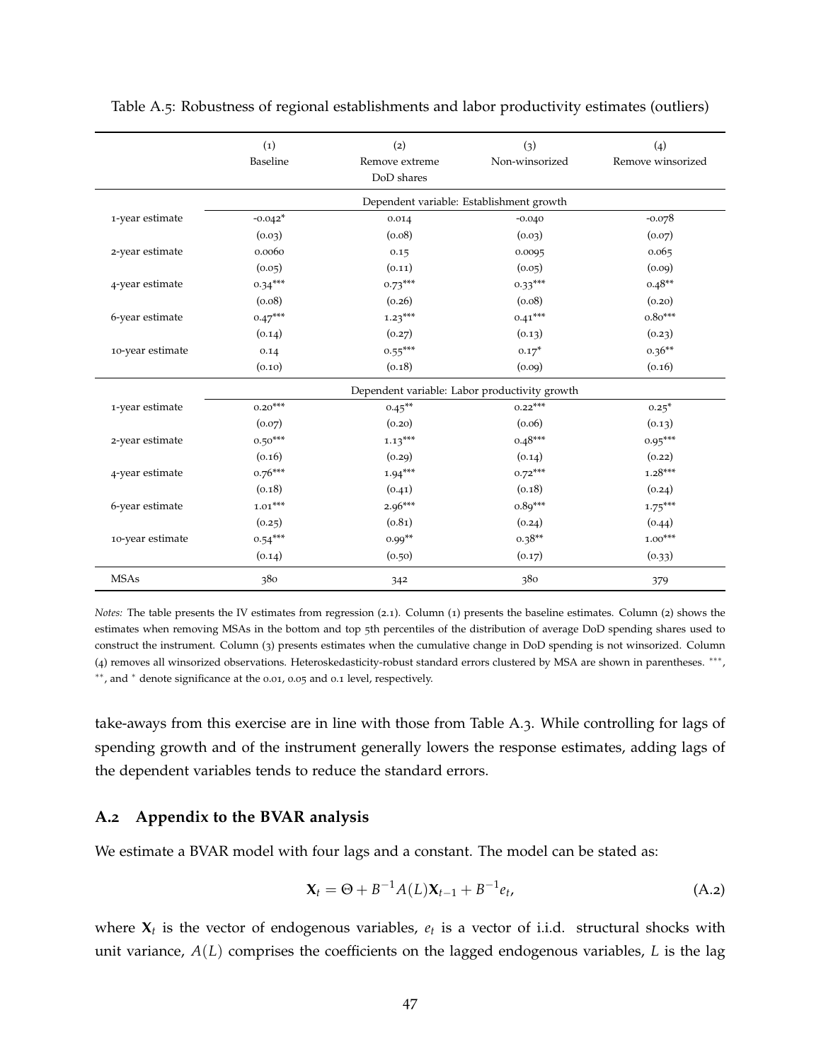Table A.5: Robustness of regional establishments and labor productivity estimates (outliers)

| | (1) Baseline | (2) Remove extreme DoD shares | (3) Non-winsorized | (4) Remove winsorized |
|---|---|---|---|---|
| | Dependent variable: Establishment growth | | | |
| 1-year estimate | -0.042* | 0.014 | -0.040 | -0.078 |
| | (0.03) | (0.08) | (0.03) | (0.07) |
| 2-year estimate | 0.0060 | 0.15 | 0.0095 | 0.065 |
| | (0.05) | (0.11) | (0.05) | (0.09) |
| 4-year estimate | 0.34*** | 0.73*** | 0.33*** | 0.48** |
| | (0.08) | (0.26) | (0.08) | (0.20) |
| 6-year estimate | 0.47*** | 1.23*** | 0.41*** | 0.80*** |
| | (0.14) | (0.27) | (0.13) | (0.23) |
| 10-year estimate | 0.14 | 0.55*** | 0.17* | 0.36** |
| | (0.10) | (0.18) | (0.09) | (0.16) |
| | Dependent variable: Labor productivity growth | | | |
| 1-year estimate | 0.20*** | 0.45** | 0.22*** | 0.25* |
| | (0.07) | (0.20) | (0.06) | (0.13) |
| 2-year estimate | 0.50*** | 1.13*** | 0.48*** | 0.95*** |
| | (0.16) | (0.29) | (0.14) | (0.22) |
| 4-year estimate | 0.76*** | 1.94*** | 0.72*** | 1.28*** |
| | (0.18) | (0.41) | (0.18) | (0.24) |
| 6-year estimate | 1.01*** | 2.96*** | 0.89*** | 1.75*** |
| | (0.25) | (0.81) | (0.24) | (0.44) |
| 10-year estimate | 0.54*** | 0.99** | 0.38** | 1.00*** |
| | (0.14) | (0.50) | (0.17) | (0.33) |
| MSAs | 380 | 342 | 380 | 379 |

*Notes:* The table presents the IV estimates from regression (2.1). Column (1) presents the baseline estimates. Column (2) shows the estimates when removing MSAs in the bottom and top 5th percentiles of the distribution of average DoD spending shares used to construct the instrument. Column (3) presents estimates when the cumulative change in DoD spending is not winsorized. Column (4) removes all winsorized observations. Heteroskedasticity-robust standard errors clustered by MSA are shown in parentheses. ***, **, and * denote significance at the 0.01, 0.05 and 0.1 level, respectively.

take-aways from this exercise are in line with those from Table A.3. While controlling for lags of spending growth and of the instrument generally lowers the response estimates, adding lags of the dependent variables tends to reduce the standard errors.

## A.2 Appendix to the BVAR analysis

We estimate a BVAR model with four lags and a constant. The model can be stated as:

$$\mathbf{X}_t = \Theta + B^{-1}A(L)\mathbf{X}_{t-1} + B^{-1}e_t, \tag{A.2}$$

where $\mathbf{X}_t$ is the vector of endogenous variables, $e_t$ is a vector of i.i.d. structural shocks with unit variance, $A(L)$ comprises the coefficients on the lagged endogenous variables, $L$ is the lag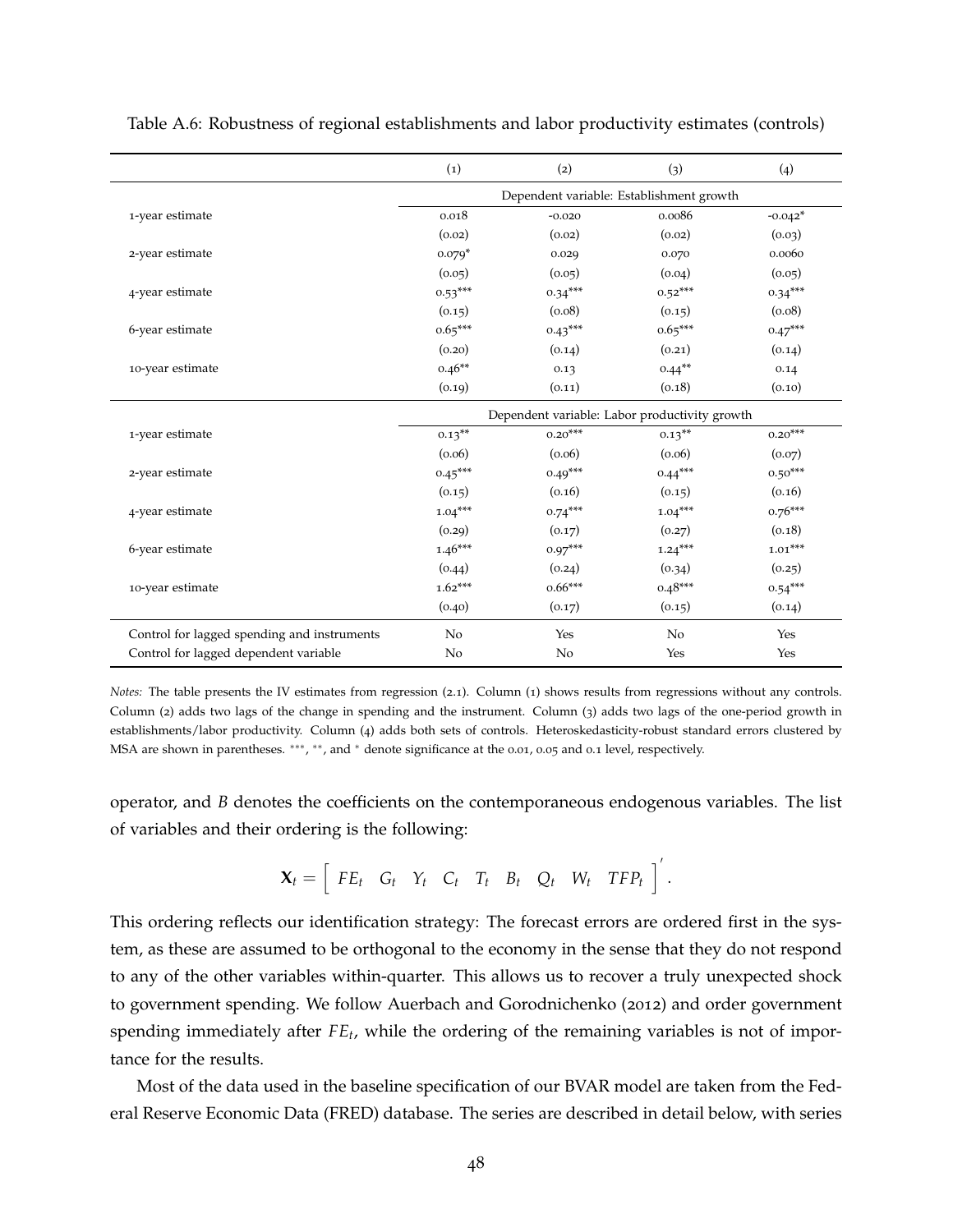Table A.6: Robustness of regional establishments and labor productivity estimates (controls)

| | (1) | (2) | (3) | (4) |
|---|---|---|---|---|
| | Dependent variable: Establishment growth | | | |
| 1-year estimate | 0.018 | -0.020 | 0.0086 | -0.042* |
| | (0.02) | (0.02) | (0.02) | (0.03) |
| 2-year estimate | 0.079* | 0.029 | 0.070 | 0.0060 |
| | (0.05) | (0.05) | (0.04) | (0.05) |
| 4-year estimate | 0.53*** | 0.34*** | 0.52*** | 0.34*** |
| | (0.15) | (0.08) | (0.15) | (0.08) |
| 6-year estimate | 0.65*** | 0.43*** | 0.65*** | 0.47*** |
| | (0.20) | (0.14) | (0.21) | (0.14) |
| 10-year estimate | 0.46** | 0.13 | 0.44** | 0.14 |
| | (0.19) | (0.11) | (0.18) | (0.10) |
| | Dependent variable: Labor productivity growth | | | |
| 1-year estimate | 0.13** | 0.20*** | 0.13** | 0.20*** |
| | (0.06) | (0.06) | (0.06) | (0.07) |
| 2-year estimate | 0.45*** | 0.49*** | 0.44*** | 0.50*** |
| | (0.15) | (0.16) | (0.15) | (0.16) |
| 4-year estimate | 1.04*** | 0.74*** | 1.04*** | 0.76*** |
| | (0.29) | (0.17) | (0.27) | (0.18) |
| 6-year estimate | 1.46*** | 0.97*** | 1.24*** | 1.01*** |
| | (0.44) | (0.24) | (0.34) | (0.25) |
| 10-year estimate | 1.62*** | 0.66*** | 0.48*** | 0.54*** |
| | (0.40) | (0.17) | (0.15) | (0.14) |
| Control for lagged spending and instruments | No | Yes | No | Yes |
| Control for lagged dependent variable | No | No | Yes | Yes |

*Notes:* The table presents the IV estimates from regression (2.1). Column (1) shows results from regressions without any controls. Column (2) adds two lags of the change in spending and the instrument. Column (3) adds two lags of the one-period growth in establishments/labor productivity. Column (4) adds both sets of controls. Heteroskedasticity-robust standard errors clustered by MSA are shown in parentheses. ***, **, and * denote significance at the 0.01, 0.05 and 0.1 level, respectively.

operator, and $B$ denotes the coefficients on the contemporaneous endogenous variables. The list of variables and their ordering is the following:

$$\mathbf{X}_t = \begin{bmatrix} FE_t & G_t & Y_t & C_t & T_t & B_t & Q_t & W_t & TFP_t \end{bmatrix}'.$$

This ordering reflects our identification strategy: The forecast errors are ordered first in the system, as these are assumed to be orthogonal to the economy in the sense that they do not respond to any of the other variables within-quarter. This allows us to recover a truly unexpected shock to government spending. We follow Auerbach and Gorodnichenko (2012) and order government spending immediately after $FE_t$, while the ordering of the remaining variables is not of importance for the results.

Most of the data used in the baseline specification of our BVAR model are taken from the Federal Reserve Economic Data (FRED) database. The series are described in detail below, with series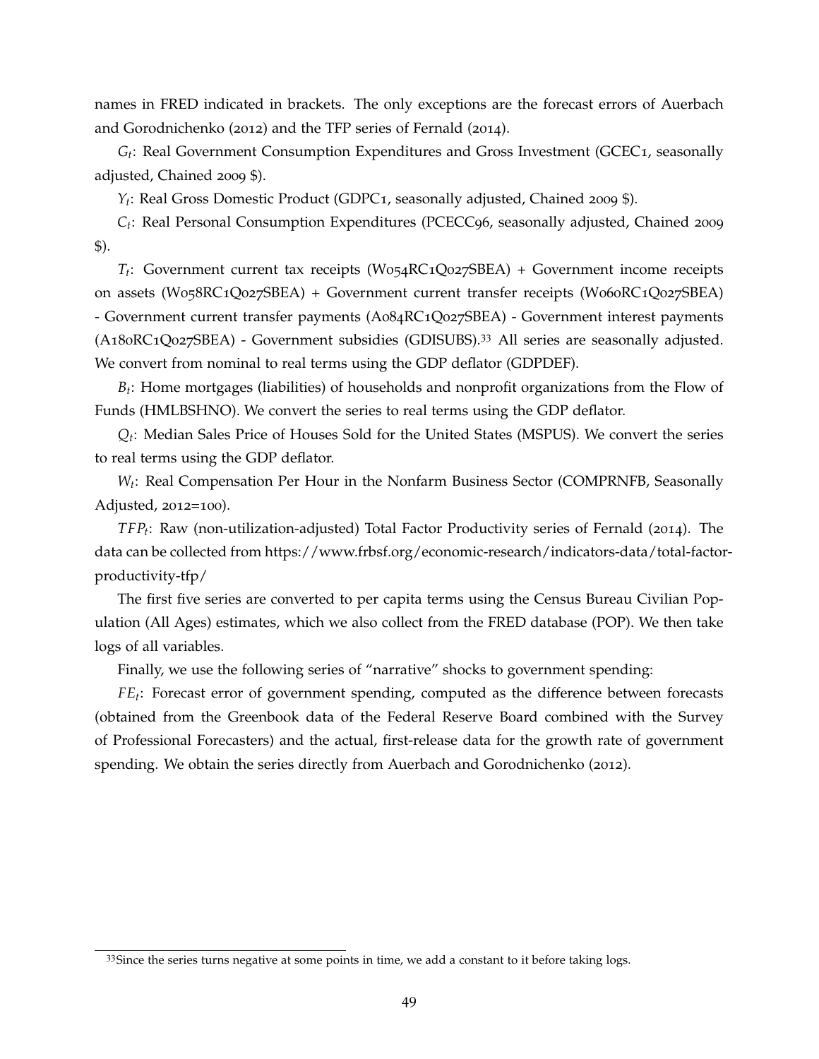names in FRED indicated in brackets. The only exceptions are the forecast errors of Auerbach and Gorodnichenko (2012) and the TFP series of Fernald (2014).

$G_t$: Real Government Consumption Expenditures and Gross Investment (GCEC1, seasonally adjusted, Chained 2009 $).

$Y_t$: Real Gross Domestic Product (GDPC1, seasonally adjusted, Chained 2009 $).

$C_t$: Real Personal Consumption Expenditures (PCECC96, seasonally adjusted, Chained 2009 $).

$T_t$: Government current tax receipts (W054RC1Q027SBEA) + Government income receipts on assets (W058RC1Q027SBEA) + Government current transfer receipts (W060RC1Q027SBEA) - Government current transfer payments (A084RC1Q027SBEA) - Government interest payments (A180RC1Q027SBEA) - Government subsidies (GDISUBS).[33] All series are seasonally adjusted. We convert from nominal to real terms using the GDP deflator (GDPDEF).

$B_t$: Home mortgages (liabilities) of households and nonprofit organizations from the Flow of Funds (HMLBSHNO). We convert the series to real terms using the GDP deflator.

$Q_t$: Median Sales Price of Houses Sold for the United States (MSPUS). We convert the series to real terms using the GDP deflator.

$W_t$: Real Compensation Per Hour in the Nonfarm Business Sector (COMPRNFB, Seasonally Adjusted, 2012=100).

$TFP_t$: Raw (non-utilization-adjusted) Total Factor Productivity series of Fernald (2014). The data can be collected from https://www.frbsf.org/economic-research/indicators-data/total-factor-productivity-tfp/

The first five series are converted to per capita terms using the Census Bureau Civilian Population (All Ages) estimates, which we also collect from the FRED database (POP). We then take logs of all variables.

Finally, we use the following series of "narrative" shocks to government spending:

$FE_t$: Forecast error of government spending, computed as the difference between forecasts (obtained from the Greenbook data of the Federal Reserve Board combined with the Survey of Professional Forecasters) and the actual, first-release data for the growth rate of government spending. We obtain the series directly from Auerbach and Gorodnichenko (2012).

[33] Since the series turns negative at some points in time, we add a constant to it before taking logs.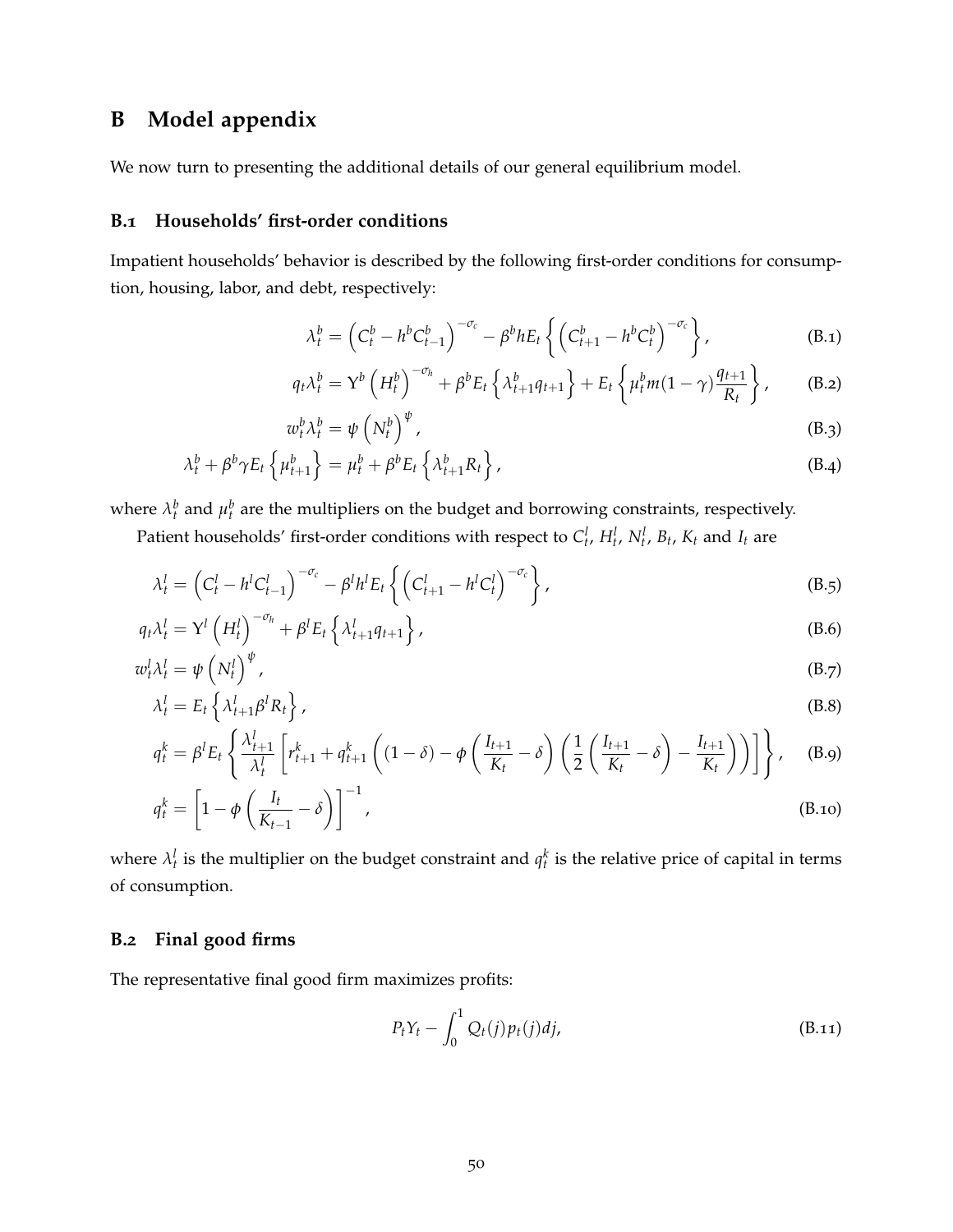# B Model appendix

We now turn to presenting the additional details of our general equilibrium model.

## B.1 Households' first-order conditions

Impatient households' behavior is described by the following first-order conditions for consumption, housing, labor, and debt, respectively:

$$\lambda_t^b = \left(C_t^b - h^b C_{t-1}^b\right)^{-\sigma_c} - \beta^b h E_t \left\{ \left(C_{t+1}^b - h^b C_t^b\right)^{-\sigma_c} \right\}, \tag{B.1}$$

$$q_t \lambda_t^b = \Upsilon^b \left(H_t^b\right)^{-\sigma_h} + \beta^b E_t \left\{ \lambda_{t+1}^b q_{t+1} \right\} + E_t \left\{ \mu_t^b m (1-\gamma) \frac{q_{t+1}}{R_t} \right\}, \tag{B.2}$$

$$w_t^b \lambda_t^b = \psi \left(N_t^b\right)^{\psi}, \tag{B.3}$$

$$\lambda_t^b + \beta^b \gamma E_t \left\{ \mu_{t+1}^b \right\} = \mu_t^b + \beta^b E_t \left\{ \lambda_{t+1}^b R_t \right\}, \tag{B.4}$$

where $\lambda_t^b$ and $\mu_t^b$ are the multipliers on the budget and borrowing constraints, respectively.

Patient households' first-order conditions with respect to $C_t^l$, $H_t^l$, $N_t^l$, $B_t$, $K_t$ and $I_t$ are

$$\lambda_t^l = \left(C_t^l - h^l C_{t-1}^l\right)^{-\sigma_c} - \beta^l h^l E_t \left\{ \left(C_{t+1}^l - h^l C_t^l\right)^{-\sigma_c} \right\}, \tag{B.5}$$

$$q_t \lambda_t^l = \Upsilon^l \left(H_t^l\right)^{-\sigma_h} + \beta^l E_t \left\{ \lambda_{t+1}^l q_{t+1} \right\}, \tag{B.6}$$

$$w_t^l \lambda_t^l = \psi \left(N_t^l\right)^{\psi}, \tag{B.7}$$

$$\lambda_t^l = E_t \left\{ \lambda_{t+1}^l \beta^l R_t \right\}, \tag{B.8}$$

$$q_t^k = \beta^l E_t \left\{ \frac{\lambda_{t+1}^l}{\lambda_t^l} \left[ r_{t+1}^k + q_{t+1}^k \left( (1-\delta) - \phi \left( \frac{I_{t+1}}{K_t} - \delta \right) \left( \frac{1}{2} \left( \frac{I_{t+1}}{K_t} - \delta \right) - \frac{I_{t+1}}{K_t} \right) \right) \right] \right\}, \tag{B.9}$$

$$q_t^k = \left[ 1 - \phi \left( \frac{I_t}{K_{t-1}} - \delta \right) \right]^{-1}, \tag{B.10}$$

where $\lambda_t^l$ is the multiplier on the budget constraint and $q_t^k$ is the relative price of capital in terms of consumption.

## B.2 Final good firms

The representative final good firm maximizes profits:

$$P_t Y_t - \int_0^1 Q_t(j) p_t(j) dj, \tag{B.11}$$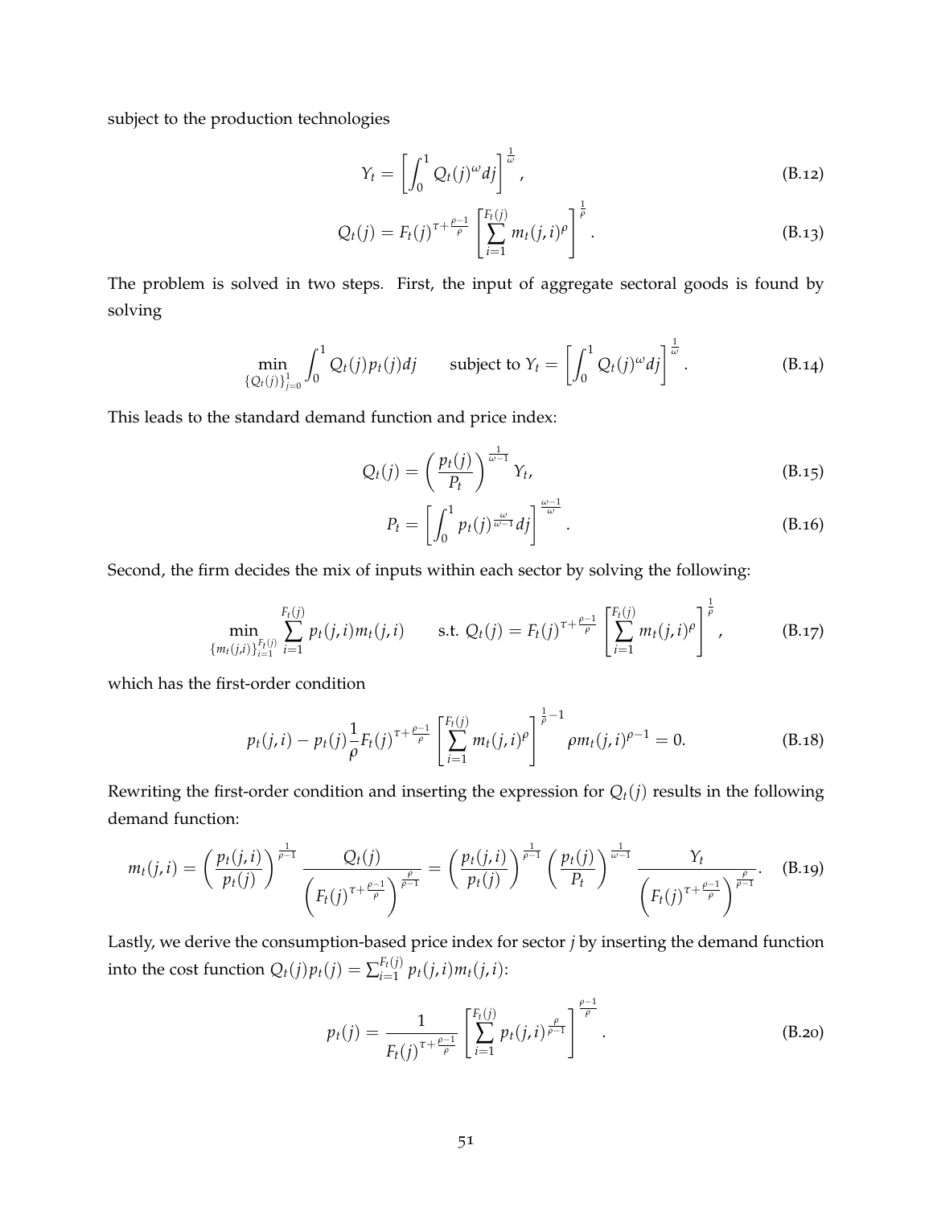subject to the production technologies

$$Y_t = \left[ \int_0^1 Q_t(j)^\omega dj \right]^{\frac{1}{\omega}}, \tag{B.12}$$

$$Q_t(j) = F_t(j)^{\tau + \frac{\rho-1}{\rho}} \left[ \sum_{i=1}^{F_t(j)} m_t(j,i)^\rho \right]^{\frac{1}{\rho}}. \tag{B.13}$$

The problem is solved in two steps. First, the input of aggregate sectoral goods is found by solving

$$\min_{\{Q_t(j)\}_{j=0}^1} \int_0^1 Q_t(j) p_t(j) dj \qquad \text{subject to } Y_t = \left[ \int_0^1 Q_t(j)^\omega dj \right]^{\frac{1}{\omega}}. \tag{B.14}$$

This leads to the standard demand function and price index:

$$Q_t(j) = \left( \frac{p_t(j)}{P_t} \right)^{\frac{1}{\omega-1}} Y_t, \tag{B.15}$$

$$P_t = \left[ \int_0^1 p_t(j)^{\frac{\omega}{\omega-1}} dj \right]^{\frac{\omega-1}{\omega}}. \tag{B.16}$$

Second, the firm decides the mix of inputs within each sector by solving the following:

$$\min_{\{m_t(j,i)\}_{i=1}^{F_t(j)}} \sum_{i=1}^{F_t(j)} p_t(j,i) m_t(j,i) \qquad \text{s.t. } Q_t(j) = F_t(j)^{\tau + \frac{\rho-1}{\rho}} \left[ \sum_{i=1}^{F_t(j)} m_t(j,i)^\rho \right]^{\frac{1}{\rho}}, \tag{B.17}$$

which has the first-order condition

$$p_t(j,i) - p_t(j) \frac{1}{\rho} F_t(j)^{\tau + \frac{\rho-1}{\rho}} \left[ \sum_{i=1}^{F_t(j)} m_t(j,i)^\rho \right]^{\frac{1}{\rho}-1} \rho m_t(j,i)^{\rho-1} = 0. \tag{B.18}$$

Rewriting the first-order condition and inserting the expression for $Q_t(j)$ results in the following demand function:

$$m_t(j,i) = \left( \frac{p_t(j,i)}{p_t(j)} \right)^{\frac{1}{\rho-1}} \frac{Q_t(j)}{\left( F_t(j)^{\tau + \frac{\rho-1}{\rho}} \right)^{\frac{\rho}{\rho-1}}} = \left( \frac{p_t(j,i)}{p_t(j)} \right)^{\frac{1}{\rho-1}} \left( \frac{p_t(j)}{P_t} \right)^{\frac{1}{\omega-1}} \frac{Y_t}{\left( F_t(j)^{\tau + \frac{\rho-1}{\rho}} \right)^{\frac{\rho}{\rho-1}}}. \tag{B.19}$$

Lastly, we derive the consumption-based price index for sector $j$ by inserting the demand function into the cost function $Q_t(j) p_t(j) = \sum_{i=1}^{F_t(j)} p_t(j,i) m_t(j,i)$:

$$p_t(j) = \frac{1}{F_t(j)^{\tau + \frac{\rho-1}{\rho}}} \left[ \sum_{i=1}^{F_t(j)} p_t(j,i)^{\frac{\rho}{\rho-1}} \right]^{\frac{\rho-1}{\rho}}. \tag{B.20}$$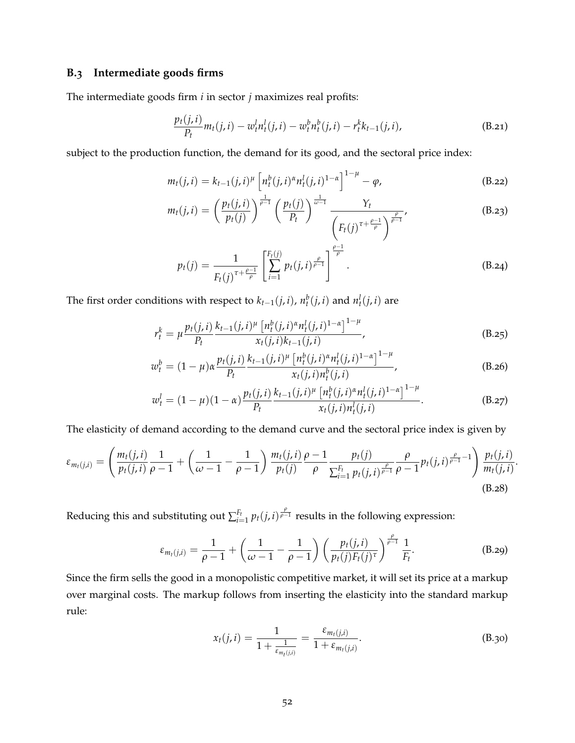### B.3 Intermediate goods firms

The intermediate goods firm $i$ in sector $j$ maximizes real profits:

$$\frac{p_t(j,i)}{P_t} m_t(j,i) - w_t^l n_t^l(j,i) - w_t^b n_t^b(j,i) - r_t^k k_{t-1}(j,i), \tag{B.21}$$

subject to the production function, the demand for its good, and the sectoral price index:

$$m_t(j,i) = k_{t-1}(j,i)^{\mu} \left[ n_t^b(j,i)^{\alpha} n_t^l(j,i)^{1-\alpha} \right]^{1-\mu} - \varphi, \tag{B.22}$$

$$m_t(j,i) = \left( \frac{p_t(j,i)}{p_t(j)} \right)^{\frac{1}{\rho-1}} \left( \frac{p_t(j)}{P_t} \right)^{\frac{1}{\omega-1}} \frac{Y_t}{\left( F_t(j)^{\tau + \frac{\rho-1}{\rho}} \right)^{\frac{\rho}{\rho-1}}}, \tag{B.23}$$

$$p_t(j) = \frac{1}{F_t(j)^{\tau + \frac{\rho-1}{\rho}}} \left[ \sum_{i=1}^{F_t(j)} p_t(j,i)^{\frac{\rho}{\rho-1}} \right]^{\frac{\rho-1}{\rho}}. \tag{B.24}$$

The first order conditions with respect to $k_{t-1}(j,i)$, $n_t^b(j,i)$ and $n_t^l(j,i)$ are

$$r_t^k = \mu \frac{p_t(j,i)}{P_t} \frac{k_{t-1}(j,i)^{\mu} \left[ n_t^b(j,i)^{\alpha} n_t^l(j,i)^{1-\alpha} \right]^{1-\mu}}{x_t(j,i) k_{t-1}(j,i)}, \tag{B.25}$$

$$w_t^b = (1-\mu)\alpha \frac{p_t(j,i)}{P_t} \frac{k_{t-1}(j,i)^{\mu} \left[ n_t^b(j,i)^{\alpha} n_t^l(j,i)^{1-\alpha} \right]^{1-\mu}}{x_t(j,i) n_t^b(j,i)}, \tag{B.26}$$

$$w_t^l = (1-\mu)(1-\alpha) \frac{p_t(j,i)}{P_t} \frac{k_{t-1}(j,i)^{\mu} \left[ n_t^b(j,i)^{\alpha} n_t^l(j,i)^{1-\alpha} \right]^{1-\mu}}{x_t(j,i) n_t^l(j,i)}. \tag{B.27}$$

The elasticity of demand according to the demand curve and the sectoral price index is given by

$$\varepsilon_{m_t(j,i)} = \left( \frac{m_t(j,i)}{p_t(j,i)} \frac{1}{\rho-1} + \left( \frac{1}{\omega-1} - \frac{1}{\rho-1} \right) \frac{m_t(j,i)}{p_t(j)} \frac{\rho-1}{\rho} \frac{p_t(j)}{\sum_{i=1}^{F_t} p_t(j,i)^{\frac{\rho}{\rho-1}}} \frac{\rho}{\rho-1} p_t(j,i)^{\frac{\rho}{\rho-1}-1} \right) \frac{p_t(j,i)}{m_t(j,i)}. \tag{B.28}$$

Reducing this and substituting out $\sum_{i=1}^{F_t} p_t(j,i)^{\frac{\rho}{\rho-1}}$ results in the following expression:

$$\varepsilon_{m_t(j,i)} = \frac{1}{\rho-1} + \left( \frac{1}{\omega-1} - \frac{1}{\rho-1} \right) \left( \frac{p_t(j,i)}{p_t(j) F_t(j)^{\tau}} \right)^{\frac{\rho}{\rho-1}} \frac{1}{F_t}. \tag{B.29}$$

Since the firm sells the good in a monopolistic competitive market, it will set its price at a markup over marginal costs. The markup follows from inserting the elasticity into the standard markup rule:

$$x_t(j,i) = \frac{1}{1 + \frac{1}{\varepsilon_{m_t(j,i)}}} = \frac{\varepsilon_{m_t(j,i)}}{1 + \varepsilon_{m_t(j,i)}}. \tag{B.30}$$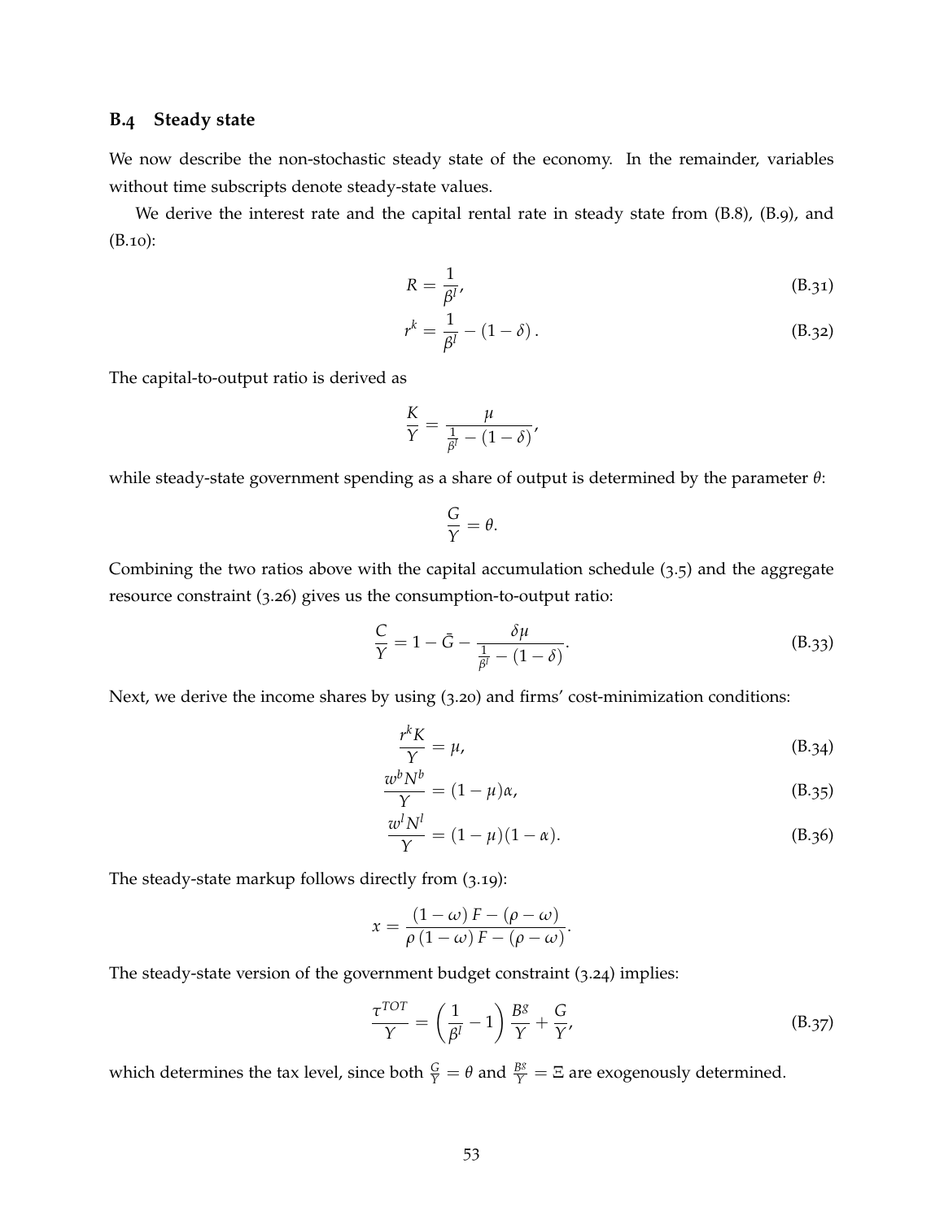### B.4 Steady state

We now describe the non-stochastic steady state of the economy. In the remainder, variables without time subscripts denote steady-state values.

We derive the interest rate and the capital rental rate in steady state from (B.8), (B.9), and (B.10):

$$R = \frac{1}{\beta^l}, \tag{B.31}$$

$$r^k = \frac{1}{\beta^l} - (1-\delta). \tag{B.32}$$

The capital-to-output ratio is derived as

$$\frac{K}{Y} = \frac{\mu}{\frac{1}{\beta^l} - (1-\delta)},$$

while steady-state government spending as a share of output is determined by the parameter $\theta$:

$$\frac{G}{Y} = \theta.$$

Combining the two ratios above with the capital accumulation schedule (3.5) and the aggregate resource constraint (3.26) gives us the consumption-to-output ratio:

$$\frac{C}{Y} = 1 - \bar{G} - \frac{\delta\mu}{\frac{1}{\beta^l} - (1-\delta)}. \tag{B.33}$$

Next, we derive the income shares by using (3.20) and firms' cost-minimization conditions:

$$\frac{r^k K}{Y} = \mu, \tag{B.34}$$

$$\frac{w^b N^b}{Y} = (1-\mu)\alpha, \tag{B.35}$$

$$\frac{w^l N^l}{Y} = (1-\mu)(1-\alpha). \tag{B.36}$$

The steady-state markup follows directly from (3.19):

$$x = \frac{(1-\omega)F - (\rho-\omega)}{\rho(1-\omega)F - (\rho-\omega)}.$$

The steady-state version of the government budget constraint (3.24) implies:

$$\frac{\tau^{TOT}}{Y} = \left(\frac{1}{\beta^l} - 1\right)\frac{B^g}{Y} + \frac{G}{Y}, \tag{B.37}$$

which determines the tax level, since both $\frac{G}{Y} = \theta$ and $\frac{B^g}{Y} = \Xi$ are exogenously determined.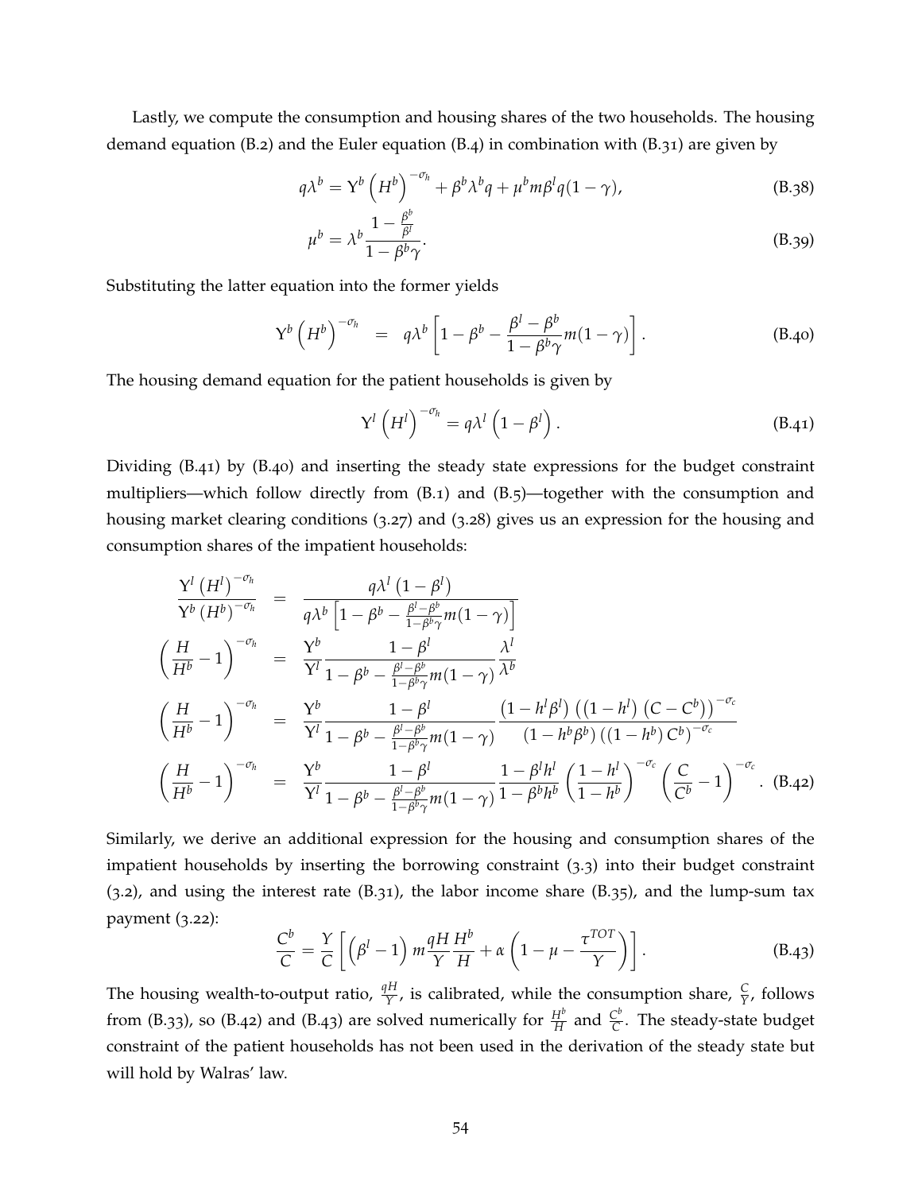Lastly, we compute the consumption and housing shares of the two households. The housing demand equation (B.2) and the Euler equation (B.4) in combination with (B.31) are given by

$$q\lambda^b = \Upsilon^b \left(H^b\right)^{-\sigma_h} + \beta^b \lambda^b q + \mu^b m \beta^l q(1-\gamma), \tag{B.38}$$

$$\mu^b = \lambda^b \frac{1 - \frac{\beta^b}{\beta^l}}{1 - \beta^b \gamma}. \tag{B.39}$$

Substituting the latter equation into the former yields

$$\Upsilon^b \left(H^b\right)^{-\sigma_h} = q\lambda^b \left[1 - \beta^b - \frac{\beta^l - \beta^b}{1 - \beta^b \gamma} m(1-\gamma)\right]. \tag{B.40}$$

The housing demand equation for the patient households is given by

$$\Upsilon^l \left(H^l\right)^{-\sigma_h} = q\lambda^l \left(1 - \beta^l\right). \tag{B.41}$$

Dividing (B.41) by (B.40) and inserting the steady state expressions for the budget constraint multipliers—which follow directly from (B.1) and (B.5)—together with the consumption and housing market clearing conditions (3.27) and (3.28) gives us an expression for the housing and consumption shares of the impatient households:

$$\begin{aligned}
\frac{\Upsilon^l \left(H^l\right)^{-\sigma_h}}{\Upsilon^b \left(H^b\right)^{-\sigma_h}} &= \frac{q\lambda^l \left(1-\beta^l\right)}{q\lambda^b \left[1 - \beta^b - \frac{\beta^l - \beta^b}{1-\beta^b\gamma} m(1-\gamma)\right]} \\
\left(\frac{H}{H^b} - 1\right)^{-\sigma_h} &= \frac{\Upsilon^b}{\Upsilon^l} \frac{1-\beta^l}{1 - \beta^b - \frac{\beta^l - \beta^b}{1-\beta^b\gamma} m(1-\gamma)} \frac{\lambda^l}{\lambda^b} \\
\left(\frac{H}{H^b} - 1\right)^{-\sigma_h} &= \frac{\Upsilon^b}{\Upsilon^l} \frac{1-\beta^l}{1 - \beta^b - \frac{\beta^l - \beta^b}{1-\beta^b\gamma} m(1-\gamma)} \frac{\left(1 - h^l\beta^l\right)\left(\left(1-h^l\right)\left(C - C^b\right)\right)^{-\sigma_c}}{\left(1 - h^b\beta^b\right)\left(\left(1-h^b\right)C^b\right)^{-\sigma_c}} \\
\left(\frac{H}{H^b} - 1\right)^{-\sigma_h} &= \frac{\Upsilon^b}{\Upsilon^l} \frac{1-\beta^l}{1 - \beta^b - \frac{\beta^l - \beta^b}{1-\beta^b\gamma} m(1-\gamma)} \frac{1 - \beta^l h^l}{1 - \beta^b h^b} \left(\frac{1-h^l}{1-h^b}\right)^{-\sigma_c} \left(\frac{C}{C^b} - 1\right)^{-\sigma_c}. \quad \text{(B.42)}
\end{aligned}$$

Similarly, we derive an additional expression for the housing and consumption shares of the impatient households by inserting the borrowing constraint (3.3) into their budget constraint (3.2), and using the interest rate (B.31), the labor income share (B.35), and the lump-sum tax payment (3.22):

$$\frac{C^b}{C} = \frac{Y}{C} \left[\left(\beta^l - 1\right) m \frac{qH}{Y} \frac{H^b}{H} + \alpha \left(1 - \mu - \frac{\tau^{TOT}}{Y}\right)\right]. \tag{B.43}$$

The housing wealth-to-output ratio, $\frac{qH}{Y}$, is calibrated, while the consumption share, $\frac{C}{Y}$, follows from (B.33), so (B.42) and (B.43) are solved numerically for $\frac{H^b}{H}$ and $\frac{C^b}{C}$. The steady-state budget constraint of the patient households has not been used in the derivation of the steady state but will hold by Walras' law.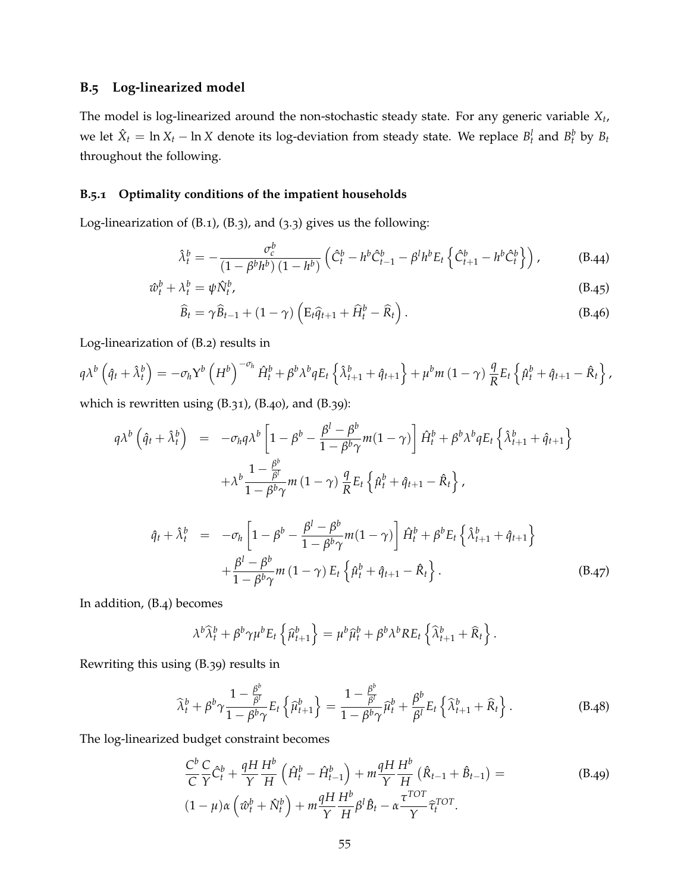### B.5 Log-linearized model

The model is log-linearized around the non-stochastic steady state. For any generic variable $X_t$, we let $\hat{X}_t = \ln X_t - \ln X$ denote its log-deviation from steady state. We replace $B_t^l$ and $B_t^b$ by $B_t$ throughout the following.

#### B.5.1 Optimality conditions of the impatient households

Log-linearization of (B.1), (B.3), and (3.3) gives us the following:

$$\hat{\lambda}_t^b = -\frac{\sigma_c^b}{(1-\beta^b h^b)(1-h^b)} \left( \hat{C}_t^b - h^b \hat{C}_{t-1}^b - \beta^l h^b E_t \left\{ \hat{C}_{t+1}^b - h^b \hat{C}_t^b \right\} \right), \tag{B.44}$$

$$\hat{w}_t^b + \lambda_t^b = \psi \hat{N}_t^b, \tag{B.45}$$

$$\widehat{B}_t = \gamma \widehat{B}_{t-1} + (1-\gamma) \left( \mathrm{E}_t \widehat{q}_{t+1} + \widehat{H}_t^b - \widehat{R}_t \right). \tag{B.46}$$

Log-linearization of (B.2) results in

$$q\lambda^b \left( \hat{q}_t + \hat{\lambda}_t^b \right) = -\sigma_h Y^b \left( H^b \right)^{-\sigma_h} \hat{H}_t^b + \beta^b \lambda^b q E_t \left\{ \hat{\lambda}_{t+1}^b + \hat{q}_{t+1} \right\} + \mu^b m (1-\gamma) \frac{q}{R} E_t \left\{ \hat{\mu}_t^b + \hat{q}_{t+1} - \hat{R}_t \right\},$$

which is rewritten using (B.31), (B.40), and (B.39):

$$\begin{aligned}
q\lambda^b \left( \hat{q}_t + \hat{\lambda}_t^b \right) &= -\sigma_h q \lambda^b \left[ 1 - \beta^b - \frac{\beta^l - \beta^b}{1-\beta^b \gamma} m(1-\gamma) \right] \hat{H}_t^b + \beta^b \lambda^b q E_t \left\{ \hat{\lambda}_{t+1}^b + \hat{q}_{t+1} \right\} \\
&\quad + \lambda^b \frac{1 - \frac{\beta^b}{\beta^l}}{1-\beta^b \gamma} m (1-\gamma) \frac{q}{R} E_t \left\{ \hat{\mu}_t^b + \hat{q}_{t+1} - \hat{R}_t \right\},
\end{aligned}$$

$$\begin{aligned}
\hat{q}_t + \hat{\lambda}_t^b &= -\sigma_h \left[ 1 - \beta^b - \frac{\beta^l - \beta^b}{1-\beta^b \gamma} m(1-\gamma) \right] \hat{H}_t^b + \beta^b E_t \left\{ \hat{\lambda}_{t+1}^b + \hat{q}_{t+1} \right\} \\
&\quad + \frac{\beta^l - \beta^b}{1-\beta^b \gamma} m (1-\gamma) E_t \left\{ \hat{\mu}_t^b + \hat{q}_{t+1} - \hat{R}_t \right\}.
\end{aligned} \tag{B.47}$$

In addition, (B.4) becomes

$$\lambda^b \widehat{\lambda}_t^b + \beta^b \gamma \mu^b E_t \left\{ \widehat{\mu}_{t+1}^b \right\} = \mu^b \widehat{\mu}_t^b + \beta^b \lambda^b R E_t \left\{ \widehat{\lambda}_{t+1}^b + \widehat{R}_t \right\}.$$

Rewriting this using (B.39) results in

$$\widehat{\lambda}_t^b + \beta^b \gamma \frac{1 - \frac{\beta^b}{\beta^l}}{1-\beta^b \gamma} E_t \left\{ \widehat{\mu}_{t+1}^b \right\} = \frac{1 - \frac{\beta^b}{\beta^l}}{1-\beta^b \gamma} \widehat{\mu}_t^b + \frac{\beta^b}{\beta^l} E_t \left\{ \widehat{\lambda}_{t+1}^b + \widehat{R}_t \right\}. \tag{B.48}$$

The log-linearized budget constraint becomes

$$\begin{aligned}
&\frac{C^b}{C} \frac{C}{Y} \hat{C}_t^b + \frac{qH}{Y} \frac{H^b}{H} \left( \hat{H}_t^b - \hat{H}_{t-1}^b \right) + m \frac{qH}{Y} \frac{H^b}{H} \left( \hat{R}_{t-1} + \hat{B}_{t-1} \right) = \\
&(1-\mu)\alpha \left( \hat{w}_t^b + \hat{N}_t^b \right) + m \frac{qH}{Y} \frac{H^b}{H} \beta^l \hat{B}_t - \alpha \frac{\tau^{TOT}}{Y} \widehat{\tau}_t^{TOT}.
\end{aligned} \tag{B.49}$$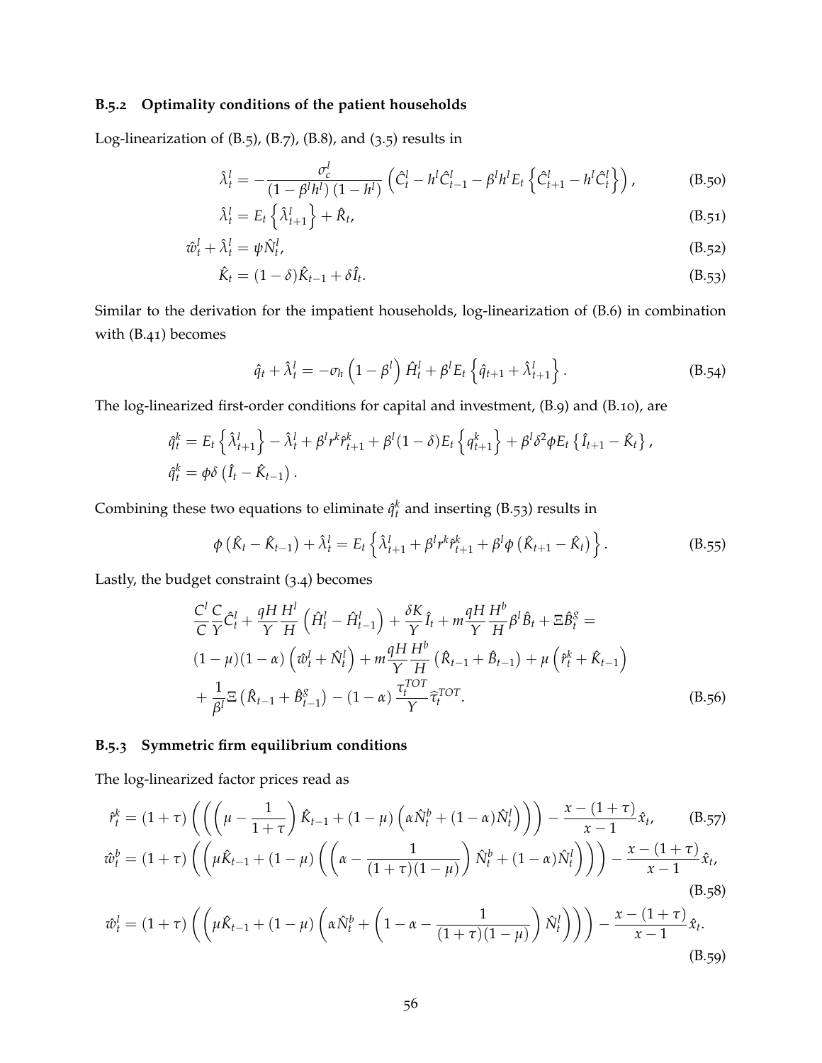### B.5.2 Optimality conditions of the patient households

Log-linearization of (B.5), (B.7), (B.8), and (3.5) results in

$$\hat{\lambda}_t^l = -\frac{\sigma_c^l}{(1-\beta^l h^l)(1-h^l)} \left( \hat{C}_t^l - h^l \hat{C}_{t-1}^l - \beta^l h^l E_t \left\{ \hat{C}_{t+1}^l - h^l \hat{C}_t^l \right\} \right), \tag{B.50}$$

$$\hat{\lambda}_t^l = E_t \left\{ \hat{\lambda}_{t+1}^l \right\} + \hat{R}_t, \tag{B.51}$$

$$\hat{w}_t^l + \hat{\lambda}_t^l = \psi \hat{N}_t^l, \tag{B.52}$$

$$\hat{K}_t = (1-\delta)\hat{K}_{t-1} + \delta \hat{I}_t. \tag{B.53}$$

Similar to the derivation for the impatient households, log-linearization of (B.6) in combination with (B.41) becomes

$$\hat{q}_t + \hat{\lambda}_t^l = -\sigma_h \left(1-\beta^l\right) \hat{H}_t^l + \beta^l E_t \left\{ \hat{q}_{t+1} + \hat{\lambda}_{t+1}^l \right\}. \tag{B.54}$$

The log-linearized first-order conditions for capital and investment, (B.9) and (B.10), are

$$\hat{q}_t^k = E_t \left\{ \hat{\lambda}_{t+1}^l \right\} - \hat{\lambda}_t^l + \beta^l r^k \hat{r}_{t+1}^k + \beta^l (1-\delta) E_t \left\{ q_{t+1}^k \right\} + \beta^l \delta^2 \phi E_t \left\{ \hat{I}_{t+1} - \hat{K}_t \right\},$$

$$\hat{q}_t^k = \phi \delta \left( \hat{I}_t - \hat{K}_{t-1} \right).$$

Combining these two equations to eliminate $\hat{q}_t^k$ and inserting (B.53) results in

$$\phi \left( \hat{K}_t - \hat{K}_{t-1} \right) + \hat{\lambda}_t^l = E_t \left\{ \hat{\lambda}_{t+1}^l + \beta^l r^k \hat{r}_{t+1}^k + \beta^l \phi \left( \hat{K}_{t+1} - \hat{K}_t \right) \right\}. \tag{B.55}$$

Lastly, the budget constraint (3.4) becomes

$$\begin{aligned}
&\frac{C^l}{C}\frac{C}{Y}\hat{C}_t^l + \frac{qH}{Y}\frac{H^l}{H}\left(\hat{H}_t^l - \hat{H}_{t-1}^l\right) + \frac{\delta K}{Y}\hat{I}_t + m\frac{qH}{Y}\frac{H^b}{H}\beta^l \hat{B}_t + \Xi \hat{B}_t^g = \\
&(1-\mu)(1-\alpha)\left(\hat{w}_t^l + \hat{N}_t^l\right) + m\frac{qH}{Y}\frac{H^b}{H}\left(\hat{R}_{t-1} + \hat{B}_{t-1}\right) + \mu\left(\hat{r}_t^k + \hat{K}_{t-1}\right) \\
&+ \frac{1}{\beta^l}\Xi\left(\hat{R}_{t-1} + \hat{B}_{t-1}^g\right) - (1-\alpha)\frac{\tau_t^{TOT}}{Y}\hat{\tau}_t^{TOT}.
\end{aligned} \tag{B.56}$$

### B.5.3 Symmetric firm equilibrium conditions

The log-linearized factor prices read as

$$\hat{r}_t^k = (1+\tau)\left(\left(\left(\mu - \frac{1}{1+\tau}\right)\hat{K}_{t-1} + (1-\mu)\left(\alpha \hat{N}_t^b + (1-\alpha)\hat{N}_t^l\right)\right)\right) - \frac{x-(1+\tau)}{x-1}\hat{x}_t, \tag{B.57}$$

$$\hat{w}_t^b = (1+\tau)\left(\left(\mu \hat{K}_{t-1} + (1-\mu)\left(\left(\alpha - \frac{1}{(1+\tau)(1-\mu)}\right)\hat{N}_t^b + (1-\alpha)\hat{N}_t^l\right)\right)\right) - \frac{x-(1+\tau)}{x-1}\hat{x}_t, \tag{B.58}$$

$$\hat{w}_t^l = (1+\tau)\left(\left(\mu \hat{K}_{t-1} + (1-\mu)\left(\alpha \hat{N}_t^b + \left(1-\alpha-\frac{1}{(1+\tau)(1-\mu)}\right)\hat{N}_t^l\right)\right)\right) - \frac{x-(1+\tau)}{x-1}\hat{x}_t. \tag{B.59}$$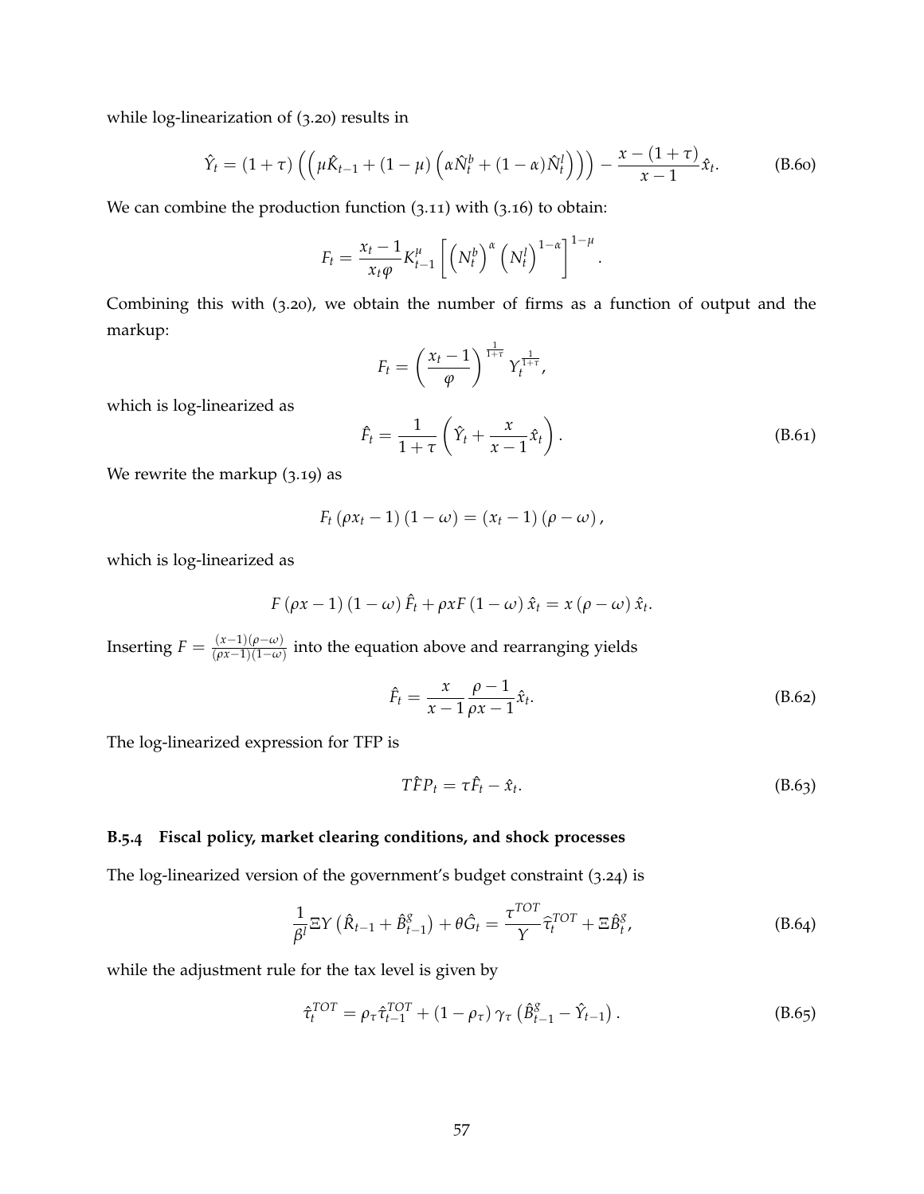while log-linearization of (3.20) results in

$$\hat{Y}_t = (1+\tau)\left(\left(\mu \hat{K}_{t-1} + (1-\mu)\left(\alpha \hat{N}_t^b + (1-\alpha)\hat{N}_t^l\right)\right)\right) - \frac{x-(1+\tau)}{x-1}\hat{x}_t. \tag{B.60}$$

We can combine the production function (3.11) with (3.16) to obtain:

$$F_t = \frac{x_t - 1}{x_t \varphi} K_{t-1}^{\mu} \left[\left(N_t^b\right)^{\alpha} \left(N_t^l\right)^{1-\alpha}\right]^{1-\mu}.$$

Combining this with (3.20), we obtain the number of firms as a function of output and the markup:

$$F_t = \left(\frac{x_t - 1}{\varphi}\right)^{\frac{1}{1+\tau}} Y_t^{\frac{1}{1+\tau}},$$

which is log-linearized as

$$\hat{F}_t = \frac{1}{1+\tau}\left(\hat{Y}_t + \frac{x}{x-1}\hat{x}_t\right). \tag{B.61}$$

We rewrite the markup (3.19) as

$$F_t\left(\rho x_t - 1\right)(1-\omega) = \left(x_t - 1\right)(\rho - \omega),$$

which is log-linearized as

$$F\left(\rho x - 1\right)(1-\omega)\hat{F}_t + \rho x F (1-\omega)\hat{x}_t = x(\rho - \omega)\hat{x}_t.$$

Inserting $F = \frac{(x-1)(\rho-\omega)}{(\rho x - 1)(1-\omega)}$ into the equation above and rearranging yields

$$\hat{F}_t = \frac{x}{x-1}\frac{\rho - 1}{\rho x - 1}\hat{x}_t. \tag{B.62}$$

The log-linearized expression for TFP is

$$T\hat{F}P_t = \tau \hat{F}_t - \hat{x}_t. \tag{B.63}$$

### B.5.4 Fiscal policy, market clearing conditions, and shock processes

The log-linearized version of the government's budget constraint (3.24) is

$$\frac{1}{\beta^l}\Xi Y\left(\hat{R}_{t-1} + \hat{B}_{t-1}^g\right) + \theta \hat{G}_t = \frac{\tau^{TOT}}{Y}\hat{\tau}_t^{TOT} + \Xi \hat{B}_t^g, \tag{B.64}$$

while the adjustment rule for the tax level is given by

$$\hat{\tau}_t^{TOT} = \rho_\tau \hat{\tau}_{t-1}^{TOT} + (1-\rho_\tau)\gamma_\tau\left(\hat{B}_{t-1}^g - \hat{Y}_{t-1}\right). \tag{B.65}$$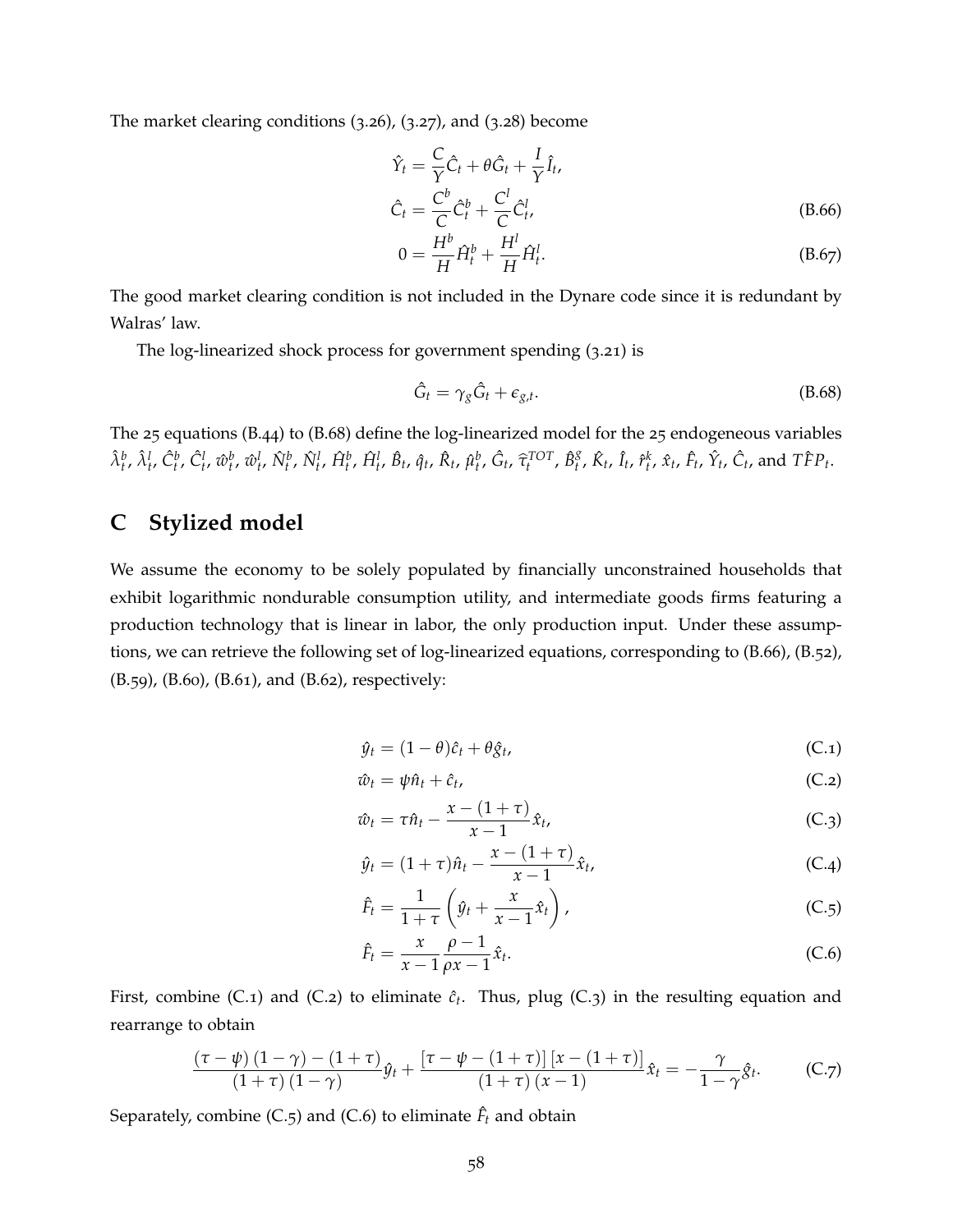The market clearing conditions (3.26), (3.27), and (3.28) become

$$\hat{Y}_t = \frac{C}{Y}\hat{C}_t + \theta\hat{G}_t + \frac{I}{Y}\hat{I}_t,$$

$$\hat{C}_t = \frac{C^b}{C}\hat{C}_t^b + \frac{C^l}{C}\hat{C}_t^l, \tag{B.66}$$

$$0 = \frac{H^b}{H}\hat{H}_t^b + \frac{H^l}{H}\hat{H}_t^l. \tag{B.67}$$

The good market clearing condition is not included in the Dynare code since it is redundant by Walras' law.

The log-linearized shock process for government spending (3.21) is

$$\hat{G}_t = \gamma_g \hat{G}_t + \epsilon_{g,t}. \tag{B.68}$$

The 25 equations (B.44) to (B.68) define the log-linearized model for the 25 endogeneous variables $\hat{\lambda}_t^b$, $\hat{\lambda}_t^l$, $\hat{C}_t^b$, $\hat{C}_t^l$, $\hat{w}_t^b$, $\hat{w}_t^l$, $\hat{N}_t^b$, $\hat{N}_t^l$, $\hat{H}_t^b$, $\hat{H}_t^l$, $\hat{B}_t$, $\hat{q}_t$, $\hat{R}_t$, $\hat{\mu}_t^b$, $\hat{G}_t$, $\hat{\tau}_t^{TOT}$, $\hat{B}_t^g$, $\hat{K}_t$, $\hat{I}_t$, $\hat{r}_t^k$, $\hat{x}_t$, $\hat{F}_t$, $\hat{Y}_t$, $\hat{C}_t$, and $T\hat{F}P_t$.

# C Stylized model

We assume the economy to be solely populated by financially unconstrained households that exhibit logarithmic nondurable consumption utility, and intermediate goods firms featuring a production technology that is linear in labor, the only production input. Under these assumptions, we can retrieve the following set of log-linearized equations, corresponding to (B.66), (B.52), (B.59), (B.60), (B.61), and (B.62), respectively:

$$\hat{y}_t = (1-\theta)\hat{c}_t + \theta\hat{g}_t, \tag{C.1}$$

$$\hat{w}_t = \psi\hat{n}_t + \hat{c}_t, \tag{C.2}$$

$$\hat{w}_t = \tau\hat{n}_t - \frac{x-(1+\tau)}{x-1}\hat{x}_t, \tag{C.3}$$

$$\hat{y}_t = (1+\tau)\hat{n}_t - \frac{x-(1+\tau)}{x-1}\hat{x}_t, \tag{C.4}$$

$$\hat{F}_t = \frac{1}{1+\tau}\left(\hat{y}_t + \frac{x}{x-1}\hat{x}_t\right), \tag{C.5}$$

$$\hat{F}_t = \frac{x}{x-1}\frac{\rho-1}{\rho x-1}\hat{x}_t. \tag{C.6}$$

First, combine (C.1) and (C.2) to eliminate $\hat{c}_t$. Thus, plug (C.3) in the resulting equation and rearrange to obtain

$$\frac{(\tau-\psi)(1-\gamma)-(1+\tau)}{(1+\tau)(1-\gamma)}\hat{y}_t + \frac{[\tau-\psi-(1+\tau)][x-(1+\tau)]}{(1+\tau)(x-1)}\hat{x}_t = -\frac{\gamma}{1-\gamma}\hat{g}_t. \tag{C.7}$$

Separately, combine (C.5) and (C.6) to eliminate $\hat{F}_t$ and obtain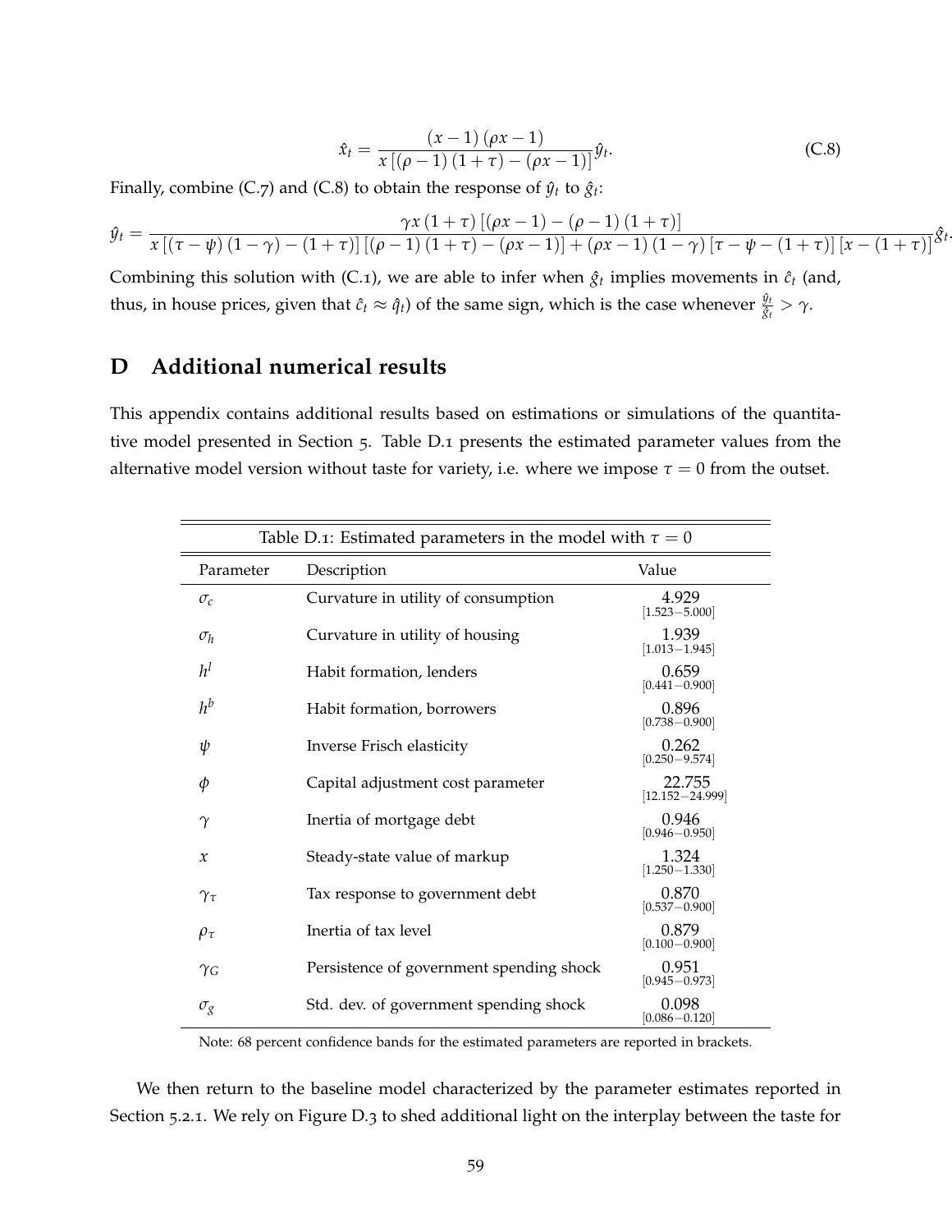$$\hat{x}_t = \frac{(x-1)(\rho x - 1)}{x[(\rho-1)(1+\tau) - (\rho x - 1)]}\hat{y}_t. \tag{C.8}$$

Finally, combine (C.7) and (C.8) to obtain the response of $\hat{y}_t$ to $\hat{g}_t$:

$$\hat{y}_t = \frac{\gamma x (1+\tau)[(\rho x - 1) - (\rho - 1)(1+\tau)]}{x[(\tau-\psi)(1-\gamma) - (1+\tau)][(\rho-1)(1+\tau) - (\rho x - 1)] + (\rho x - 1)(1-\gamma)[\tau - \psi - (1+\tau)][x - (1+\tau)]}\hat{g}_t.$$

Combining this solution with (C.1), we are able to infer when $\hat{g}_t$ implies movements in $\hat{c}_t$ (and, thus, in house prices, given that $\hat{c}_t \approx \hat{q}_t$) of the same sign, which is the case whenever $\frac{\hat{y}_t}{\hat{g}_t} > \gamma$.

# D Additional numerical results

This appendix contains additional results based on estimations or simulations of the quantitative model presented in Section 5. Table D.1 presents the estimated parameter values from the alternative model version without taste for variety, i.e. where we impose $\tau = 0$ from the outset.

Table D.1: Estimated parameters in the model with $\tau = 0$

| Parameter | Description | Value |
|---|---|---|
| $\sigma_c$ | Curvature in utility of consumption | 4.929 [1.523−5.000] |
| $\sigma_h$ | Curvature in utility of housing | 1.939 [1.013−1.945] |
| $h^l$ | Habit formation, lenders | 0.659 [0.441−0.900] |
| $h^b$ | Habit formation, borrowers | 0.896 [0.738−0.900] |
| $\psi$ | Inverse Frisch elasticity | 0.262 [0.250−9.574] |
| $\phi$ | Capital adjustment cost parameter | 22.755 [12.152−24.999] |
| $\gamma$ | Inertia of mortgage debt | 0.946 [0.946−0.950] |
| $x$ | Steady-state value of markup | 1.324 [1.250−1.330] |
| $\gamma_\tau$ | Tax response to government debt | 0.870 [0.537−0.900] |
| $\rho_\tau$ | Inertia of tax level | 0.879 [0.100−0.900] |
| $\gamma_G$ | Persistence of government spending shock | 0.951 [0.945−0.973] |
| $\sigma_g$ | Std. dev. of government spending shock | 0.098 [0.086−0.120] |

Note: 68 percent confidence bands for the estimated parameters are reported in brackets.

We then return to the baseline model characterized by the parameter estimates reported in Section 5.2.1. We rely on Figure D.3 to shed additional light on the interplay between the taste for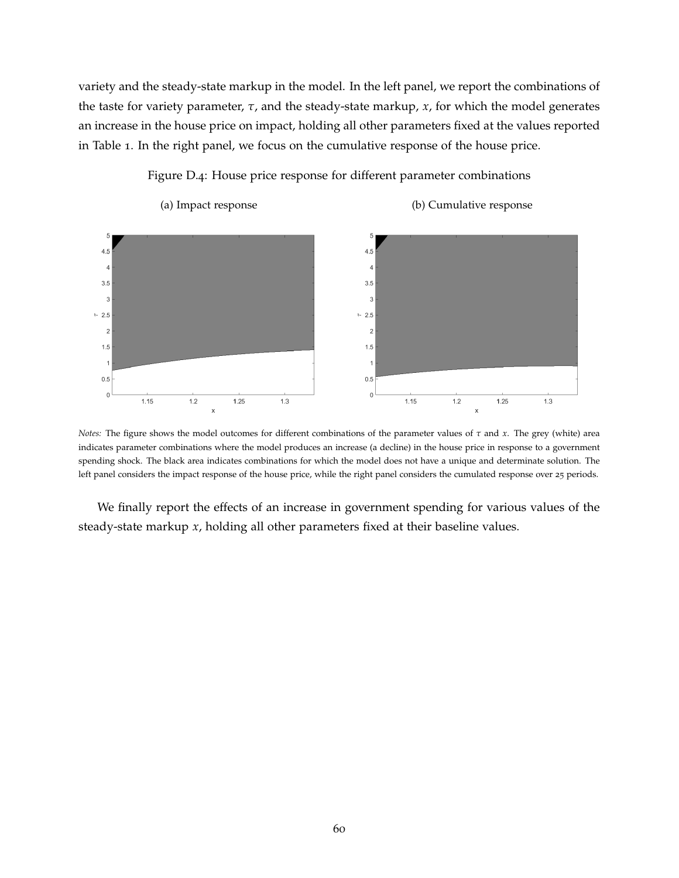variety and the steady-state markup in the model. In the left panel, we report the combinations of the taste for variety parameter, $\tau$, and the steady-state markup, $x$, for which the model generates an increase in the house price on impact, holding all other parameters fixed at the values reported in Table 1. In the right panel, we focus on the cumulative response of the house price.

Figure D.4: House price response for different parameter combinations

(a) Impact response

(b) Cumulative response

*Notes:* The figure shows the model outcomes for different combinations of the parameter values of $\tau$ and $x$. The grey (white) area indicates parameter combinations where the model produces an increase (a decline) in the house price in response to a government spending shock. The black area indicates combinations for which the model does not have a unique and determinate solution. The left panel considers the impact response of the house price, while the right panel considers the cumulated response over 25 periods.

We finally report the effects of an increase in government spending for various values of the steady-state markup $x$, holding all other parameters fixed at their baseline values.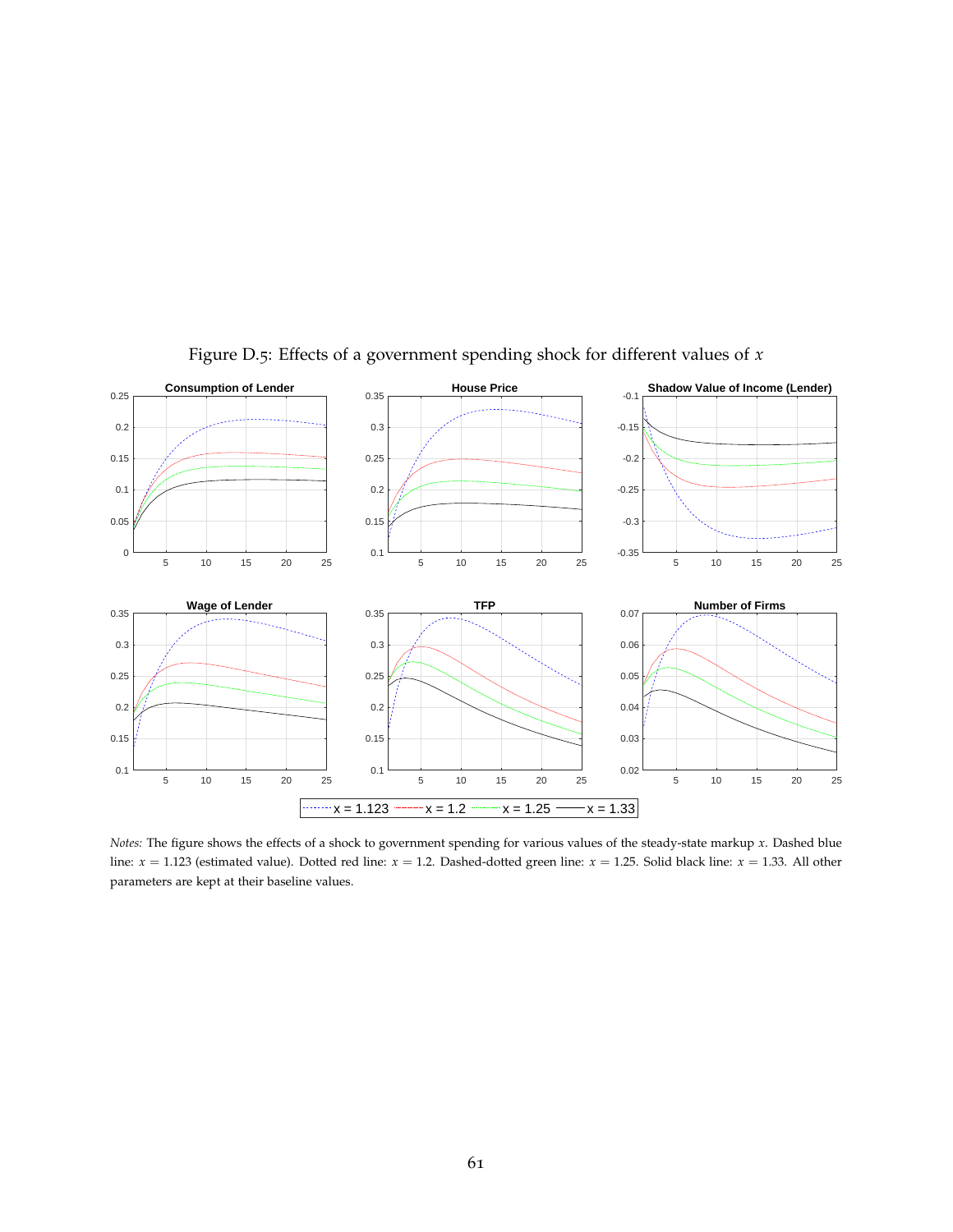Figure D.5: Effects of a government spending shock for different values of $x$

Consumption of Lender

0.25
0.2
0.15
0.1
0.05
0
5 10 15 20 25

House Price

0.35
0.3
0.25
0.2
0.15
0.1
5 10 15 20 25

Shadow Value of Income (Lender)

-0.1
-0.15
-0.2
-0.25
-0.3
-0.35
5 10 15 20 25

Wage of Lender

0.35
0.3
0.25
0.2
0.15
0.1
5 10 15 20 25

TFP

0.35
0.3
0.25
0.2
0.15
0.1
5 10 15 20 25

Number of Firms

0.07
0.06
0.05
0.04
0.03
0.02
5 10 15 20 25

x = 1.123 x = 1.2 x = 1.25 x = 1.33

*Notes:* The figure shows the effects of a shock to government spending for various values of the steady-state markup $x$. Dashed blue line: $x = 1.123$ (estimated value). Dotted red line: $x = 1.2$. Dashed-dotted green line: $x = 1.25$. Solid black line: $x = 1.33$. All other parameters are kept at their baseline values.